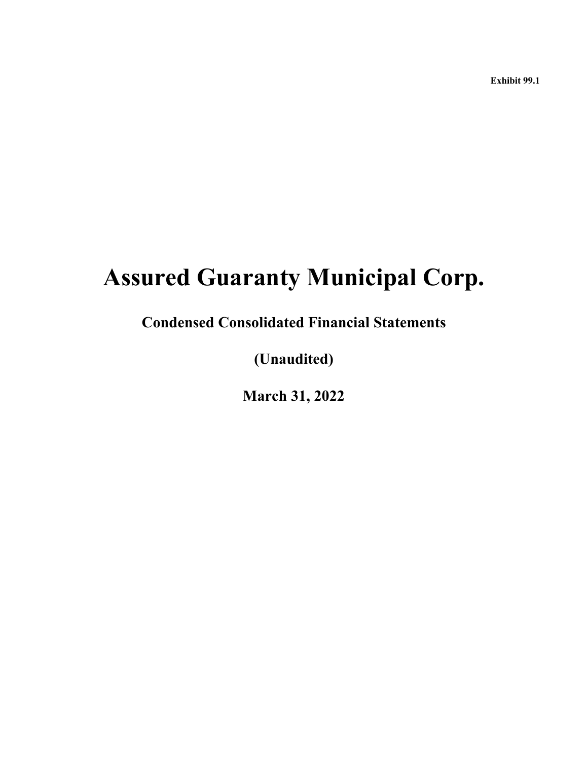**Exhibit 99.1**

# Assured Guaranty Municipal Corp.

## Condensed Consolidated Financial Statements

## (Unaudited)

## March 31, 2022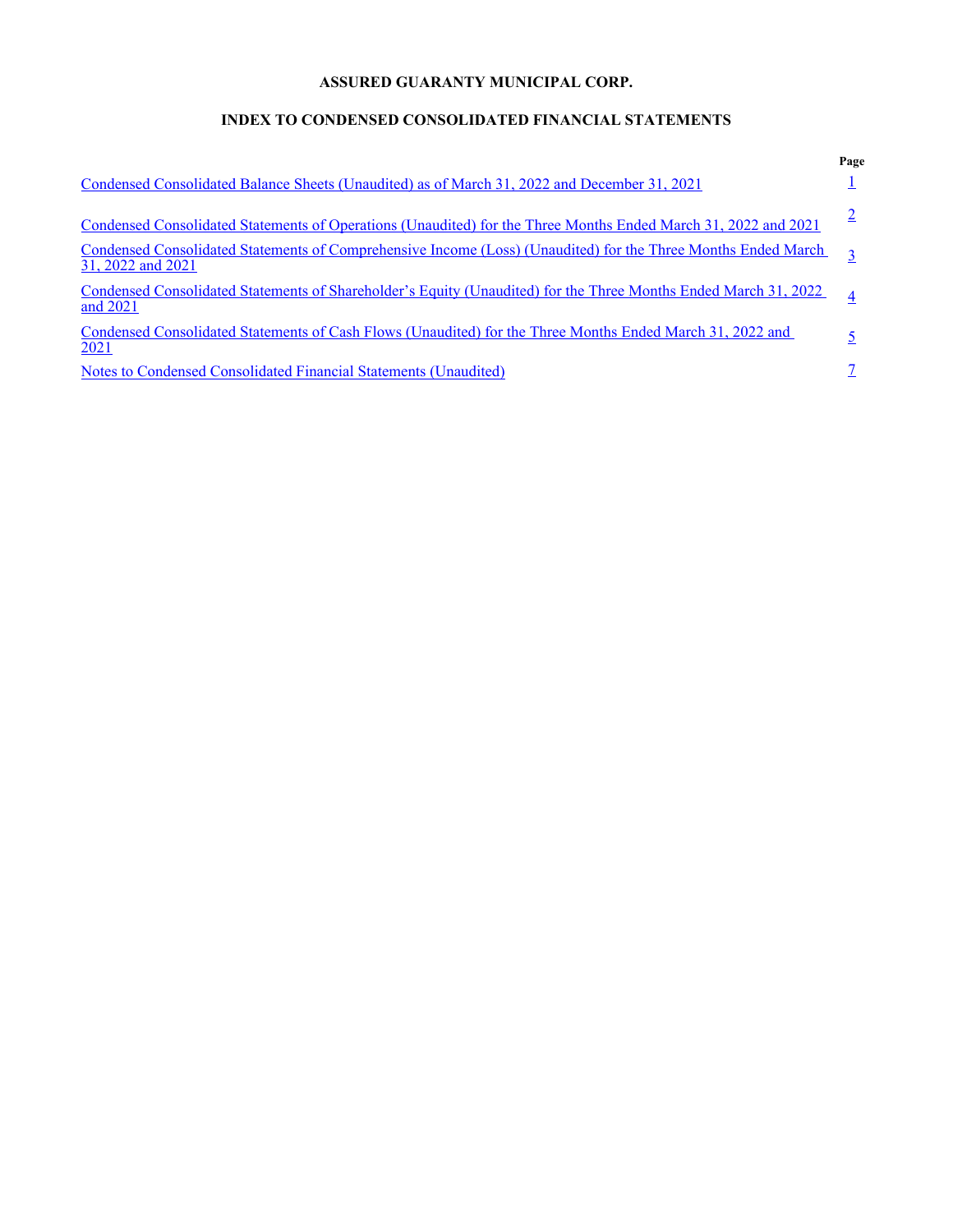**ASSURED GUARANTY MUNICIPAL CORP.**

**INDEX TO CONDENSED CONSOLIDATED FINANCIAL STATEMENTS**

| | Page |
|---|---|
| Condensed Consolidated Balance Sheets (Unaudited) as of March 31, 2022 and December 31, 2021 | 1 |
| Condensed Consolidated Statements of Operations (Unaudited) for the Three Months Ended March 31, 2022 and 2021 | 2 |
| Condensed Consolidated Statements of Comprehensive Income (Loss) (Unaudited) for the Three Months Ended March 31, 2022 and 2021 | 3 |
| Condensed Consolidated Statements of Shareholder's Equity (Unaudited) for the Three Months Ended March 31, 2022 and 2021 | 4 |
| Condensed Consolidated Statements of Cash Flows (Unaudited) for the Three Months Ended March 31, 2022 and 2021 | 5 |
| Notes to Condensed Consolidated Financial Statements (Unaudited) | 7 |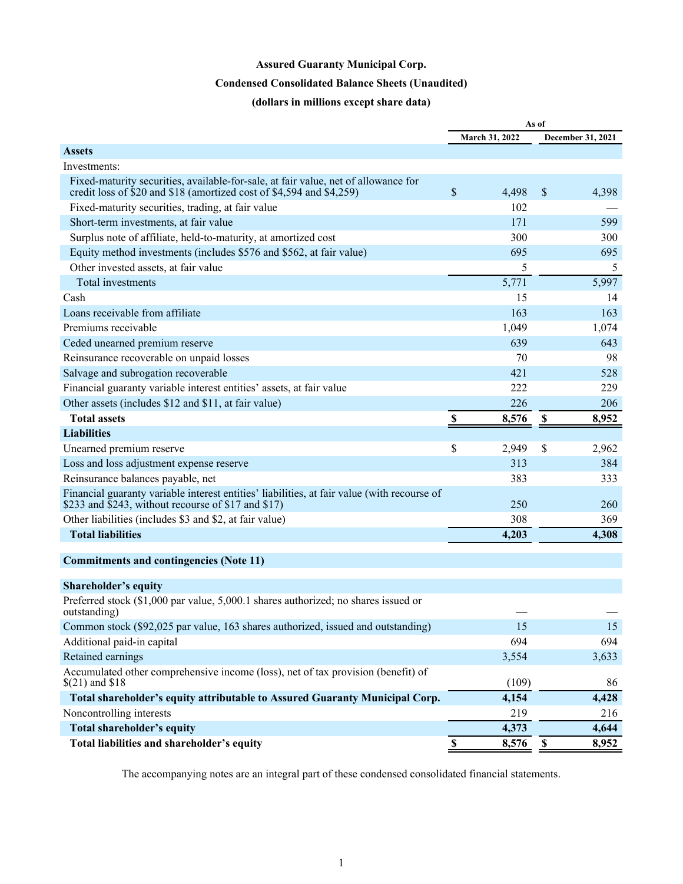# Assured Guaranty Municipal Corp.

## Condensed Consolidated Balance Sheets (Unaudited)

### (dollars in millions except share data)

| | As of | |
|---|---|---|
| | March 31, 2022 | December 31, 2021 |
| **Assets** | | |
| Investments: | | |
| Fixed-maturity securities, available-for-sale, at fair value, net of allowance for credit loss of $20 and $18 (amortized cost of $4,594 and $4,259) | $ 4,498 | $ 4,398 |
| Fixed-maturity securities, trading, at fair value | 102 | — |
| Short-term investments, at fair value | 171 | 599 |
| Surplus note of affiliate, held-to-maturity, at amortized cost | 300 | 300 |
| Equity method investments (includes $576 and $562, at fair value) | 695 | 695 |
| Other invested assets, at fair value | 5 | 5 |
| Total investments | 5,771 | 5,997 |
| Cash | 15 | 14 |
| Loans receivable from affiliate | 163 | 163 |
| Premiums receivable | 1,049 | 1,074 |
| Ceded unearned premium reserve | 639 | 643 |
| Reinsurance recoverable on unpaid losses | 70 | 98 |
| Salvage and subrogation recoverable | 421 | 528 |
| Financial guaranty variable interest entities' assets, at fair value | 222 | 229 |
| Other assets (includes $12 and $11, at fair value) | 226 | 206 |
| **Total assets** | **$ 8,576** | **$ 8,952** |
| **Liabilities** | | |
| Unearned premium reserve | $ 2,949 | $ 2,962 |
| Loss and loss adjustment expense reserve | 313 | 384 |
| Reinsurance balances payable, net | 383 | 333 |
| Financial guaranty variable interest entities' liabilities, at fair value (with recourse of $233 and $243, without recourse of $17 and $17) | 250 | 260 |
| Other liabilities (includes $3 and $2, at fair value) | 308 | 369 |
| **Total liabilities** | **4,203** | **4,308** |
| **Commitments and contingencies (Note 11)** | | |
| **Shareholder's equity** | | |
| Preferred stock ($1,000 par value, 5,000.1 shares authorized; no shares issued or outstanding) | — | — |
| Common stock ($92,025 par value, 163 shares authorized, issued and outstanding) | 15 | 15 |
| Additional paid-in capital | 694 | 694 |
| Retained earnings | 3,554 | 3,633 |
| Accumulated other comprehensive income (loss), net of tax provision (benefit) of $(21) and $18 | (109) | 86 |
| **Total shareholder's equity attributable to Assured Guaranty Municipal Corp.** | **4,154** | **4,428** |
| Noncontrolling interests | 219 | 216 |
| **Total shareholder's equity** | **4,373** | **4,644** |
| **Total liabilities and shareholder's equity** | **$ 8,576** | **$ 8,952** |

The accompanying notes are an integral part of these condensed consolidated financial statements.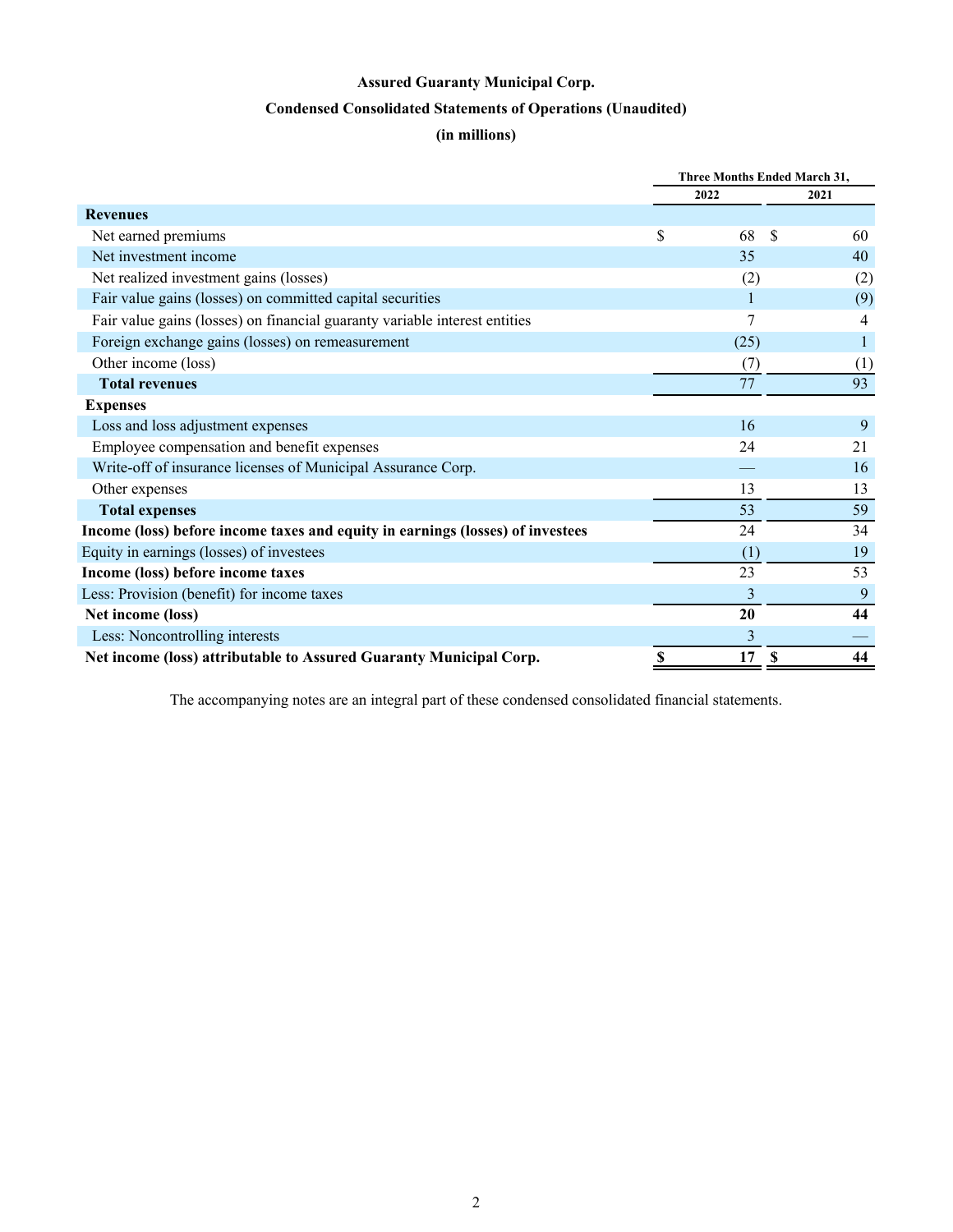# Assured Guaranty Municipal Corp.

## Condensed Consolidated Statements of Operations (Unaudited)

### (in millions)

| | Three Months Ended March 31, | |
|---|---|---|
| | 2022 | 2021 |
| **Revenues** | | |
| Net earned premiums | $ 68 | $ 60 |
| Net investment income | 35 | 40 |
| Net realized investment gains (losses) | (2) | (2) |
| Fair value gains (losses) on committed capital securities | 1 | (9) |
| Fair value gains (losses) on financial guaranty variable interest entities | 7 | 4 |
| Foreign exchange gains (losses) on remeasurement | (25) | 1 |
| Other income (loss) | (7) | (1) |
| **Total revenues** | 77 | 93 |
| **Expenses** | | |
| Loss and loss adjustment expenses | 16 | 9 |
| Employee compensation and benefit expenses | 24 | 21 |
| Write-off of insurance licenses of Municipal Assurance Corp. | — | 16 |
| Other expenses | 13 | 13 |
| **Total expenses** | 53 | 59 |
| **Income (loss) before income taxes and equity in earnings (losses) of investees** | 24 | 34 |
| Equity in earnings (losses) of investees | (1) | 19 |
| **Income (loss) before income taxes** | 23 | 53 |
| Less: Provision (benefit) for income taxes | 3 | 9 |
| **Net income (loss)** | **20** | **44** |
| Less: Noncontrolling interests | 3 | — |
| **Net income (loss) attributable to Assured Guaranty Municipal Corp.** | **$ 17** | **$ 44** |

The accompanying notes are an integral part of these condensed consolidated financial statements.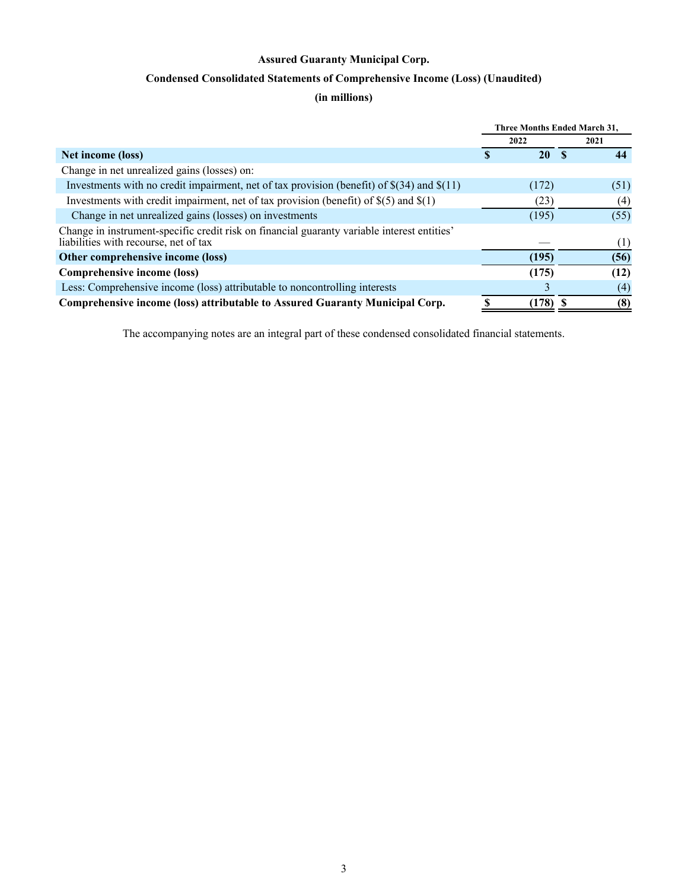**Assured Guaranty Municipal Corp.**

**Condensed Consolidated Statements of Comprehensive Income (Loss) (Unaudited)**

**(in millions)**

| | Three Months Ended March 31, | |
|---|---|---|
| | 2022 | 2021 |
| **Net income (loss)** | **$ 20** | **$ 44** |
| Change in net unrealized gains (losses) on: | | |
| Investments with no credit impairment, net of tax provision (benefit) of $(34) and $(11) | (172) | (51) |
| Investments with credit impairment, net of tax provision (benefit) of $(5) and $(1) | (23) | (4) |
| Change in net unrealized gains (losses) on investments | (195) | (55) |
| Change in instrument-specific credit risk on financial guaranty variable interest entities' liabilities with recourse, net of tax | — | (1) |
| **Other comprehensive income (loss)** | **(195)** | **(56)** |
| **Comprehensive income (loss)** | **(175)** | **(12)** |
| Less: Comprehensive income (loss) attributable to noncontrolling interests | 3 | (4) |
| **Comprehensive income (loss) attributable to Assured Guaranty Municipal Corp.** | **$ (178)** | **$ (8)** |

The accompanying notes are an integral part of these condensed consolidated financial statements.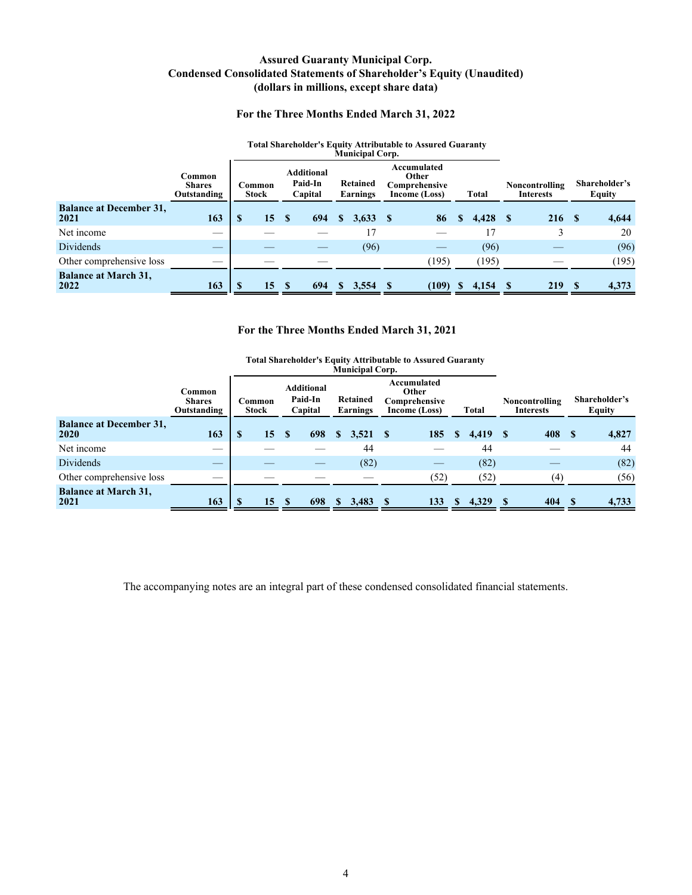# Assured Guaranty Municipal Corp.
# Condensed Consolidated Statements of Shareholder's Equity (Unaudited)
# (dollars in millions, except share data)

## For the Three Months Ended March 31, 2022

| | Common Shares Outstanding | Total Shareholder's Equity Attributable to Assured Guaranty Municipal Corp. | | | | | Noncontrolling Interests | Shareholder's Equity |
|---|---|---|---|---|---|---|---|---|
| | | Common Stock | Additional Paid-In Capital | Retained Earnings | Accumulated Other Comprehensive Income (Loss) | Total | | |
| **Balance at December 31, 2021** | 163 | $ 15 | $ 694 | $ 3,633 | $ 86 | $ 4,428 | $ 216 | $ 4,644 |
| Net income | — | — | — | 17 | — | 17 | 3 | 20 |
| Dividends | — | — | — | (96) | — | (96) | — | (96) |
| Other comprehensive loss | — | — | — | | (195) | (195) | — | (195) |
| **Balance at March 31, 2022** | 163 | $ 15 | $ 694 | $ 3,554 | $ (109) | $ 4,154 | $ 219 | $ 4,373 |

## For the Three Months Ended March 31, 2021

| | Common Shares Outstanding | Total Shareholder's Equity Attributable to Assured Guaranty Municipal Corp. | | | | | Noncontrolling Interests | Shareholder's Equity |
|---|---|---|---|---|---|---|---|---|
| | | Common Stock | Additional Paid-In Capital | Retained Earnings | Accumulated Other Comprehensive Income (Loss) | Total | | |
| **Balance at December 31, 2020** | 163 | $ 15 | $ 698 | $ 3,521 | $ 185 | $ 4,419 | $ 408 | $ 4,827 |
| Net income | — | — | — | 44 | — | 44 | — | 44 |
| Dividends | — | — | — | (82) | — | (82) | — | (82) |
| Other comprehensive loss | — | — | — | — | (52) | (52) | (4) | (56) |
| **Balance at March 31, 2021** | 163 | $ 15 | $ 698 | $ 3,483 | $ 133 | $ 4,329 | $ 404 | $ 4,733 |

The accompanying notes are an integral part of these condensed consolidated financial statements.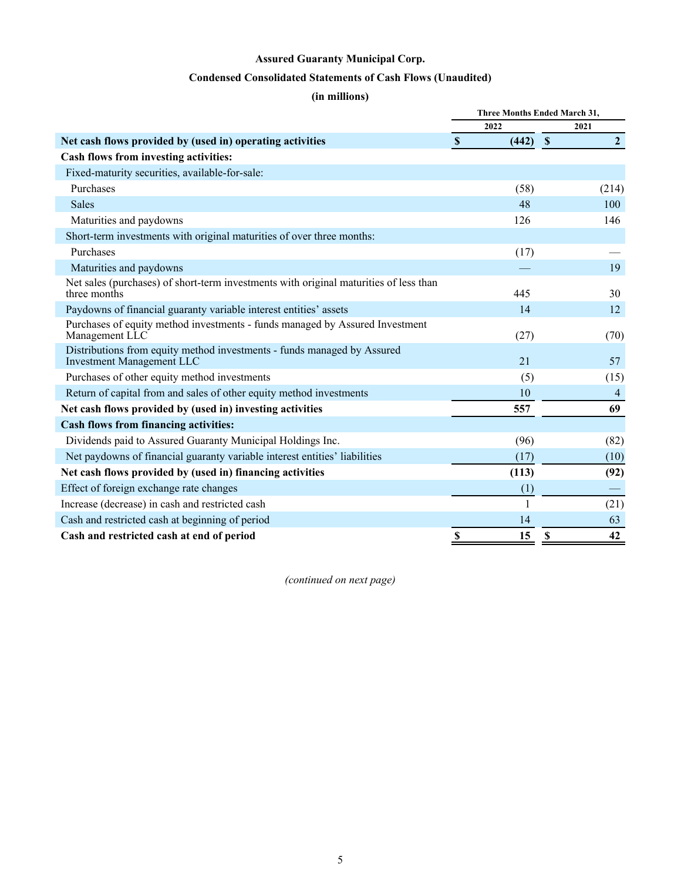**Assured Guaranty Municipal Corp.**

**Condensed Consolidated Statements of Cash Flows (Unaudited)**

**(in millions)**

| | Three Months Ended March 31, | |
|---|---|---|
| | 2022 | 2021 |
| **Net cash flows provided by (used in) operating activities** | **$ (442)** | **$ 2** |
| **Cash flows from investing activities:** | | |
| Fixed-maturity securities, available-for-sale: | | |
| Purchases | (58) | (214) |
| Sales | 48 | 100 |
| Maturities and paydowns | 126 | 146 |
| Short-term investments with original maturities of over three months: | | |
| Purchases | (17) | — |
| Maturities and paydowns | — | 19 |
| Net sales (purchases) of short-term investments with original maturities of less than three months | 445 | 30 |
| Paydowns of financial guaranty variable interest entities' assets | 14 | 12 |
| Purchases of equity method investments - funds managed by Assured Investment Management LLC | (27) | (70) |
| Distributions from equity method investments - funds managed by Assured Investment Management LLC | 21 | 57 |
| Purchases of other equity method investments | (5) | (15) |
| Return of capital from and sales of other equity method investments | 10 | 4 |
| **Net cash flows provided by (used in) investing activities** | **557** | **69** |
| **Cash flows from financing activities:** | | |
| Dividends paid to Assured Guaranty Municipal Holdings Inc. | (96) | (82) |
| Net paydowns of financial guaranty variable interest entities' liabilities | (17) | (10) |
| **Net cash flows provided by (used in) financing activities** | **(113)** | **(92)** |
| Effect of foreign exchange rate changes | (1) | — |
| Increase (decrease) in cash and restricted cash | 1 | (21) |
| Cash and restricted cash at beginning of period | 14 | 63 |
| **Cash and restricted cash at end of period** | **$ 15** | **$ 42** |

*(continued on next page)*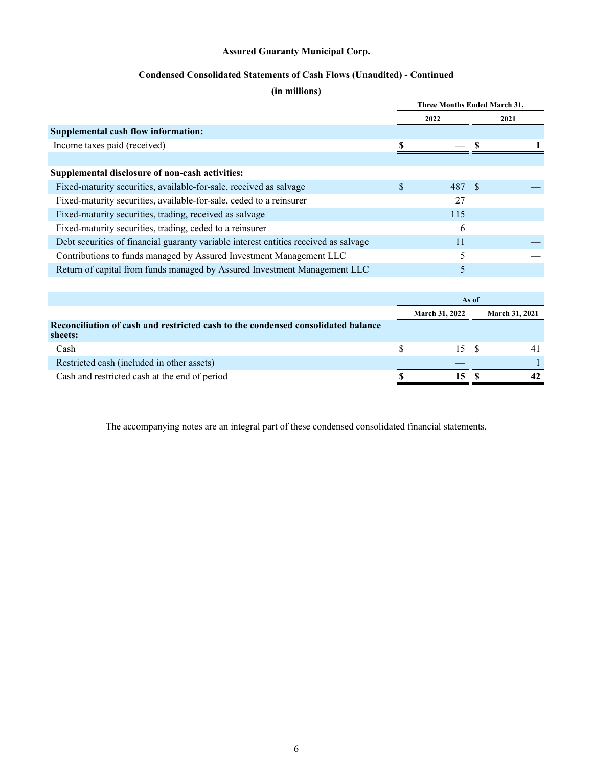**Assured Guaranty Municipal Corp.**

**Condensed Consolidated Statements of Cash Flows (Unaudited) - Continued**

**(in millions)**

| | Three Months Ended March 31, | |
|---|---|---|
| | 2022 | 2021 |
| **Supplemental cash flow information:** | | |
| Income taxes paid (received) | $ — | $ 1 |
| | | |
| **Supplemental disclosure of non-cash activities:** | | |
| Fixed-maturity securities, available-for-sale, received as salvage | $ 487 | $ — |
| Fixed-maturity securities, available-for-sale, ceded to a reinsurer | 27 | — |
| Fixed-maturity securities, trading, received as salvage | 115 | — |
| Fixed-maturity securities, trading, ceded to a reinsurer | 6 | — |
| Debt securities of financial guaranty variable interest entities received as salvage | 11 | — |
| Contributions to funds managed by Assured Investment Management LLC | 5 | — |
| Return of capital from funds managed by Assured Investment Management LLC | 5 | — |

| | As of | |
|---|---|---|
| | March 31, 2022 | March 31, 2021 |
| **Reconciliation of cash and restricted cash to the condensed consolidated balance sheets:** | | |
| Cash | $ 15 | $ 41 |
| Restricted cash (included in other assets) | — | 1 |
| Cash and restricted cash at the end of period | $ 15 | $ 42 |

The accompanying notes are an integral part of these condensed consolidated financial statements.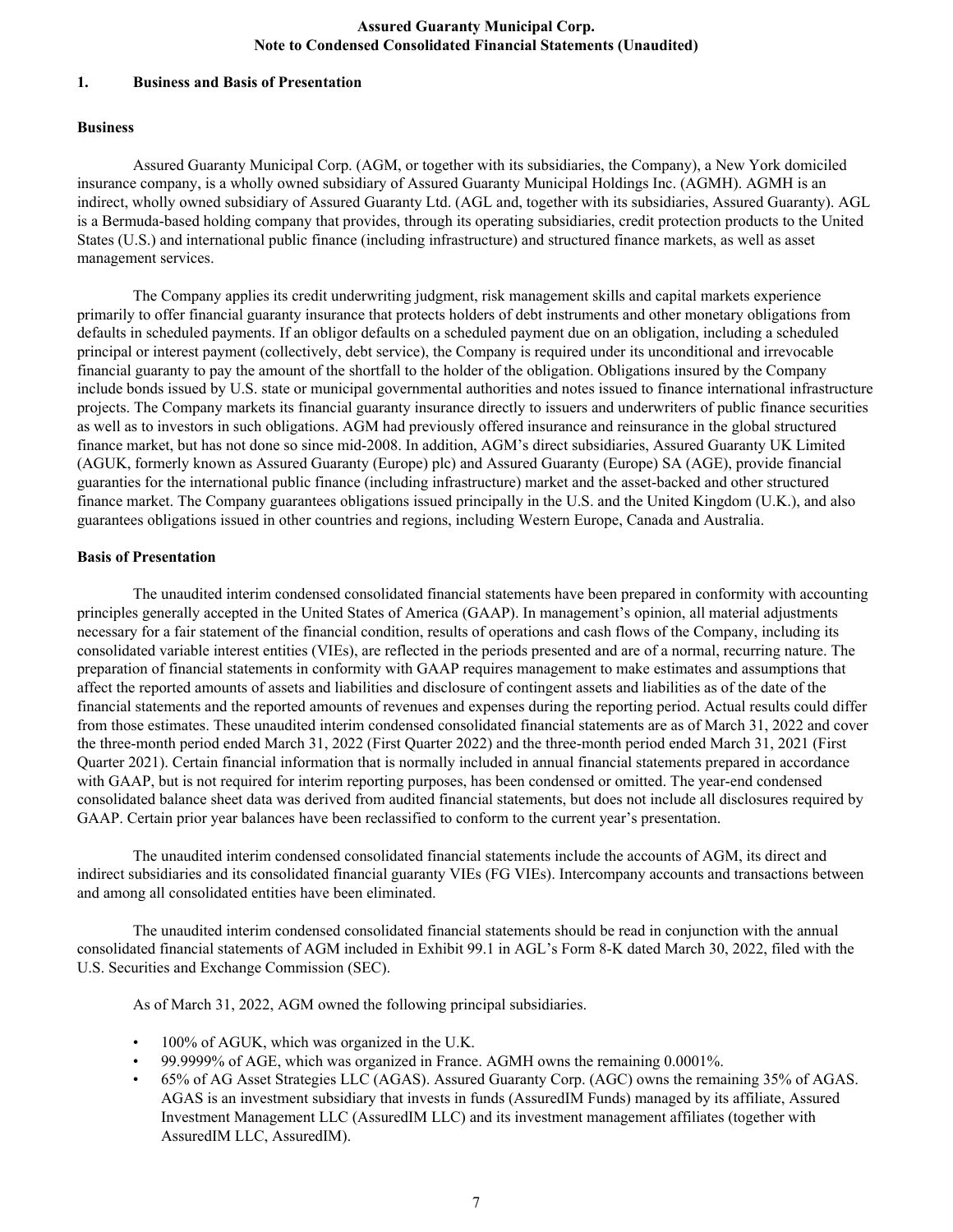# Assured Guaranty Municipal Corp.
# Note to Condensed Consolidated Financial Statements (Unaudited)

## 1. Business and Basis of Presentation

### Business

Assured Guaranty Municipal Corp. (AGM, or together with its subsidiaries, the Company), a New York domiciled insurance company, is a wholly owned subsidiary of Assured Guaranty Municipal Holdings Inc. (AGMH). AGMH is an indirect, wholly owned subsidiary of Assured Guaranty Ltd. (AGL and, together with its subsidiaries, Assured Guaranty). AGL is a Bermuda-based holding company that provides, through its operating subsidiaries, credit protection products to the United States (U.S.) and international public finance (including infrastructure) and structured finance markets, as well as asset management services.

The Company applies its credit underwriting judgment, risk management skills and capital markets experience primarily to offer financial guaranty insurance that protects holders of debt instruments and other monetary obligations from defaults in scheduled payments. If an obligor defaults on a scheduled payment due on an obligation, including a scheduled principal or interest payment (collectively, debt service), the Company is required under its unconditional and irrevocable financial guaranty to pay the amount of the shortfall to the holder of the obligation. Obligations insured by the Company include bonds issued by U.S. state or municipal governmental authorities and notes issued to finance international infrastructure projects. The Company markets its financial guaranty insurance directly to issuers and underwriters of public finance securities as well as to investors in such obligations. AGM had previously offered insurance and reinsurance in the global structured finance market, but has not done so since mid-2008. In addition, AGM's direct subsidiaries, Assured Guaranty UK Limited (AGUK, formerly known as Assured Guaranty (Europe) plc) and Assured Guaranty (Europe) SA (AGE), provide financial guaranties for the international public finance (including infrastructure) market and the asset-backed and other structured finance market. The Company guarantees obligations issued principally in the U.S. and the United Kingdom (U.K.), and also guarantees obligations issued in other countries and regions, including Western Europe, Canada and Australia.

### Basis of Presentation

The unaudited interim condensed consolidated financial statements have been prepared in conformity with accounting principles generally accepted in the United States of America (GAAP). In management's opinion, all material adjustments necessary for a fair statement of the financial condition, results of operations and cash flows of the Company, including its consolidated variable interest entities (VIEs), are reflected in the periods presented and are of a normal, recurring nature. The preparation of financial statements in conformity with GAAP requires management to make estimates and assumptions that affect the reported amounts of assets and liabilities and disclosure of contingent assets and liabilities as of the date of the financial statements and the reported amounts of revenues and expenses during the reporting period. Actual results could differ from those estimates. These unaudited interim condensed consolidated financial statements are as of March 31, 2022 and cover the three-month period ended March 31, 2022 (First Quarter 2022) and the three-month period ended March 31, 2021 (First Quarter 2021). Certain financial information that is normally included in annual financial statements prepared in accordance with GAAP, but is not required for interim reporting purposes, has been condensed or omitted. The year-end condensed consolidated balance sheet data was derived from audited financial statements, but does not include all disclosures required by GAAP. Certain prior year balances have been reclassified to conform to the current year's presentation.

The unaudited interim condensed consolidated financial statements include the accounts of AGM, its direct and indirect subsidiaries and its consolidated financial guaranty VIEs (FG VIEs). Intercompany accounts and transactions between and among all consolidated entities have been eliminated.

The unaudited interim condensed consolidated financial statements should be read in conjunction with the annual consolidated financial statements of AGM included in Exhibit 99.1 in AGL's Form 8-K dated March 30, 2022, filed with the U.S. Securities and Exchange Commission (SEC).

As of March 31, 2022, AGM owned the following principal subsidiaries.

- 100% of AGUK, which was organized in the U.K.
- 99.9999% of AGE, which was organized in France. AGMH owns the remaining 0.0001%.
- 65% of AG Asset Strategies LLC (AGAS). Assured Guaranty Corp. (AGC) owns the remaining 35% of AGAS. AGAS is an investment subsidiary that invests in funds (AssuredIM Funds) managed by its affiliate, Assured Investment Management LLC (AssuredIM LLC) and its investment management affiliates (together with AssuredIM LLC, AssuredIM).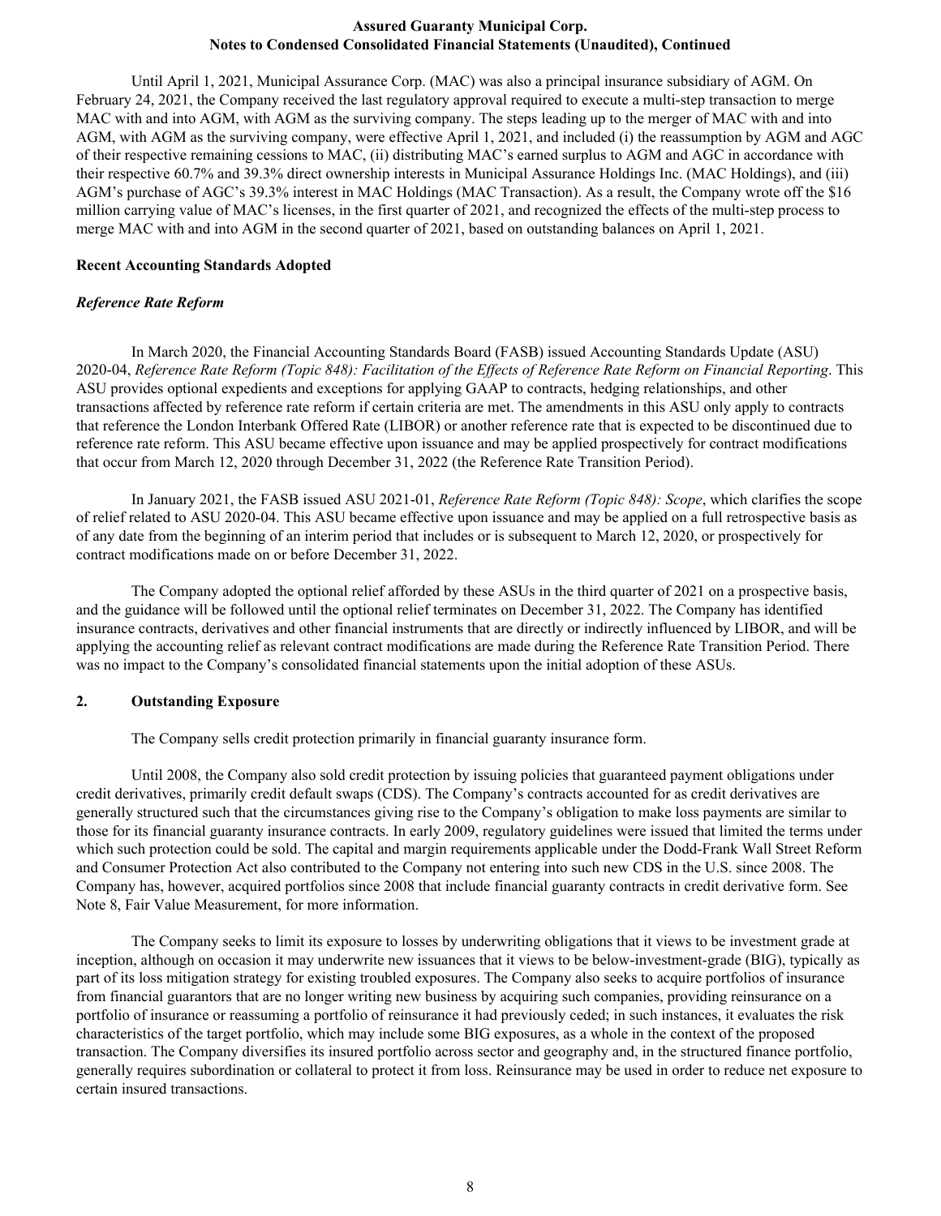Until April 1, 2021, Municipal Assurance Corp. (MAC) was also a principal insurance subsidiary of AGM. On February 24, 2021, the Company received the last regulatory approval required to execute a multi-step transaction to merge MAC with and into AGM, with AGM as the surviving company. The steps leading up to the merger of MAC with and into AGM, with AGM as the surviving company, were effective April 1, 2021, and included (i) the reassumption by AGM and AGC of their respective remaining cessions to MAC, (ii) distributing MAC's earned surplus to AGM and AGC in accordance with their respective 60.7% and 39.3% direct ownership interests in Municipal Assurance Holdings Inc. (MAC Holdings), and (iii) AGM's purchase of AGC's 39.3% interest in MAC Holdings (MAC Transaction). As a result, the Company wrote off the $16 million carrying value of MAC's licenses, in the first quarter of 2021, and recognized the effects of the multi-step process to merge MAC with and into AGM in the second quarter of 2021, based on outstanding balances on April 1, 2021.

### Recent Accounting Standards Adopted

#### *Reference Rate Reform*

In March 2020, the Financial Accounting Standards Board (FASB) issued Accounting Standards Update (ASU) 2020-04, *Reference Rate Reform (Topic 848): Facilitation of the Effects of Reference Rate Reform on Financial Reporting*. This ASU provides optional expedients and exceptions for applying GAAP to contracts, hedging relationships, and other transactions affected by reference rate reform if certain criteria are met. The amendments in this ASU only apply to contracts that reference the London Interbank Offered Rate (LIBOR) or another reference rate that is expected to be discontinued due to reference rate reform. This ASU became effective upon issuance and may be applied prospectively for contract modifications that occur from March 12, 2020 through December 31, 2022 (the Reference Rate Transition Period).

In January 2021, the FASB issued ASU 2021-01, *Reference Rate Reform (Topic 848): Scope*, which clarifies the scope of relief related to ASU 2020-04. This ASU became effective upon issuance and may be applied on a full retrospective basis as of any date from the beginning of an interim period that includes or is subsequent to March 12, 2020, or prospectively for contract modifications made on or before December 31, 2022.

The Company adopted the optional relief afforded by these ASUs in the third quarter of 2021 on a prospective basis, and the guidance will be followed until the optional relief terminates on December 31, 2022. The Company has identified insurance contracts, derivatives and other financial instruments that are directly or indirectly influenced by LIBOR, and will be applying the accounting relief as relevant contract modifications are made during the Reference Rate Transition Period. There was no impact to the Company's consolidated financial statements upon the initial adoption of these ASUs.

## 2. Outstanding Exposure

The Company sells credit protection primarily in financial guaranty insurance form.

Until 2008, the Company also sold credit protection by issuing policies that guaranteed payment obligations under credit derivatives, primarily credit default swaps (CDS). The Company's contracts accounted for as credit derivatives are generally structured such that the circumstances giving rise to the Company's obligation to make loss payments are similar to those for its financial guaranty insurance contracts. In early 2009, regulatory guidelines were issued that limited the terms under which such protection could be sold. The capital and margin requirements applicable under the Dodd-Frank Wall Street Reform and Consumer Protection Act also contributed to the Company not entering into such new CDS in the U.S. since 2008. The Company has, however, acquired portfolios since 2008 that include financial guaranty contracts in credit derivative form. See Note 8, Fair Value Measurement, for more information.

The Company seeks to limit its exposure to losses by underwriting obligations that it views to be investment grade at inception, although on occasion it may underwrite new issuances that it views to be below-investment-grade (BIG), typically as part of its loss mitigation strategy for existing troubled exposures. The Company also seeks to acquire portfolios of insurance from financial guarantors that are no longer writing new business by acquiring such companies, providing reinsurance on a portfolio of insurance or reassuming a portfolio of reinsurance it had previously ceded; in such instances, it evaluates the risk characteristics of the target portfolio, which may include some BIG exposures, as a whole in the context of the proposed transaction. The Company diversifies its insured portfolio across sector and geography and, in the structured finance portfolio, generally requires subordination or collateral to protect it from loss. Reinsurance may be used in order to reduce net exposure to certain insured transactions.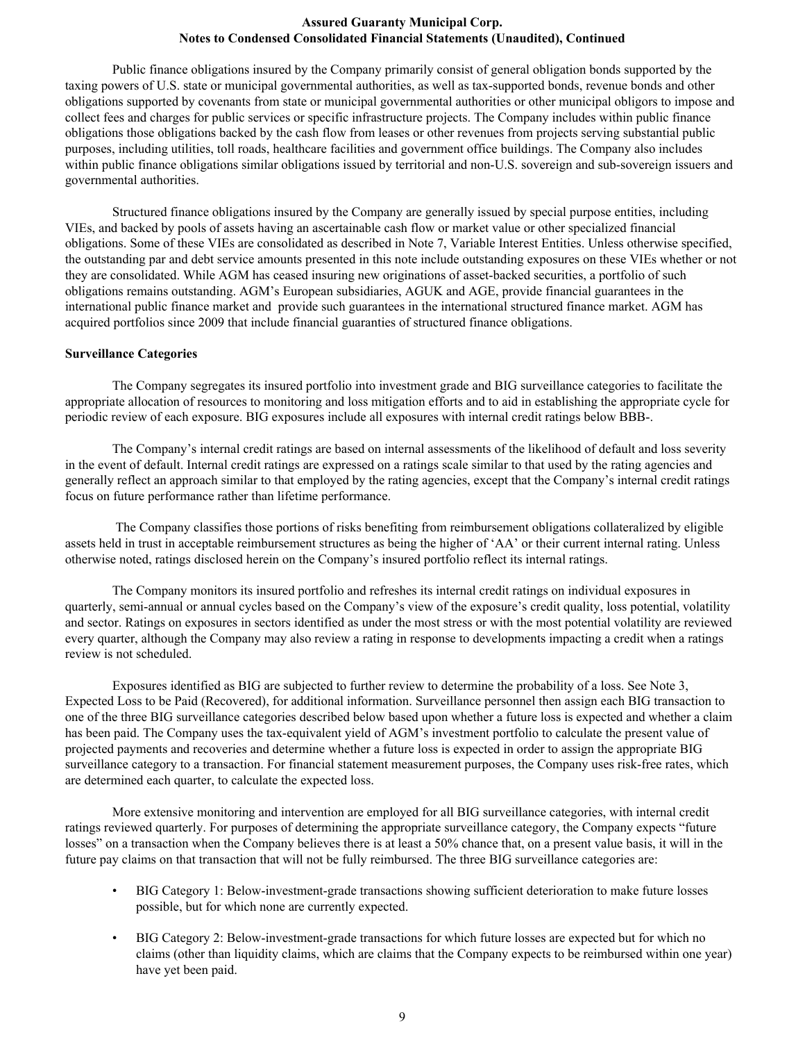Public finance obligations insured by the Company primarily consist of general obligation bonds supported by the taxing powers of U.S. state or municipal governmental authorities, as well as tax-supported bonds, revenue bonds and other obligations supported by covenants from state or municipal governmental authorities or other municipal obligors to impose and collect fees and charges for public services or specific infrastructure projects. The Company includes within public finance obligations those obligations backed by the cash flow from leases or other revenues from projects serving substantial public purposes, including utilities, toll roads, healthcare facilities and government office buildings. The Company also includes within public finance obligations similar obligations issued by territorial and non-U.S. sovereign and sub-sovereign issuers and governmental authorities.

Structured finance obligations insured by the Company are generally issued by special purpose entities, including VIEs, and backed by pools of assets having an ascertainable cash flow or market value or other specialized financial obligations. Some of these VIEs are consolidated as described in Note 7, Variable Interest Entities. Unless otherwise specified, the outstanding par and debt service amounts presented in this note include outstanding exposures on these VIEs whether or not they are consolidated. While AGM has ceased insuring new originations of asset-backed securities, a portfolio of such obligations remains outstanding. AGM's European subsidiaries, AGUK and AGE, provide financial guarantees in the international public finance market and provide such guarantees in the international structured finance market. AGM has acquired portfolios since 2009 that include financial guaranties of structured finance obligations.

**Surveillance Categories**

The Company segregates its insured portfolio into investment grade and BIG surveillance categories to facilitate the appropriate allocation of resources to monitoring and loss mitigation efforts and to aid in establishing the appropriate cycle for periodic review of each exposure. BIG exposures include all exposures with internal credit ratings below BBB-.

The Company's internal credit ratings are based on internal assessments of the likelihood of default and loss severity in the event of default. Internal credit ratings are expressed on a ratings scale similar to that used by the rating agencies and generally reflect an approach similar to that employed by the rating agencies, except that the Company's internal credit ratings focus on future performance rather than lifetime performance.

The Company classifies those portions of risks benefiting from reimbursement obligations collateralized by eligible assets held in trust in acceptable reimbursement structures as being the higher of 'AA' or their current internal rating. Unless otherwise noted, ratings disclosed herein on the Company's insured portfolio reflect its internal ratings.

The Company monitors its insured portfolio and refreshes its internal credit ratings on individual exposures in quarterly, semi-annual or annual cycles based on the Company's view of the exposure's credit quality, loss potential, volatility and sector. Ratings on exposures in sectors identified as under the most stress or with the most potential volatility are reviewed every quarter, although the Company may also review a rating in response to developments impacting a credit when a ratings review is not scheduled.

Exposures identified as BIG are subjected to further review to determine the probability of a loss. See Note 3, Expected Loss to be Paid (Recovered), for additional information. Surveillance personnel then assign each BIG transaction to one of the three BIG surveillance categories described below based upon whether a future loss is expected and whether a claim has been paid. The Company uses the tax-equivalent yield of AGM's investment portfolio to calculate the present value of projected payments and recoveries and determine whether a future loss is expected in order to assign the appropriate BIG surveillance category to a transaction. For financial statement measurement purposes, the Company uses risk-free rates, which are determined each quarter, to calculate the expected loss.

More extensive monitoring and intervention are employed for all BIG surveillance categories, with internal credit ratings reviewed quarterly. For purposes of determining the appropriate surveillance category, the Company expects "future losses" on a transaction when the Company believes there is at least a 50% chance that, on a present value basis, it will in the future pay claims on that transaction that will not be fully reimbursed. The three BIG surveillance categories are:

- BIG Category 1: Below-investment-grade transactions showing sufficient deterioration to make future losses possible, but for which none are currently expected.
- BIG Category 2: Below-investment-grade transactions for which future losses are expected but for which no claims (other than liquidity claims, which are claims that the Company expects to be reimbursed within one year) have yet been paid.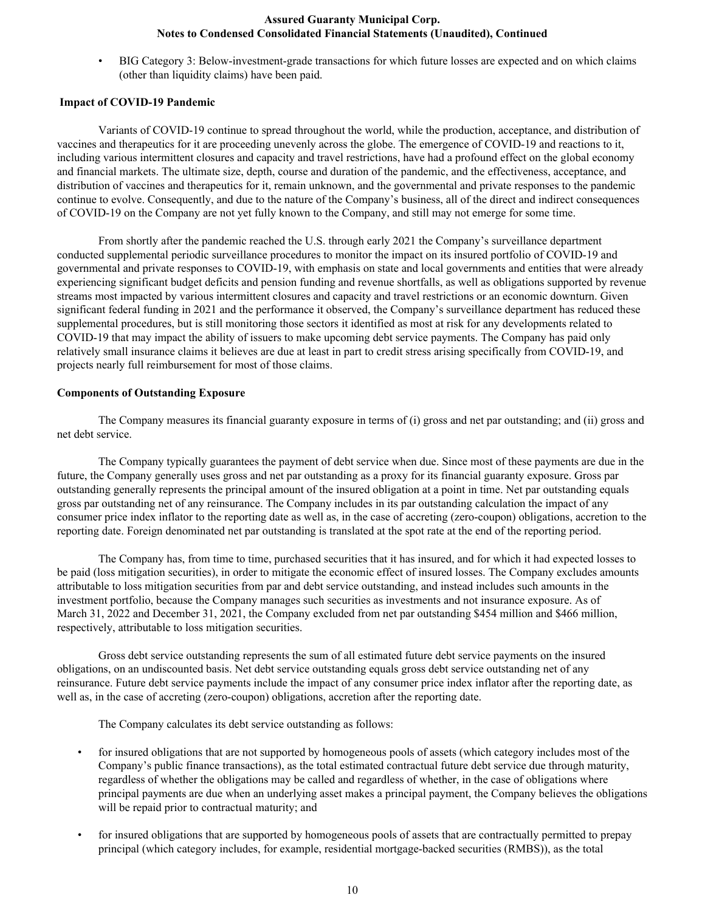- BIG Category 3: Below-investment-grade transactions for which future losses are expected and on which claims (other than liquidity claims) have been paid.

**Impact of COVID-19 Pandemic**

Variants of COVID-19 continue to spread throughout the world, while the production, acceptance, and distribution of vaccines and therapeutics for it are proceeding unevenly across the globe. The emergence of COVID-19 and reactions to it, including various intermittent closures and capacity and travel restrictions, have had a profound effect on the global economy and financial markets. The ultimate size, depth, course and duration of the pandemic, and the effectiveness, acceptance, and distribution of vaccines and therapeutics for it, remain unknown, and the governmental and private responses to the pandemic continue to evolve. Consequently, and due to the nature of the Company's business, all of the direct and indirect consequences of COVID-19 on the Company are not yet fully known to the Company, and still may not emerge for some time.

From shortly after the pandemic reached the U.S. through early 2021 the Company's surveillance department conducted supplemental periodic surveillance procedures to monitor the impact on its insured portfolio of COVID-19 and governmental and private responses to COVID-19, with emphasis on state and local governments and entities that were already experiencing significant budget deficits and pension funding and revenue shortfalls, as well as obligations supported by revenue streams most impacted by various intermittent closures and capacity and travel restrictions or an economic downturn. Given significant federal funding in 2021 and the performance it observed, the Company's surveillance department has reduced these supplemental procedures, but is still monitoring those sectors it identified as most at risk for any developments related to COVID-19 that may impact the ability of issuers to make upcoming debt service payments. The Company has paid only relatively small insurance claims it believes are due at least in part to credit stress arising specifically from COVID-19, and projects nearly full reimbursement for most of those claims.

**Components of Outstanding Exposure**

The Company measures its financial guaranty exposure in terms of (i) gross and net par outstanding; and (ii) gross and net debt service.

The Company typically guarantees the payment of debt service when due. Since most of these payments are due in the future, the Company generally uses gross and net par outstanding as a proxy for its financial guaranty exposure. Gross par outstanding generally represents the principal amount of the insured obligation at a point in time. Net par outstanding equals gross par outstanding net of any reinsurance. The Company includes in its par outstanding calculation the impact of any consumer price index inflator to the reporting date as well as, in the case of accreting (zero-coupon) obligations, accretion to the reporting date. Foreign denominated net par outstanding is translated at the spot rate at the end of the reporting period.

The Company has, from time to time, purchased securities that it has insured, and for which it had expected losses to be paid (loss mitigation securities), in order to mitigate the economic effect of insured losses. The Company excludes amounts attributable to loss mitigation securities from par and debt service outstanding, and instead includes such amounts in the investment portfolio, because the Company manages such securities as investments and not insurance exposure. As of March 31, 2022 and December 31, 2021, the Company excluded from net par outstanding $454 million and $466 million, respectively, attributable to loss mitigation securities.

Gross debt service outstanding represents the sum of all estimated future debt service payments on the insured obligations, on an undiscounted basis. Net debt service outstanding equals gross debt service outstanding net of any reinsurance. Future debt service payments include the impact of any consumer price index inflator after the reporting date, as well as, in the case of accreting (zero-coupon) obligations, accretion after the reporting date.

The Company calculates its debt service outstanding as follows:

- for insured obligations that are not supported by homogeneous pools of assets (which category includes most of the Company's public finance transactions), as the total estimated contractual future debt service due through maturity, regardless of whether the obligations may be called and regardless of whether, in the case of obligations where principal payments are due when an underlying asset makes a principal payment, the Company believes the obligations will be repaid prior to contractual maturity; and

- for insured obligations that are supported by homogeneous pools of assets that are contractually permitted to prepay principal (which category includes, for example, residential mortgage-backed securities (RMBS)), as the total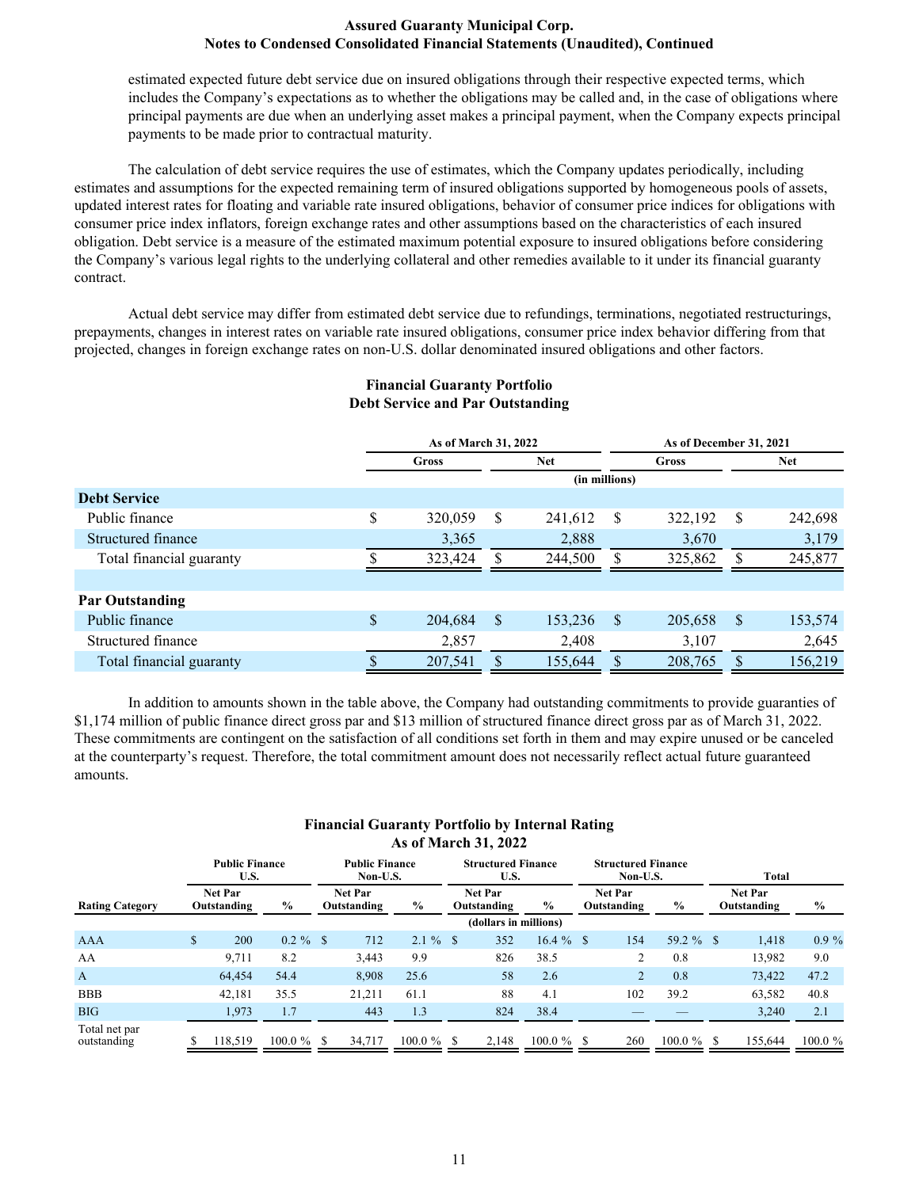estimated expected future debt service due on insured obligations through their respective expected terms, which includes the Company's expectations as to whether the obligations may be called and, in the case of obligations where principal payments are due when an underlying asset makes a principal payment, when the Company expects principal payments to be made prior to contractual maturity.

The calculation of debt service requires the use of estimates, which the Company updates periodically, including estimates and assumptions for the expected remaining term of insured obligations supported by homogeneous pools of assets, updated interest rates for floating and variable rate insured obligations, behavior of consumer price indices for obligations with consumer price index inflators, foreign exchange rates and other assumptions based on the characteristics of each insured obligation. Debt service is a measure of the estimated maximum potential exposure to insured obligations before considering the Company's various legal rights to the underlying collateral and other remedies available to it under its financial guaranty contract.

Actual debt service may differ from estimated debt service due to refundings, terminations, negotiated restructurings, prepayments, changes in interest rates on variable rate insured obligations, consumer price index behavior differing from that projected, changes in foreign exchange rates on non-U.S. dollar denominated insured obligations and other factors.

**Financial Guaranty Portfolio**
**Debt Service and Par Outstanding**

| | As of March 31, 2022 | | As of December 31, 2021 | |
|---|---|---|---|---|
| | Gross | Net | Gross | Net |
| | (in millions) | | | |
| **Debt Service** | | | | |
| Public finance | $ 320,059 | $ 241,612 | $ 322,192 | $ 242,698 |
| Structured finance | 3,365 | 2,888 | 3,670 | 3,179 |
| Total financial guaranty | $ 323,424 | $ 244,500 | $ 325,862 | $ 245,877 |
| | | | | |
| **Par Outstanding** | | | | |
| Public finance | $ 204,684 | $ 153,236 | $ 205,658 | $ 153,574 |
| Structured finance | 2,857 | 2,408 | 3,107 | 2,645 |
| Total financial guaranty | $ 207,541 | $ 155,644 | $ 208,765 | $ 156,219 |

In addition to amounts shown in the table above, the Company had outstanding commitments to provide guaranties of $1,174 million of public finance direct gross par and $13 million of structured finance direct gross par as of March 31, 2022. These commitments are contingent on the satisfaction of all conditions set forth in them and may expire unused or be canceled at the counterparty's request. Therefore, the total commitment amount does not necessarily reflect actual future guaranteed amounts.

**Financial Guaranty Portfolio by Internal Rating**
**As of March 31, 2022**

| | Public Finance U.S. | | Public Finance Non-U.S. | | Structured Finance U.S. | | Structured Finance Non-U.S. | | Total | |
|---|---|---|---|---|---|---|---|---|---|---|
| Rating Category | Net Par Outstanding | % | Net Par Outstanding | % | Net Par Outstanding | % | Net Par Outstanding | % | Net Par Outstanding | % |
| | | | | | (dollars in millions) | | | | | |
| AAA | $ 200 | 0.2 % | $ 712 | 2.1 % | $ 352 | 16.4 % | $ 154 | 59.2 % | $ 1,418 | 0.9 % |
| AA | 9,711 | 8.2 | 3,443 | 9.9 | 826 | 38.5 | 2 | 0.8 | 13,982 | 9.0 |
| A | 64,454 | 54.4 | 8,908 | 25.6 | 58 | 2.6 | 2 | 0.8 | 73,422 | 47.2 |
| BBB | 42,181 | 35.5 | 21,211 | 61.1 | 88 | 4.1 | 102 | 39.2 | 63,582 | 40.8 |
| BIG | 1,973 | 1.7 | 443 | 1.3 | 824 | 38.4 | — | — | 3,240 | 2.1 |
| Total net par outstanding | $ 118,519 | 100.0 % | $ 34,717 | 100.0 % | $ 2,148 | 100.0 % | $ 260 | 100.0 % | $ 155,644 | 100.0 % |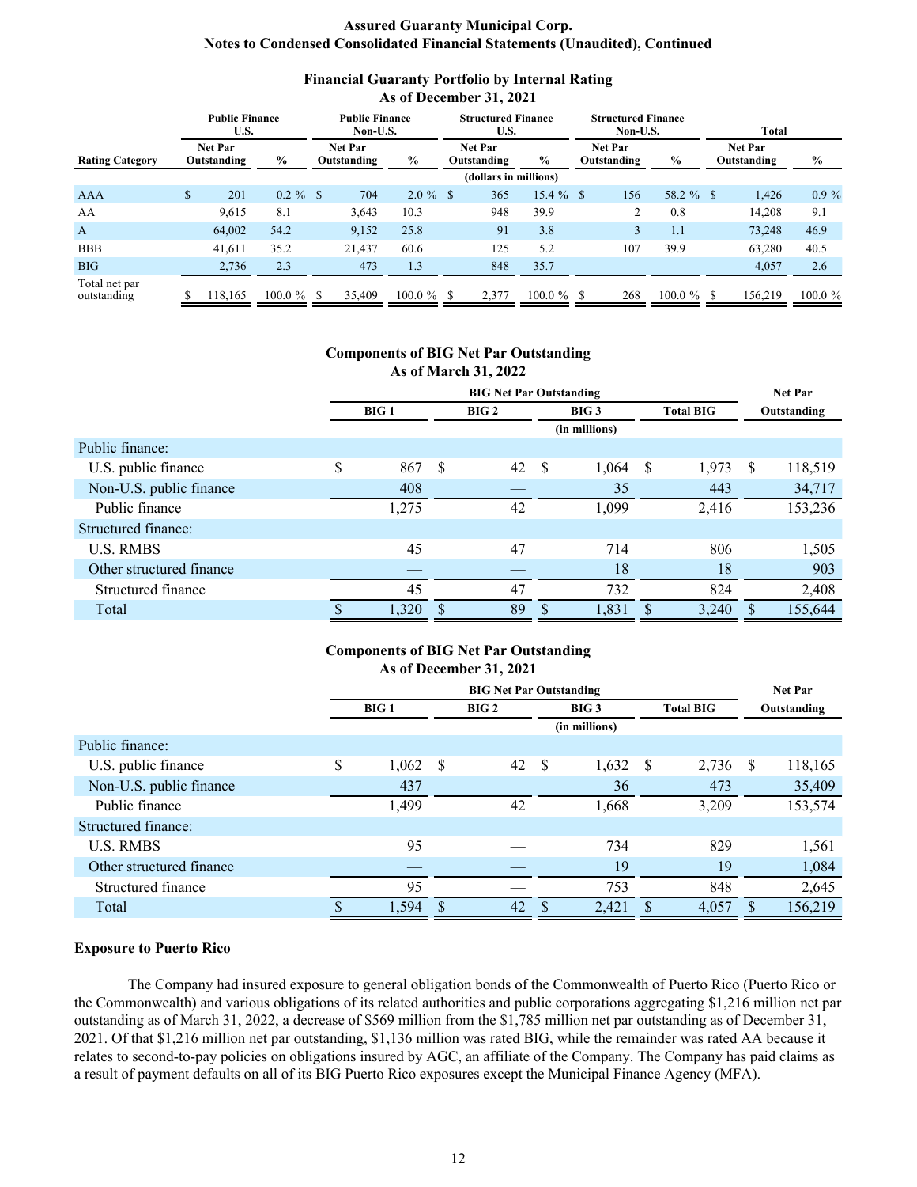**Financial Guaranty Portfolio by Internal Rating**
**As of December 31, 2021**

| Rating Category | Public Finance U.S. | | Public Finance Non-U.S. | | Structured Finance U.S. | | Structured Finance Non-U.S. | | Total | |
|---|---|---|---|---|---|---|---|---|---|---|
| | Net Par Outstanding | % | Net Par Outstanding | % | Net Par Outstanding | % | Net Par Outstanding | % | Net Par Outstanding | % |
| | | | | | (dollars in millions) | | | | | |
| AAA | $ 201 | 0.2 % | $ 704 | 2.0 % | $ 365 | 15.4 % | $ 156 | 58.2 % | $ 1,426 | 0.9 % |
| AA | 9,615 | 8.1 | 3,643 | 10.3 | 948 | 39.9 | 2 | 0.8 | 14,208 | 9.1 |
| A | 64,002 | 54.2 | 9,152 | 25.8 | 91 | 3.8 | 3 | 1.1 | 73,248 | 46.9 |
| BBB | 41,611 | 35.2 | 21,437 | 60.6 | 125 | 5.2 | 107 | 39.9 | 63,280 | 40.5 |
| BIG | 2,736 | 2.3 | 473 | 1.3 | 848 | 35.7 | — | — | 4,057 | 2.6 |
| Total net par outstanding | $ 118,165 | 100.0 % | $ 35,409 | 100.0 % | $ 2,377 | 100.0 % | $ 268 | 100.0 % | $ 156,219 | 100.0 % |

**Components of BIG Net Par Outstanding**
**As of March 31, 2022**

| | BIG Net Par Outstanding | | | | Net Par |
|---|---|---|---|---|---|
| | BIG 1 | BIG 2 | BIG 3 | Total BIG | Outstanding |
| | | | (in millions) | | |
| Public finance: | | | | | |
| U.S. public finance | $ 867 | $ 42 | $ 1,064 | $ 1,973 | $ 118,519 |
| Non-U.S. public finance | 408 | — | 35 | 443 | 34,717 |
| Public finance | 1,275 | 42 | 1,099 | 2,416 | 153,236 |
| Structured finance: | | | | | |
| U.S. RMBS | 45 | 47 | 714 | 806 | 1,505 |
| Other structured finance | — | — | 18 | 18 | 903 |
| Structured finance | 45 | 47 | 732 | 824 | 2,408 |
| Total | $ 1,320 | $ 89 | $ 1,831 | $ 3,240 | $ 155,644 |

**Components of BIG Net Par Outstanding**
**As of December 31, 2021**

| | BIG Net Par Outstanding | | | | Net Par |
|---|---|---|---|---|---|
| | BIG 1 | BIG 2 | BIG 3 | Total BIG | Outstanding |
| | | | (in millions) | | |
| Public finance: | | | | | |
| U.S. public finance | $ 1,062 | $ 42 | $ 1,632 | $ 2,736 | $ 118,165 |
| Non-U.S. public finance | 437 | — | 36 | 473 | 35,409 |
| Public finance | 1,499 | 42 | 1,668 | 3,209 | 153,574 |
| Structured finance: | | | | | |
| U.S. RMBS | 95 | — | 734 | 829 | 1,561 |
| Other structured finance | — | — | 19 | 19 | 1,084 |
| Structured finance | 95 | — | 753 | 848 | 2,645 |
| Total | $ 1,594 | $ 42 | $ 2,421 | $ 4,057 | $ 156,219 |

**Exposure to Puerto Rico**

The Company had insured exposure to general obligation bonds of the Commonwealth of Puerto Rico (Puerto Rico or the Commonwealth) and various obligations of its related authorities and public corporations aggregating $1,216 million net par outstanding as of March 31, 2022, a decrease of $569 million from the $1,785 million net par outstanding as of December 31, 2021. Of that $1,216 million net par outstanding, $1,136 million was rated BIG, while the remainder was rated AA because it relates to second-to-pay policies on obligations insured by AGC, an affiliate of the Company. The Company has paid claims as a result of payment defaults on all of its BIG Puerto Rico exposures except the Municipal Finance Agency (MFA).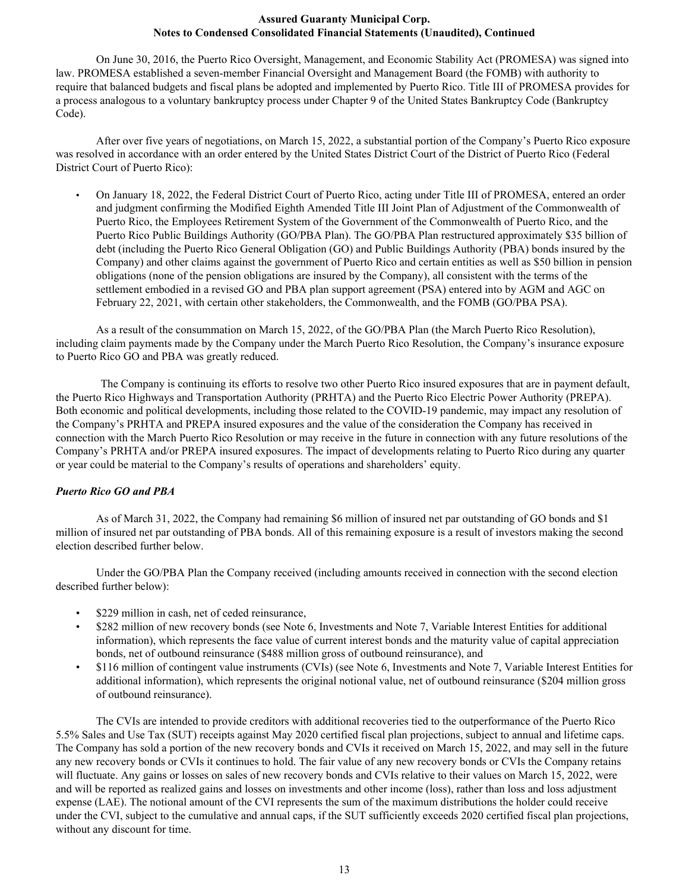On June 30, 2016, the Puerto Rico Oversight, Management, and Economic Stability Act (PROMESA) was signed into law. PROMESA established a seven-member Financial Oversight and Management Board (the FOMB) with authority to require that balanced budgets and fiscal plans be adopted and implemented by Puerto Rico. Title III of PROMESA provides for a process analogous to a voluntary bankruptcy process under Chapter 9 of the United States Bankruptcy Code (Bankruptcy Code).

After over five years of negotiations, on March 15, 2022, a substantial portion of the Company's Puerto Rico exposure was resolved in accordance with an order entered by the United States District Court of the District of Puerto Rico (Federal District Court of Puerto Rico):

- On January 18, 2022, the Federal District Court of Puerto Rico, acting under Title III of PROMESA, entered an order and judgment confirming the Modified Eighth Amended Title III Joint Plan of Adjustment of the Commonwealth of Puerto Rico, the Employees Retirement System of the Government of the Commonwealth of Puerto Rico, and the Puerto Rico Public Buildings Authority (GO/PBA Plan). The GO/PBA Plan restructured approximately $35 billion of debt (including the Puerto Rico General Obligation (GO) and Public Buildings Authority (PBA) bonds insured by the Company) and other claims against the government of Puerto Rico and certain entities as well as $50 billion in pension obligations (none of the pension obligations are insured by the Company), all consistent with the terms of the settlement embodied in a revised GO and PBA plan support agreement (PSA) entered into by AGM and AGC on February 22, 2021, with certain other stakeholders, the Commonwealth, and the FOMB (GO/PBA PSA).

As a result of the consummation on March 15, 2022, of the GO/PBA Plan (the March Puerto Rico Resolution), including claim payments made by the Company under the March Puerto Rico Resolution, the Company's insurance exposure to Puerto Rico GO and PBA was greatly reduced.

The Company is continuing its efforts to resolve two other Puerto Rico insured exposures that are in payment default, the Puerto Rico Highways and Transportation Authority (PRHTA) and the Puerto Rico Electric Power Authority (PREPA). Both economic and political developments, including those related to the COVID-19 pandemic, may impact any resolution of the Company's PRHTA and PREPA insured exposures and the value of the consideration the Company has received in connection with the March Puerto Rico Resolution or may receive in the future in connection with any future resolutions of the Company's PRHTA and/or PREPA insured exposures. The impact of developments relating to Puerto Rico during any quarter or year could be material to the Company's results of operations and shareholders' equity.

***Puerto Rico GO and PBA***

As of March 31, 2022, the Company had remaining $6 million of insured net par outstanding of GO bonds and $1 million of insured net par outstanding of PBA bonds. All of this remaining exposure is a result of investors making the second election described further below.

Under the GO/PBA Plan the Company received (including amounts received in connection with the second election described further below):

- $229 million in cash, net of ceded reinsurance,
- $282 million of new recovery bonds (see Note 6, Investments and Note 7, Variable Interest Entities for additional information), which represents the face value of current interest bonds and the maturity value of capital appreciation bonds, net of outbound reinsurance ($488 million gross of outbound reinsurance), and
- $116 million of contingent value instruments (CVIs) (see Note 6, Investments and Note 7, Variable Interest Entities for additional information), which represents the original notional value, net of outbound reinsurance ($204 million gross of outbound reinsurance).

The CVIs are intended to provide creditors with additional recoveries tied to the outperformance of the Puerto Rico 5.5% Sales and Use Tax (SUT) receipts against May 2020 certified fiscal plan projections, subject to annual and lifetime caps. The Company has sold a portion of the new recovery bonds and CVIs it received on March 15, 2022, and may sell in the future any new recovery bonds or CVIs it continues to hold. The fair value of any new recovery bonds or CVIs the Company retains will fluctuate. Any gains or losses on sales of new recovery bonds and CVIs relative to their values on March 15, 2022, were and will be reported as realized gains and losses on investments and other income (loss), rather than loss and loss adjustment expense (LAE). The notional amount of the CVI represents the sum of the maximum distributions the holder could receive under the CVI, subject to the cumulative and annual caps, if the SUT sufficiently exceeds 2020 certified fiscal plan projections, without any discount for time.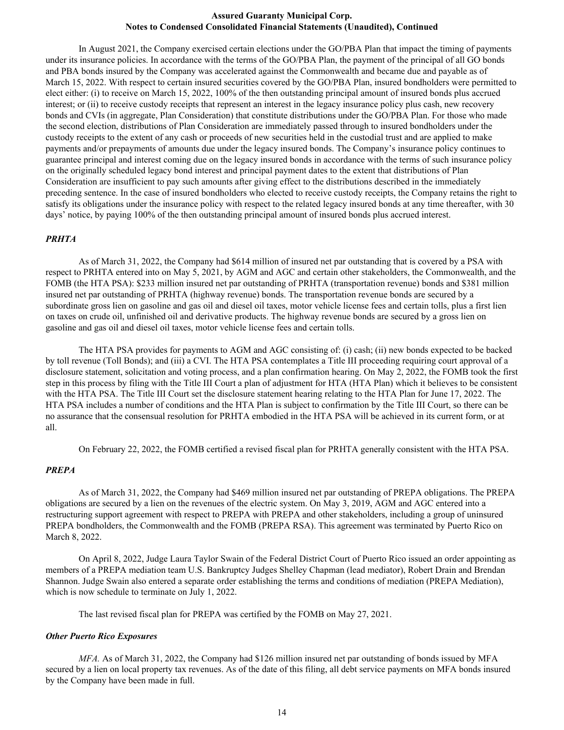In August 2021, the Company exercised certain elections under the GO/PBA Plan that impact the timing of payments under its insurance policies. In accordance with the terms of the GO/PBA Plan, the payment of the principal of all GO bonds and PBA bonds insured by the Company was accelerated against the Commonwealth and became due and payable as of March 15, 2022. With respect to certain insured securities covered by the GO/PBA Plan, insured bondholders were permitted to elect either: (i) to receive on March 15, 2022, 100% of the then outstanding principal amount of insured bonds plus accrued interest; or (ii) to receive custody receipts that represent an interest in the legacy insurance policy plus cash, new recovery bonds and CVIs (in aggregate, Plan Consideration) that constitute distributions under the GO/PBA Plan. For those who made the second election, distributions of Plan Consideration are immediately passed through to insured bondholders under the custody receipts to the extent of any cash or proceeds of new securities held in the custodial trust and are applied to make payments and/or prepayments of amounts due under the legacy insured bonds. The Company's insurance policy continues to guarantee principal and interest coming due on the legacy insured bonds in accordance with the terms of such insurance policy on the originally scheduled legacy bond interest and principal payment dates to the extent that distributions of Plan Consideration are insufficient to pay such amounts after giving effect to the distributions described in the immediately preceding sentence. In the case of insured bondholders who elected to receive custody receipts, the Company retains the right to satisfy its obligations under the insurance policy with respect to the related legacy insured bonds at any time thereafter, with 30 days' notice, by paying 100% of the then outstanding principal amount of insured bonds plus accrued interest.

### *PRHTA*

As of March 31, 2022, the Company had $614 million of insured net par outstanding that is covered by a PSA with respect to PRHTA entered into on May 5, 2021, by AGM and AGC and certain other stakeholders, the Commonwealth, and the FOMB (the HTA PSA): $233 million insured net par outstanding of PRHTA (transportation revenue) bonds and $381 million insured net par outstanding of PRHTA (highway revenue) bonds. The transportation revenue bonds are secured by a subordinate gross lien on gasoline and gas oil and diesel oil taxes, motor vehicle license fees and certain tolls, plus a first lien on taxes on crude oil, unfinished oil and derivative products. The highway revenue bonds are secured by a gross lien on gasoline and gas oil and diesel oil taxes, motor vehicle license fees and certain tolls.

The HTA PSA provides for payments to AGM and AGC consisting of: (i) cash; (ii) new bonds expected to be backed by toll revenue (Toll Bonds); and (iii) a CVI. The HTA PSA contemplates a Title III proceeding requiring court approval of a disclosure statement, solicitation and voting process, and a plan confirmation hearing. On May 2, 2022, the FOMB took the first step in this process by filing with the Title III Court a plan of adjustment for HTA (HTA Plan) which it believes to be consistent with the HTA PSA. The Title III Court set the disclosure statement hearing relating to the HTA Plan for June 17, 2022. The HTA PSA includes a number of conditions and the HTA Plan is subject to confirmation by the Title III Court, so there can be no assurance that the consensual resolution for PRHTA embodied in the HTA PSA will be achieved in its current form, or at all.

On February 22, 2022, the FOMB certified a revised fiscal plan for PRHTA generally consistent with the HTA PSA.

### *PREPA*

As of March 31, 2022, the Company had $469 million insured net par outstanding of PREPA obligations. The PREPA obligations are secured by a lien on the revenues of the electric system. On May 3, 2019, AGM and AGC entered into a restructuring support agreement with respect to PREPA with PREPA and other stakeholders, including a group of uninsured PREPA bondholders, the Commonwealth and the FOMB (PREPA RSA). This agreement was terminated by Puerto Rico on March 8, 2022.

On April 8, 2022, Judge Laura Taylor Swain of the Federal District Court of Puerto Rico issued an order appointing as members of a PREPA mediation team U.S. Bankruptcy Judges Shelley Chapman (lead mediator), Robert Drain and Brendan Shannon. Judge Swain also entered a separate order establishing the terms and conditions of mediation (PREPA Mediation), which is now schedule to terminate on July 1, 2022.

The last revised fiscal plan for PREPA was certified by the FOMB on May 27, 2021.

### *Other Puerto Rico Exposures*

*MFA.* As of March 31, 2022, the Company had $126 million insured net par outstanding of bonds issued by MFA secured by a lien on local property tax revenues. As of the date of this filing, all debt service payments on MFA bonds insured by the Company have been made in full.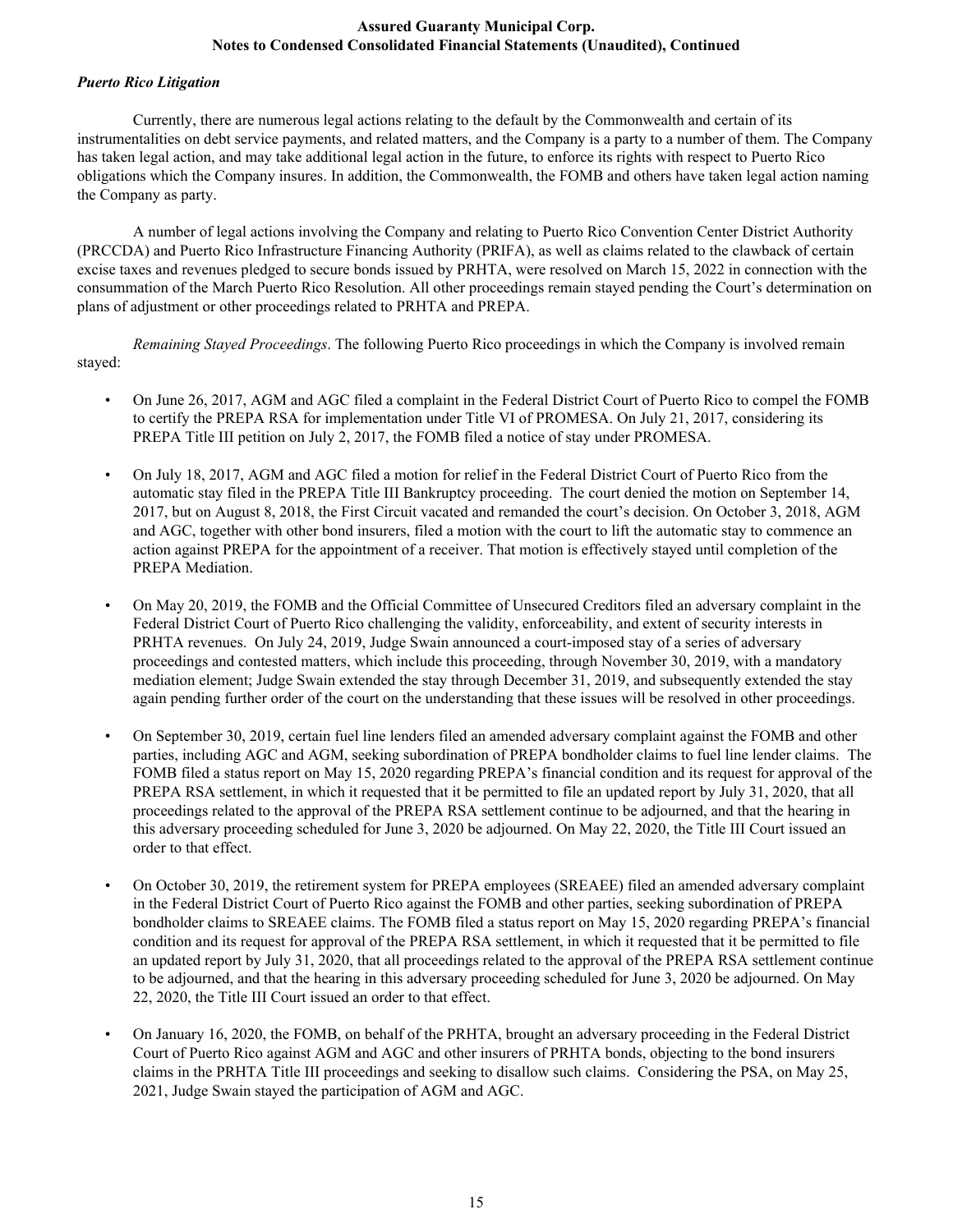*Puerto Rico Litigation*

Currently, there are numerous legal actions relating to the default by the Commonwealth and certain of its instrumentalities on debt service payments, and related matters, and the Company is a party to a number of them. The Company has taken legal action, and may take additional legal action in the future, to enforce its rights with respect to Puerto Rico obligations which the Company insures. In addition, the Commonwealth, the FOMB and others have taken legal action naming the Company as party.

A number of legal actions involving the Company and relating to Puerto Rico Convention Center District Authority (PRCCDA) and Puerto Rico Infrastructure Financing Authority (PRIFA), as well as claims related to the clawback of certain excise taxes and revenues pledged to secure bonds issued by PRHTA, were resolved on March 15, 2022 in connection with the consummation of the March Puerto Rico Resolution. All other proceedings remain stayed pending the Court's determination on plans of adjustment or other proceedings related to PRHTA and PREPA.

*Remaining Stayed Proceedings*. The following Puerto Rico proceedings in which the Company is involved remain stayed:

- On June 26, 2017, AGM and AGC filed a complaint in the Federal District Court of Puerto Rico to compel the FOMB to certify the PREPA RSA for implementation under Title VI of PROMESA. On July 21, 2017, considering its PREPA Title III petition on July 2, 2017, the FOMB filed a notice of stay under PROMESA.

- On July 18, 2017, AGM and AGC filed a motion for relief in the Federal District Court of Puerto Rico from the automatic stay filed in the PREPA Title III Bankruptcy proceeding. The court denied the motion on September 14, 2017, but on August 8, 2018, the First Circuit vacated and remanded the court's decision. On October 3, 2018, AGM and AGC, together with other bond insurers, filed a motion with the court to lift the automatic stay to commence an action against PREPA for the appointment of a receiver. That motion is effectively stayed until completion of the PREPA Mediation.

- On May 20, 2019, the FOMB and the Official Committee of Unsecured Creditors filed an adversary complaint in the Federal District Court of Puerto Rico challenging the validity, enforceability, and extent of security interests in PRHTA revenues. On July 24, 2019, Judge Swain announced a court-imposed stay of a series of adversary proceedings and contested matters, which include this proceeding, through November 30, 2019, with a mandatory mediation element; Judge Swain extended the stay through December 31, 2019, and subsequently extended the stay again pending further order of the court on the understanding that these issues will be resolved in other proceedings.

- On September 30, 2019, certain fuel line lenders filed an amended adversary complaint against the FOMB and other parties, including AGC and AGM, seeking subordination of PREPA bondholder claims to fuel line lender claims. The FOMB filed a status report on May 15, 2020 regarding PREPA's financial condition and its request for approval of the PREPA RSA settlement, in which it requested that it be permitted to file an updated report by July 31, 2020, that all proceedings related to the approval of the PREPA RSA settlement continue to be adjourned, and that the hearing in this adversary proceeding scheduled for June 3, 2020 be adjourned. On May 22, 2020, the Title III Court issued an order to that effect.

- On October 30, 2019, the retirement system for PREPA employees (SREAEE) filed an amended adversary complaint in the Federal District Court of Puerto Rico against the FOMB and other parties, seeking subordination of PREPA bondholder claims to SREAEE claims. The FOMB filed a status report on May 15, 2020 regarding PREPA's financial condition and its request for approval of the PREPA RSA settlement, in which it requested that it be permitted to file an updated report by July 31, 2020, that all proceedings related to the approval of the PREPA RSA settlement continue to be adjourned, and that the hearing in this adversary proceeding scheduled for June 3, 2020 be adjourned. On May 22, 2020, the Title III Court issued an order to that effect.

- On January 16, 2020, the FOMB, on behalf of the PRHTA, brought an adversary proceeding in the Federal District Court of Puerto Rico against AGM and AGC and other insurers of PRHTA bonds, objecting to the bond insurers claims in the PRHTA Title III proceedings and seeking to disallow such claims. Considering the PSA, on May 25, 2021, Judge Swain stayed the participation of AGM and AGC.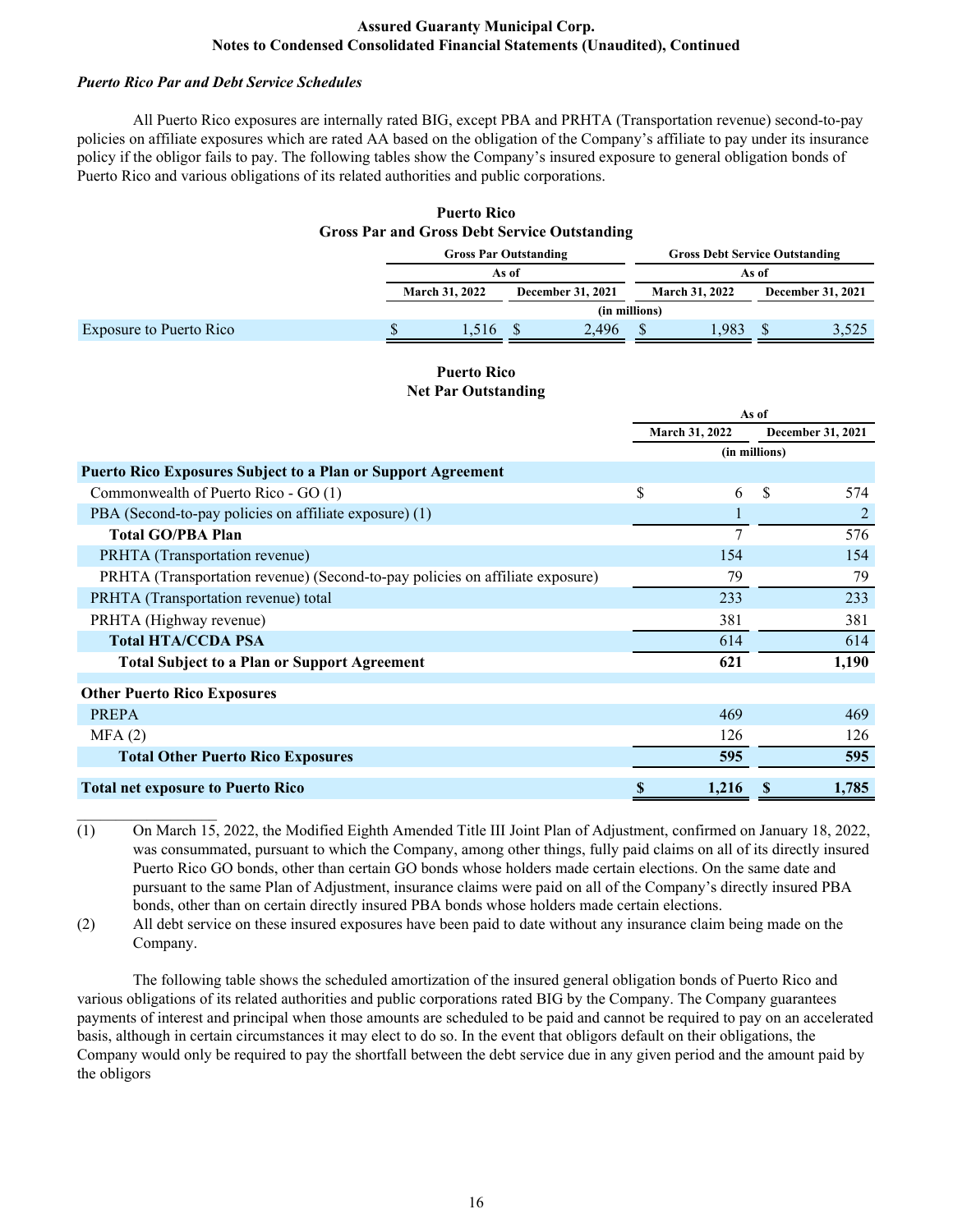#### *Puerto Rico Par and Debt Service Schedules*

All Puerto Rico exposures are internally rated BIG, except PBA and PRHTA (Transportation revenue) second-to-pay policies on affiliate exposures which are rated AA based on the obligation of the Company's affiliate to pay under its insurance policy if the obligor fails to pay. The following tables show the Company's insured exposure to general obligation bonds of Puerto Rico and various obligations of its related authorities and public corporations.

**Puerto Rico**
**Gross Par and Gross Debt Service Outstanding**

| | Gross Par Outstanding | | Gross Debt Service Outstanding | |
|---|---|---|---|---|
| | As of | | As of | |
| | March 31, 2022 | December 31, 2021 | March 31, 2022 | December 31, 2021 |
| | (in millions) | | | |
| Exposure to Puerto Rico | $ 1,516 | $ 2,496 | $ 1,983 | $ 3,525 |

**Puerto Rico**
**Net Par Outstanding**

| | As of | |
|---|---|---|
| | March 31, 2022 | December 31, 2021 |
| | (in millions) | |
| **Puerto Rico Exposures Subject to a Plan or Support Agreement** | | |
| Commonwealth of Puerto Rico - GO (1) | $ 6 | $ 574 |
| PBA (Second-to-pay policies on affiliate exposure) (1) | 1 | 2 |
| **Total GO/PBA Plan** | 7 | 576 |
| PRHTA (Transportation revenue) | 154 | 154 |
| PRHTA (Transportation revenue) (Second-to-pay policies on affiliate exposure) | 79 | 79 |
| PRHTA (Transportation revenue) total | 233 | 233 |
| PRHTA (Highway revenue) | 381 | 381 |
| **Total HTA/CCDA PSA** | 614 | 614 |
| **Total Subject to a Plan or Support Agreement** | **621** | **1,190** |
| **Other Puerto Rico Exposures** | | |
| PREPA | 469 | 469 |
| MFA (2) | 126 | 126 |
| **Total Other Puerto Rico Exposures** | **595** | **595** |
| **Total net exposure to Puerto Rico** | **$ 1,216** | **$ 1,785** |

(1) On March 15, 2022, the Modified Eighth Amended Title III Joint Plan of Adjustment, confirmed on January 18, 2022, was consummated, pursuant to which the Company, among other things, fully paid claims on all of its directly insured Puerto Rico GO bonds, other than certain GO bonds whose holders made certain elections. On the same date and pursuant to the same Plan of Adjustment, insurance claims were paid on all of the Company's directly insured PBA bonds, other than on certain directly insured PBA bonds whose holders made certain elections.

(2) All debt service on these insured exposures have been paid to date without any insurance claim being made on the Company.

The following table shows the scheduled amortization of the insured general obligation bonds of Puerto Rico and various obligations of its related authorities and public corporations rated BIG by the Company. The Company guarantees payments of interest and principal when those amounts are scheduled to be paid and cannot be required to pay on an accelerated basis, although in certain circumstances it may elect to do so. In the event that obligors default on their obligations, the Company would only be required to pay the shortfall between the debt service due in any given period and the amount paid by the obligors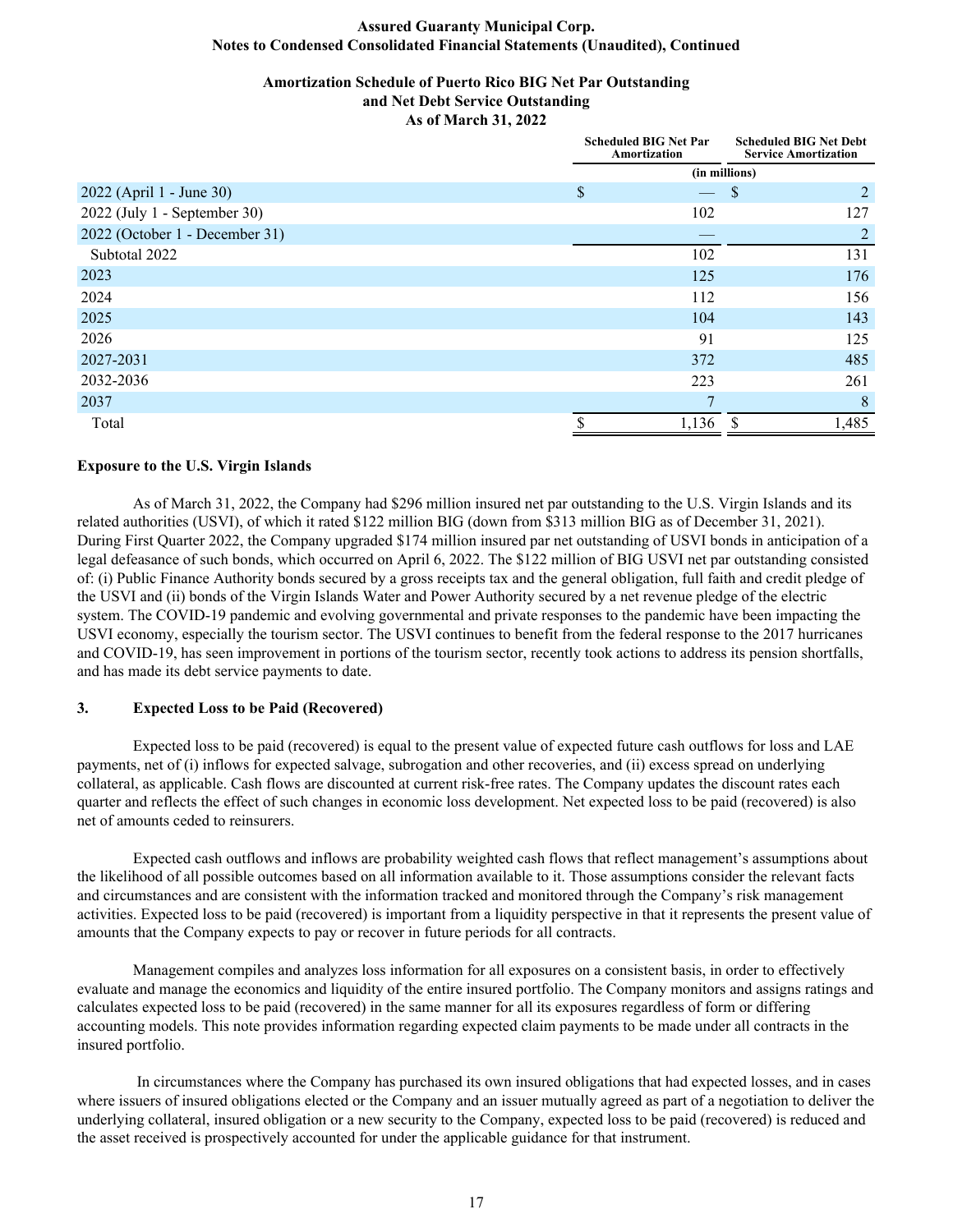**Amortization Schedule of Puerto Rico BIG Net Par Outstanding and Net Debt Service Outstanding As of March 31, 2022**

| | Scheduled BIG Net Par Amortization | Scheduled BIG Net Debt Service Amortization |
|---|---|---|
| | (in millions) | |
| 2022 (April 1 - June 30) | $ — | $ 2 |
| 2022 (July 1 - September 30) | 102 | 127 |
| 2022 (October 1 - December 31) | — | 2 |
| Subtotal 2022 | 102 | 131 |
| 2023 | 125 | 176 |
| 2024 | 112 | 156 |
| 2025 | 104 | 143 |
| 2026 | 91 | 125 |
| 2027-2031 | 372 | 485 |
| 2032-2036 | 223 | 261 |
| 2037 | 7 | 8 |
| Total | $ 1,136 | $ 1,485 |

**Exposure to the U.S. Virgin Islands**

As of March 31, 2022, the Company had $296 million insured net par outstanding to the U.S. Virgin Islands and its related authorities (USVI), of which it rated $122 million BIG (down from $313 million BIG as of December 31, 2021). During First Quarter 2022, the Company upgraded $174 million insured par net outstanding of USVI bonds in anticipation of a legal defeasance of such bonds, which occurred on April 6, 2022. The $122 million of BIG USVI net par outstanding consisted of: (i) Public Finance Authority bonds secured by a gross receipts tax and the general obligation, full faith and credit pledge of the USVI and (ii) bonds of the Virgin Islands Water and Power Authority secured by a net revenue pledge of the electric system. The COVID-19 pandemic and evolving governmental and private responses to the pandemic have been impacting the USVI economy, especially the tourism sector. The USVI continues to benefit from the federal response to the 2017 hurricanes and COVID-19, has seen improvement in portions of the tourism sector, recently took actions to address its pension shortfalls, and has made its debt service payments to date.

## 3. Expected Loss to be Paid (Recovered)

Expected loss to be paid (recovered) is equal to the present value of expected future cash outflows for loss and LAE payments, net of (i) inflows for expected salvage, subrogation and other recoveries, and (ii) excess spread on underlying collateral, as applicable. Cash flows are discounted at current risk-free rates. The Company updates the discount rates each quarter and reflects the effect of such changes in economic loss development. Net expected loss to be paid (recovered) is also net of amounts ceded to reinsurers.

Expected cash outflows and inflows are probability weighted cash flows that reflect management's assumptions about the likelihood of all possible outcomes based on all information available to it. Those assumptions consider the relevant facts and circumstances and are consistent with the information tracked and monitored through the Company's risk management activities. Expected loss to be paid (recovered) is important from a liquidity perspective in that it represents the present value of amounts that the Company expects to pay or recover in future periods for all contracts.

Management compiles and analyzes loss information for all exposures on a consistent basis, in order to effectively evaluate and manage the economics and liquidity of the entire insured portfolio. The Company monitors and assigns ratings and calculates expected loss to be paid (recovered) in the same manner for all its exposures regardless of form or differing accounting models. This note provides information regarding expected claim payments to be made under all contracts in the insured portfolio.

In circumstances where the Company has purchased its own insured obligations that had expected losses, and in cases where issuers of insured obligations elected or the Company and an issuer mutually agreed as part of a negotiation to deliver the underlying collateral, insured obligation or a new security to the Company, expected loss to be paid (recovered) is reduced and the asset received is prospectively accounted for under the applicable guidance for that instrument.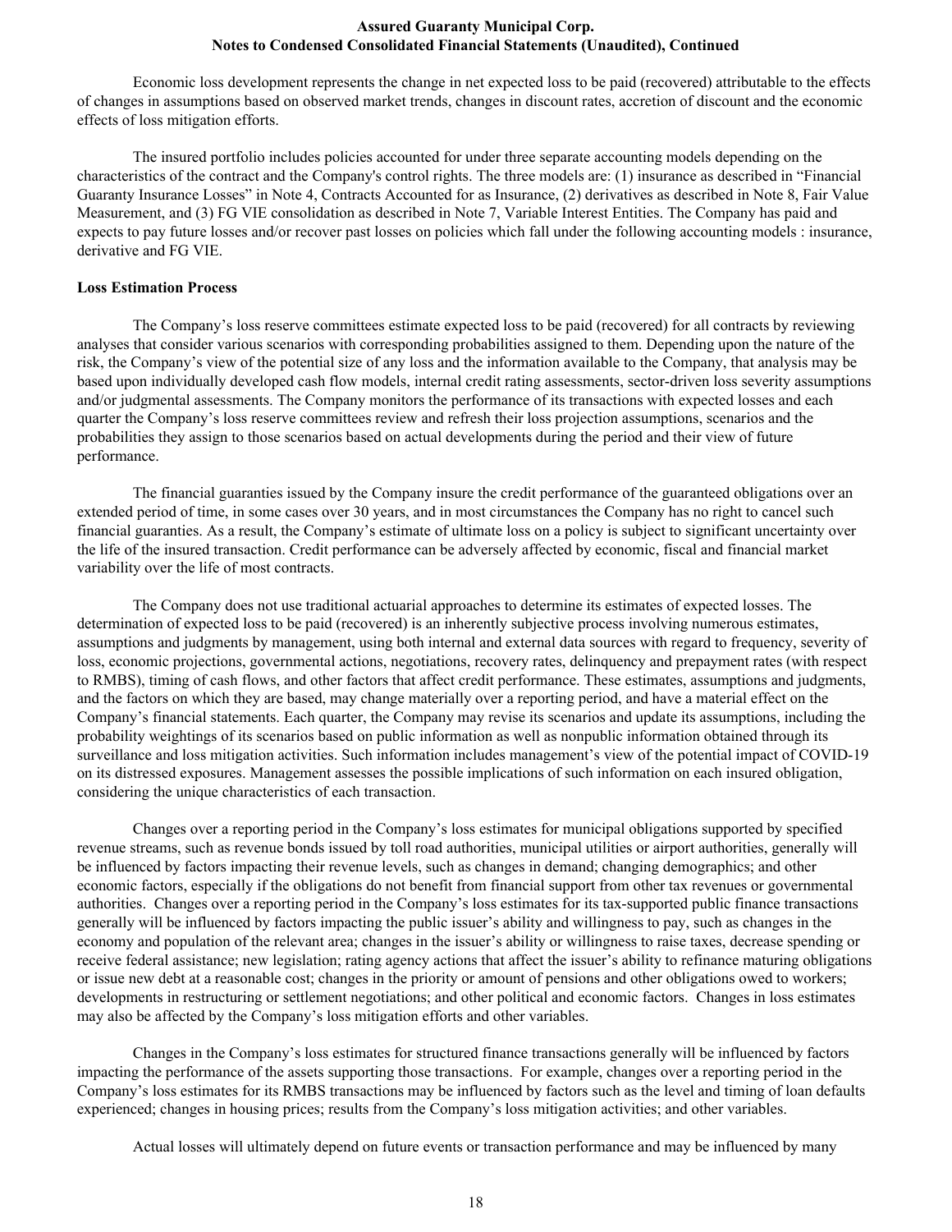Economic loss development represents the change in net expected loss to be paid (recovered) attributable to the effects of changes in assumptions based on observed market trends, changes in discount rates, accretion of discount and the economic effects of loss mitigation efforts.

The insured portfolio includes policies accounted for under three separate accounting models depending on the characteristics of the contract and the Company's control rights. The three models are: (1) insurance as described in "Financial Guaranty Insurance Losses" in Note 4, Contracts Accounted for as Insurance, (2) derivatives as described in Note 8, Fair Value Measurement, and (3) FG VIE consolidation as described in Note 7, Variable Interest Entities. The Company has paid and expects to pay future losses and/or recover past losses on policies which fall under the following accounting models : insurance, derivative and FG VIE.

**Loss Estimation Process**

The Company's loss reserve committees estimate expected loss to be paid (recovered) for all contracts by reviewing analyses that consider various scenarios with corresponding probabilities assigned to them. Depending upon the nature of the risk, the Company's view of the potential size of any loss and the information available to the Company, that analysis may be based upon individually developed cash flow models, internal credit rating assessments, sector-driven loss severity assumptions and/or judgmental assessments. The Company monitors the performance of its transactions with expected losses and each quarter the Company's loss reserve committees review and refresh their loss projection assumptions, scenarios and the probabilities they assign to those scenarios based on actual developments during the period and their view of future performance.

The financial guaranties issued by the Company insure the credit performance of the guaranteed obligations over an extended period of time, in some cases over 30 years, and in most circumstances the Company has no right to cancel such financial guaranties. As a result, the Company's estimate of ultimate loss on a policy is subject to significant uncertainty over the life of the insured transaction. Credit performance can be adversely affected by economic, fiscal and financial market variability over the life of most contracts.

The Company does not use traditional actuarial approaches to determine its estimates of expected losses. The determination of expected loss to be paid (recovered) is an inherently subjective process involving numerous estimates, assumptions and judgments by management, using both internal and external data sources with regard to frequency, severity of loss, economic projections, governmental actions, negotiations, recovery rates, delinquency and prepayment rates (with respect to RMBS), timing of cash flows, and other factors that affect credit performance. These estimates, assumptions and judgments, and the factors on which they are based, may change materially over a reporting period, and have a material effect on the Company's financial statements. Each quarter, the Company may revise its scenarios and update its assumptions, including the probability weightings of its scenarios based on public information as well as nonpublic information obtained through its surveillance and loss mitigation activities. Such information includes management's view of the potential impact of COVID-19 on its distressed exposures. Management assesses the possible implications of such information on each insured obligation, considering the unique characteristics of each transaction.

Changes over a reporting period in the Company's loss estimates for municipal obligations supported by specified revenue streams, such as revenue bonds issued by toll road authorities, municipal utilities or airport authorities, generally will be influenced by factors impacting their revenue levels, such as changes in demand; changing demographics; and other economic factors, especially if the obligations do not benefit from financial support from other tax revenues or governmental authorities. Changes over a reporting period in the Company's loss estimates for its tax-supported public finance transactions generally will be influenced by factors impacting the public issuer's ability and willingness to pay, such as changes in the economy and population of the relevant area; changes in the issuer's ability or willingness to raise taxes, decrease spending or receive federal assistance; new legislation; rating agency actions that affect the issuer's ability to refinance maturing obligations or issue new debt at a reasonable cost; changes in the priority or amount of pensions and other obligations owed to workers; developments in restructuring or settlement negotiations; and other political and economic factors. Changes in loss estimates may also be affected by the Company's loss mitigation efforts and other variables.

Changes in the Company's loss estimates for structured finance transactions generally will be influenced by factors impacting the performance of the assets supporting those transactions. For example, changes over a reporting period in the Company's loss estimates for its RMBS transactions may be influenced by factors such as the level and timing of loan defaults experienced; changes in housing prices; results from the Company's loss mitigation activities; and other variables.

Actual losses will ultimately depend on future events or transaction performance and may be influenced by many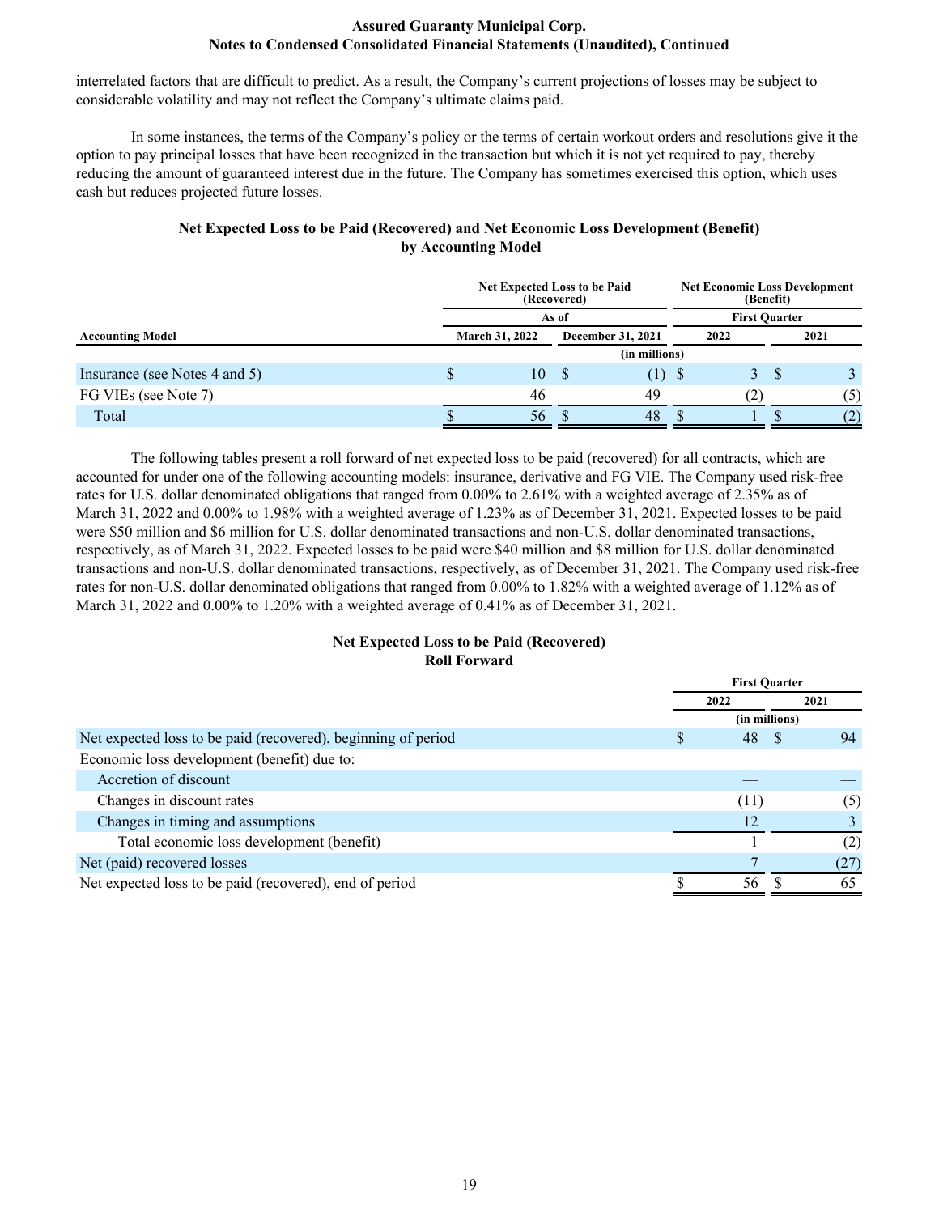interrelated factors that are difficult to predict. As a result, the Company's current projections of losses may be subject to considerable volatility and may not reflect the Company's ultimate claims paid.

In some instances, the terms of the Company's policy or the terms of certain workout orders and resolutions give it the option to pay principal losses that have been recognized in the transaction but which it is not yet required to pay, thereby reducing the amount of guaranteed interest due in the future. The Company has sometimes exercised this option, which uses cash but reduces projected future losses.

**Net Expected Loss to be Paid (Recovered) and Net Economic Loss Development (Benefit) by Accounting Model**

| Accounting Model | Net Expected Loss to be Paid (Recovered) | | Net Economic Loss Development (Benefit) | |
|---|---|---|---|---|
| | As of | | First Quarter | |
| | March 31, 2022 | December 31, 2021 | 2022 | 2021 |
| | (in millions) | | | |
| Insurance (see Notes 4 and 5) | $ 10 | $ (1) | $ 3 | $ 3 |
| FG VIEs (see Note 7) | 46 | 49 | (2) | (5) |
| Total | $ 56 | $ 48 | $ 1 | $ (2) |

The following tables present a roll forward of net expected loss to be paid (recovered) for all contracts, which are accounted for under one of the following accounting models: insurance, derivative and FG VIE. The Company used risk-free rates for U.S. dollar denominated obligations that ranged from 0.00% to 2.61% with a weighted average of 2.35% as of March 31, 2022 and 0.00% to 1.98% with a weighted average of 1.23% as of December 31, 2021. Expected losses to be paid were $50 million and $6 million for U.S. dollar denominated transactions and non-U.S. dollar denominated transactions, respectively, as of March 31, 2022. Expected losses to be paid were $40 million and $8 million for U.S. dollar denominated transactions and non-U.S. dollar denominated transactions, respectively, as of December 31, 2021. The Company used risk-free rates for non-U.S. dollar denominated obligations that ranged from 0.00% to 1.82% with a weighted average of 1.12% as of March 31, 2022 and 0.00% to 1.20% with a weighted average of 0.41% as of December 31, 2021.

**Net Expected Loss to be Paid (Recovered) Roll Forward**

| | First Quarter | |
|---|---|---|
| | 2022 | 2021 |
| | (in millions) | |
| Net expected loss to be paid (recovered), beginning of period | $ 48 | $ 94 |
| Economic loss development (benefit) due to: | | |
| Accretion of discount | — | — |
| Changes in discount rates | (11) | (5) |
| Changes in timing and assumptions | 12 | 3 |
| Total economic loss development (benefit) | 1 | (2) |
| Net (paid) recovered losses | 7 | (27) |
| Net expected loss to be paid (recovered), end of period | $ 56 | $ 65 |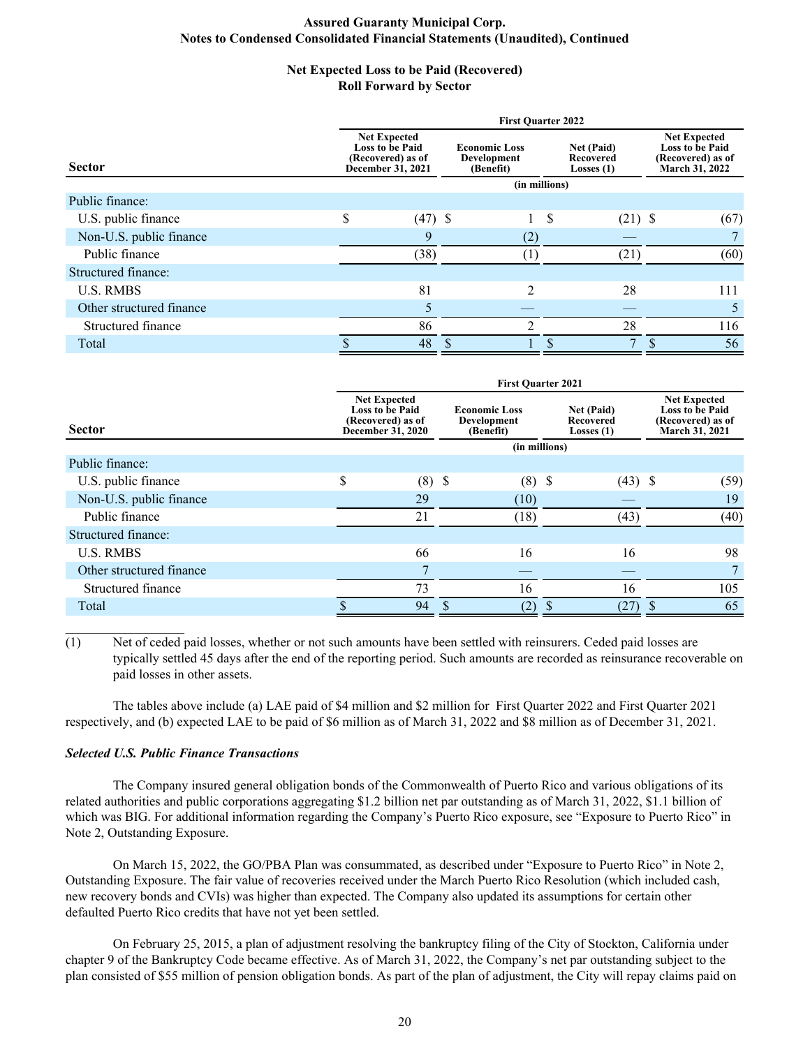Assured Guaranty Municipal Corp.
Notes to Condensed Consolidated Financial Statements (Unaudited), Continued

## Net Expected Loss to be Paid (Recovered)
## Roll Forward by Sector

| Sector | First Quarter 2022 | | | |
|---|---|---|---|---|
| | Net Expected Loss to be Paid (Recovered) as of December 31, 2021 | Economic Loss Development (Benefit) | Net (Paid) Recovered Losses (1) | Net Expected Loss to be Paid (Recovered) as of March 31, 2022 |
| | (in millions) | | | |
| Public finance: | | | | |
| U.S. public finance | $ (47) | $ 1 | $ (21) | $ (67) |
| Non-U.S. public finance | 9 | (2) | — | 7 |
| Public finance | (38) | (1) | (21) | (60) |
| Structured finance: | | | | |
| U.S. RMBS | 81 | 2 | 28 | 111 |
| Other structured finance | 5 | — | — | 5 |
| Structured finance | 86 | 2 | 28 | 116 |
| Total | $ 48 | $ 1 | $ 7 | $ 56 |

| Sector | First Quarter 2021 | | | |
|---|---|---|---|---|
| | Net Expected Loss to be Paid (Recovered) as of December 31, 2020 | Economic Loss Development (Benefit) | Net (Paid) Recovered Losses (1) | Net Expected Loss to be Paid (Recovered) as of March 31, 2021 |
| | (in millions) | | | |
| Public finance: | | | | |
| U.S. public finance | $ (8) | $ (8) | $ (43) | $ (59) |
| Non-U.S. public finance | 29 | (10) | — | 19 |
| Public finance | 21 | (18) | (43) | (40) |
| Structured finance: | | | | |
| U.S. RMBS | 66 | 16 | 16 | 98 |
| Other structured finance | 7 | — | — | 7 |
| Structured finance | 73 | 16 | 16 | 105 |
| Total | $ 94 | $ (2) | $ (27) | $ 65 |

___________________

(1) Net of ceded paid losses, whether or not such amounts have been settled with reinsurers. Ceded paid losses are typically settled 45 days after the end of the reporting period. Such amounts are recorded as reinsurance recoverable on paid losses in other assets.

The tables above include (a) LAE paid of $4 million and $2 million for First Quarter 2022 and First Quarter 2021 respectively, and (b) expected LAE to be paid of $6 million as of March 31, 2022 and $8 million as of December 31, 2021.

***Selected U.S. Public Finance Transactions***

The Company insured general obligation bonds of the Commonwealth of Puerto Rico and various obligations of its related authorities and public corporations aggregating $1.2 billion net par outstanding as of March 31, 2022, $1.1 billion of which was BIG. For additional information regarding the Company's Puerto Rico exposure, see "Exposure to Puerto Rico" in Note 2, Outstanding Exposure.

On March 15, 2022, the GO/PBA Plan was consummated, as described under "Exposure to Puerto Rico" in Note 2, Outstanding Exposure. The fair value of recoveries received under the March Puerto Rico Resolution (which included cash, new recovery bonds and CVIs) was higher than expected. The Company also updated its assumptions for certain other defaulted Puerto Rico credits that have not yet been settled.

On February 25, 2015, a plan of adjustment resolving the bankruptcy filing of the City of Stockton, California under chapter 9 of the Bankruptcy Code became effective. As of March 31, 2022, the Company's net par outstanding subject to the plan consisted of $55 million of pension obligation bonds. As part of the plan of adjustment, the City will repay claims paid on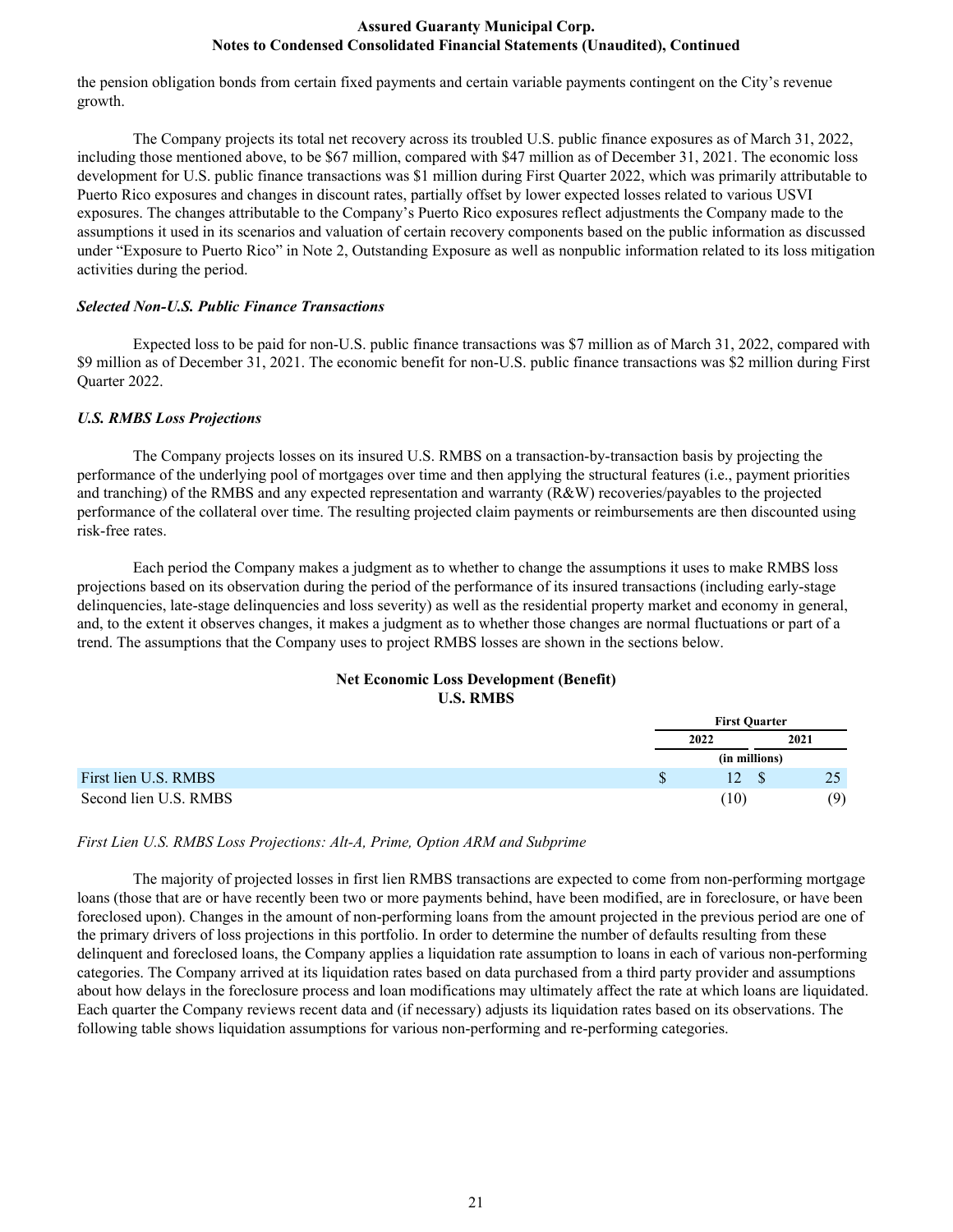the pension obligation bonds from certain fixed payments and certain variable payments contingent on the City's revenue growth.

The Company projects its total net recovery across its troubled U.S. public finance exposures as of March 31, 2022, including those mentioned above, to be $67 million, compared with $47 million as of December 31, 2021. The economic loss development for U.S. public finance transactions was $1 million during First Quarter 2022, which was primarily attributable to Puerto Rico exposures and changes in discount rates, partially offset by lower expected losses related to various USVI exposures. The changes attributable to the Company's Puerto Rico exposures reflect adjustments the Company made to the assumptions it used in its scenarios and valuation of certain recovery components based on the public information as discussed under "Exposure to Puerto Rico" in Note 2, Outstanding Exposure as well as nonpublic information related to its loss mitigation activities during the period.

***Selected Non-U.S. Public Finance Transactions***

Expected loss to be paid for non-U.S. public finance transactions was $7 million as of March 31, 2022, compared with $9 million as of December 31, 2021. The economic benefit for non-U.S. public finance transactions was $2 million during First Quarter 2022.

***U.S. RMBS Loss Projections***

The Company projects losses on its insured U.S. RMBS on a transaction-by-transaction basis by projecting the performance of the underlying pool of mortgages over time and then applying the structural features (i.e., payment priorities and tranching) of the RMBS and any expected representation and warranty (R&W) recoveries/payables to the projected performance of the collateral over time. The resulting projected claim payments or reimbursements are then discounted using risk-free rates.

Each period the Company makes a judgment as to whether to change the assumptions it uses to make RMBS loss projections based on its observation during the period of the performance of its insured transactions (including early-stage delinquencies, late-stage delinquencies and loss severity) as well as the residential property market and economy in general, and, to the extent it observes changes, it makes a judgment as to whether those changes are normal fluctuations or part of a trend. The assumptions that the Company uses to project RMBS losses are shown in the sections below.

**Net Economic Loss Development (Benefit)**
**U.S. RMBS**

| | First Quarter | |
|---|---|---|
| | 2022 | 2021 |
| | (in millions) | |
| First lien U.S. RMBS | $ 12 | $ 25 |
| Second lien U.S. RMBS | (10) | (9) |

*First Lien U.S. RMBS Loss Projections: Alt-A, Prime, Option ARM and Subprime*

The majority of projected losses in first lien RMBS transactions are expected to come from non-performing mortgage loans (those that are or have recently been two or more payments behind, have been modified, are in foreclosure, or have been foreclosed upon). Changes in the amount of non-performing loans from the amount projected in the previous period are one of the primary drivers of loss projections in this portfolio. In order to determine the number of defaults resulting from these delinquent and foreclosed loans, the Company applies a liquidation rate assumption to loans in each of various non-performing categories. The Company arrived at its liquidation rates based on data purchased from a third party provider and assumptions about how delays in the foreclosure process and loan modifications may ultimately affect the rate at which loans are liquidated. Each quarter the Company reviews recent data and (if necessary) adjusts its liquidation rates based on its observations. The following table shows liquidation assumptions for various non-performing and re-performing categories.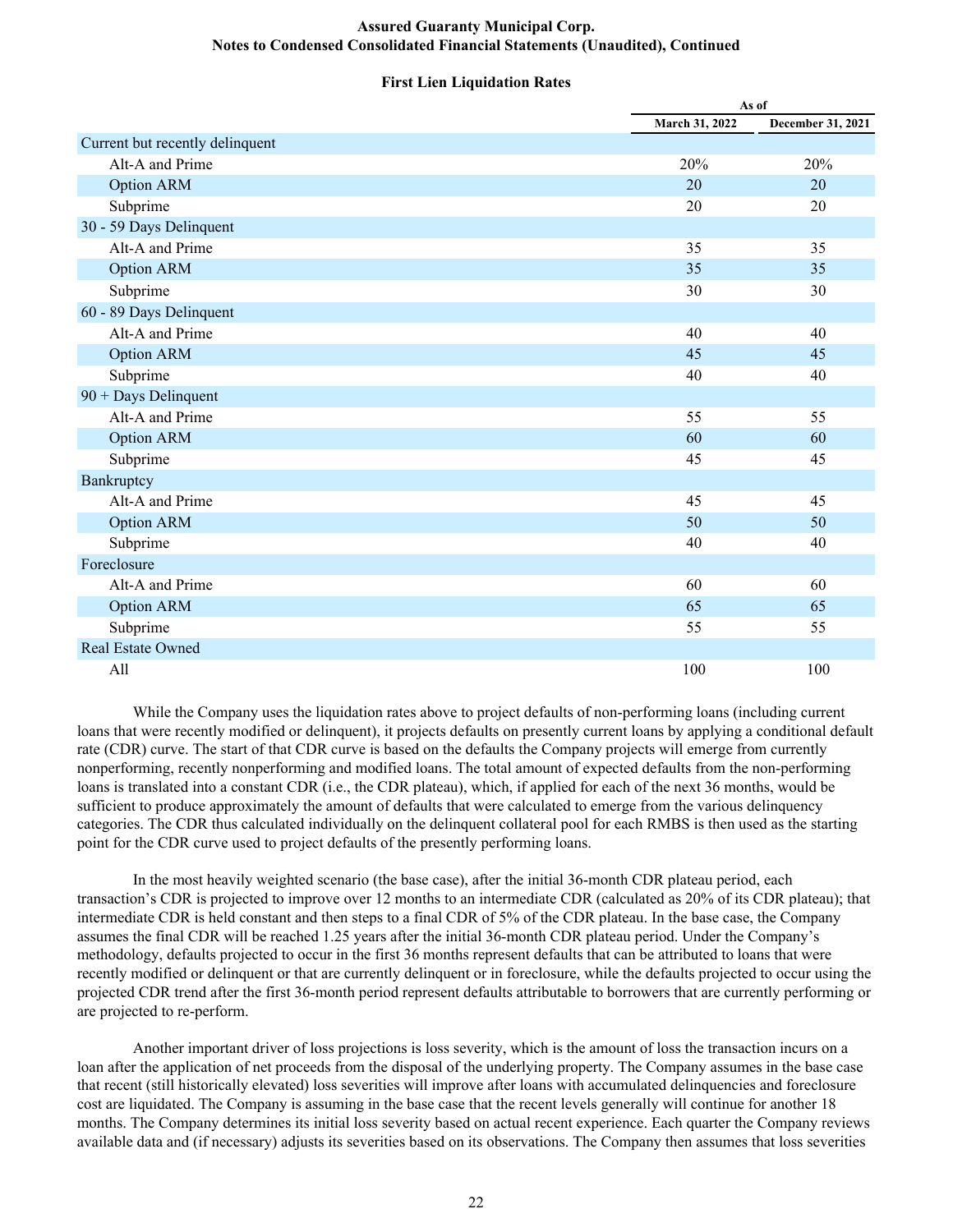### First Lien Liquidation Rates

| | As of | |
|---|---|---|
| | March 31, 2022 | December 31, 2021 |
| Current but recently delinquent | | |
| Alt-A and Prime | 20% | 20% |
| Option ARM | 20 | 20 |
| Subprime | 20 | 20 |
| 30 - 59 Days Delinquent | | |
| Alt-A and Prime | 35 | 35 |
| Option ARM | 35 | 35 |
| Subprime | 30 | 30 |
| 60 - 89 Days Delinquent | | |
| Alt-A and Prime | 40 | 40 |
| Option ARM | 45 | 45 |
| Subprime | 40 | 40 |
| 90 + Days Delinquent | | |
| Alt-A and Prime | 55 | 55 |
| Option ARM | 60 | 60 |
| Subprime | 45 | 45 |
| Bankruptcy | | |
| Alt-A and Prime | 45 | 45 |
| Option ARM | 50 | 50 |
| Subprime | 40 | 40 |
| Foreclosure | | |
| Alt-A and Prime | 60 | 60 |
| Option ARM | 65 | 65 |
| Subprime | 55 | 55 |
| Real Estate Owned | | |
| All | 100 | 100 |

While the Company uses the liquidation rates above to project defaults of non-performing loans (including current loans that were recently modified or delinquent), it projects defaults on presently current loans by applying a conditional default rate (CDR) curve. The start of that CDR curve is based on the defaults the Company projects will emerge from currently nonperforming, recently nonperforming and modified loans. The total amount of expected defaults from the non-performing loans is translated into a constant CDR (i.e., the CDR plateau), which, if applied for each of the next 36 months, would be sufficient to produce approximately the amount of defaults that were calculated to emerge from the various delinquency categories. The CDR thus calculated individually on the delinquent collateral pool for each RMBS is then used as the starting point for the CDR curve used to project defaults of the presently performing loans.

In the most heavily weighted scenario (the base case), after the initial 36-month CDR plateau period, each transaction's CDR is projected to improve over 12 months to an intermediate CDR (calculated as 20% of its CDR plateau); that intermediate CDR is held constant and then steps to a final CDR of 5% of the CDR plateau. In the base case, the Company assumes the final CDR will be reached 1.25 years after the initial 36-month CDR plateau period. Under the Company's methodology, defaults projected to occur in the first 36 months represent defaults that can be attributed to loans that were recently modified or delinquent or that are currently delinquent or in foreclosure, while the defaults projected to occur using the projected CDR trend after the first 36-month period represent defaults attributable to borrowers that are currently performing or are projected to re-perform.

Another important driver of loss projections is loss severity, which is the amount of loss the transaction incurs on a loan after the application of net proceeds from the disposal of the underlying property. The Company assumes in the base case that recent (still historically elevated) loss severities will improve after loans with accumulated delinquencies and foreclosure cost are liquidated. The Company is assuming in the base case that the recent levels generally will continue for another 18 months. The Company determines its initial loss severity based on actual recent experience. Each quarter the Company reviews available data and (if necessary) adjusts its severities based on its observations. The Company then assumes that loss severities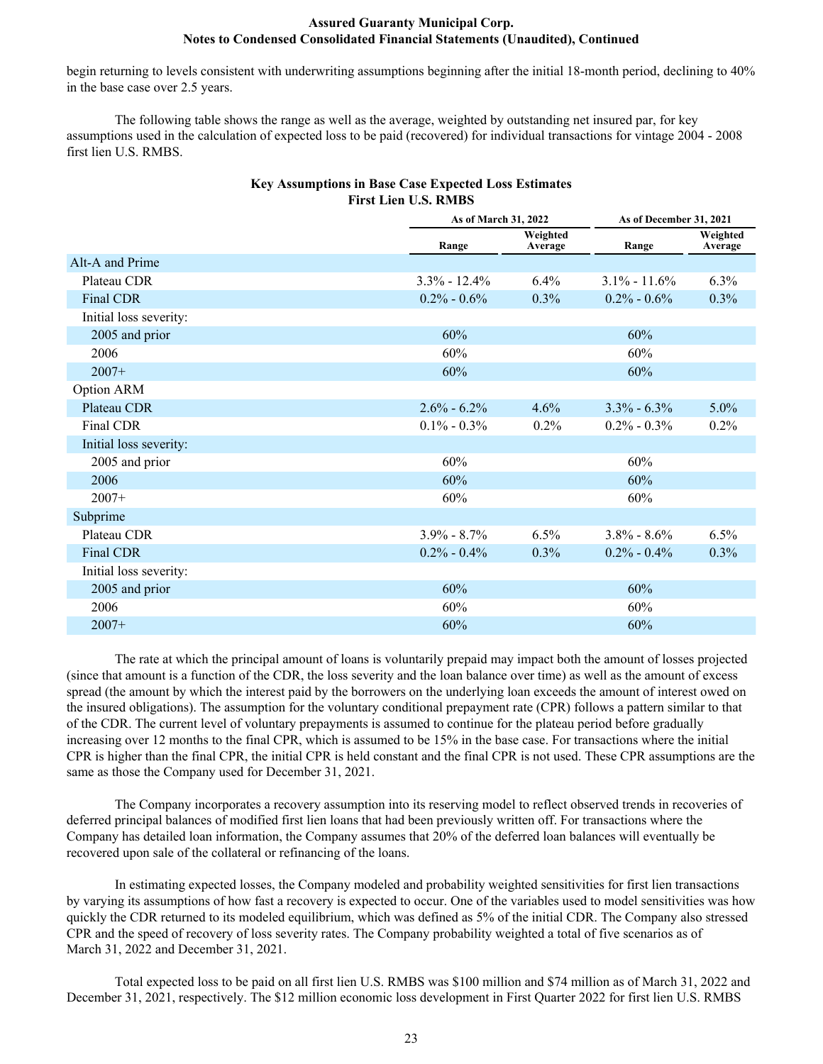begin returning to levels consistent with underwriting assumptions beginning after the initial 18-month period, declining to 40% in the base case over 2.5 years.

The following table shows the range as well as the average, weighted by outstanding net insured par, for key assumptions used in the calculation of expected loss to be paid (recovered) for individual transactions for vintage 2004 - 2008 first lien U.S. RMBS.

**Key Assumptions in Base Case Expected Loss Estimates**
**First Lien U.S. RMBS**

| | As of March 31, 2022 | | As of December 31, 2021 | |
|---|---|---|---|---|
| | Range | Weighted Average | Range | Weighted Average |
| Alt-A and Prime | | | | |
| Plateau CDR | 3.3% - 12.4% | 6.4% | 3.1% - 11.6% | 6.3% |
| Final CDR | 0.2% - 0.6% | 0.3% | 0.2% - 0.6% | 0.3% |
| Initial loss severity: | | | | |
| 2005 and prior | 60% | | 60% | |
| 2006 | 60% | | 60% | |
| 2007+ | 60% | | 60% | |
| Option ARM | | | | |
| Plateau CDR | 2.6% - 6.2% | 4.6% | 3.3% - 6.3% | 5.0% |
| Final CDR | 0.1% - 0.3% | 0.2% | 0.2% - 0.3% | 0.2% |
| Initial loss severity: | | | | |
| 2005 and prior | 60% | | 60% | |
| 2006 | 60% | | 60% | |
| 2007+ | 60% | | 60% | |
| Subprime | | | | |
| Plateau CDR | 3.9% - 8.7% | 6.5% | 3.8% - 8.6% | 6.5% |
| Final CDR | 0.2% - 0.4% | 0.3% | 0.2% - 0.4% | 0.3% |
| Initial loss severity: | | | | |
| 2005 and prior | 60% | | 60% | |
| 2006 | 60% | | 60% | |
| 2007+ | 60% | | 60% | |

The rate at which the principal amount of loans is voluntarily prepaid may impact both the amount of losses projected (since that amount is a function of the CDR, the loss severity and the loan balance over time) as well as the amount of excess spread (the amount by which the interest paid by the borrowers on the underlying loan exceeds the amount of interest owed on the insured obligations). The assumption for the voluntary conditional prepayment rate (CPR) follows a pattern similar to that of the CDR. The current level of voluntary prepayments is assumed to continue for the plateau period before gradually increasing over 12 months to the final CPR, which is assumed to be 15% in the base case. For transactions where the initial CPR is higher than the final CPR, the initial CPR is held constant and the final CPR is not used. These CPR assumptions are the same as those the Company used for December 31, 2021.

The Company incorporates a recovery assumption into its reserving model to reflect observed trends in recoveries of deferred principal balances of modified first lien loans that had been previously written off. For transactions where the Company has detailed loan information, the Company assumes that 20% of the deferred loan balances will eventually be recovered upon sale of the collateral or refinancing of the loans.

In estimating expected losses, the Company modeled and probability weighted sensitivities for first lien transactions by varying its assumptions of how fast a recovery is expected to occur. One of the variables used to model sensitivities was how quickly the CDR returned to its modeled equilibrium, which was defined as 5% of the initial CDR. The Company also stressed CPR and the speed of recovery of loss severity rates. The Company probability weighted a total of five scenarios as of March 31, 2022 and December 31, 2021.

Total expected loss to be paid on all first lien U.S. RMBS was $100 million and $74 million as of March 31, 2022 and December 31, 2021, respectively. The $12 million economic loss development in First Quarter 2022 for first lien U.S. RMBS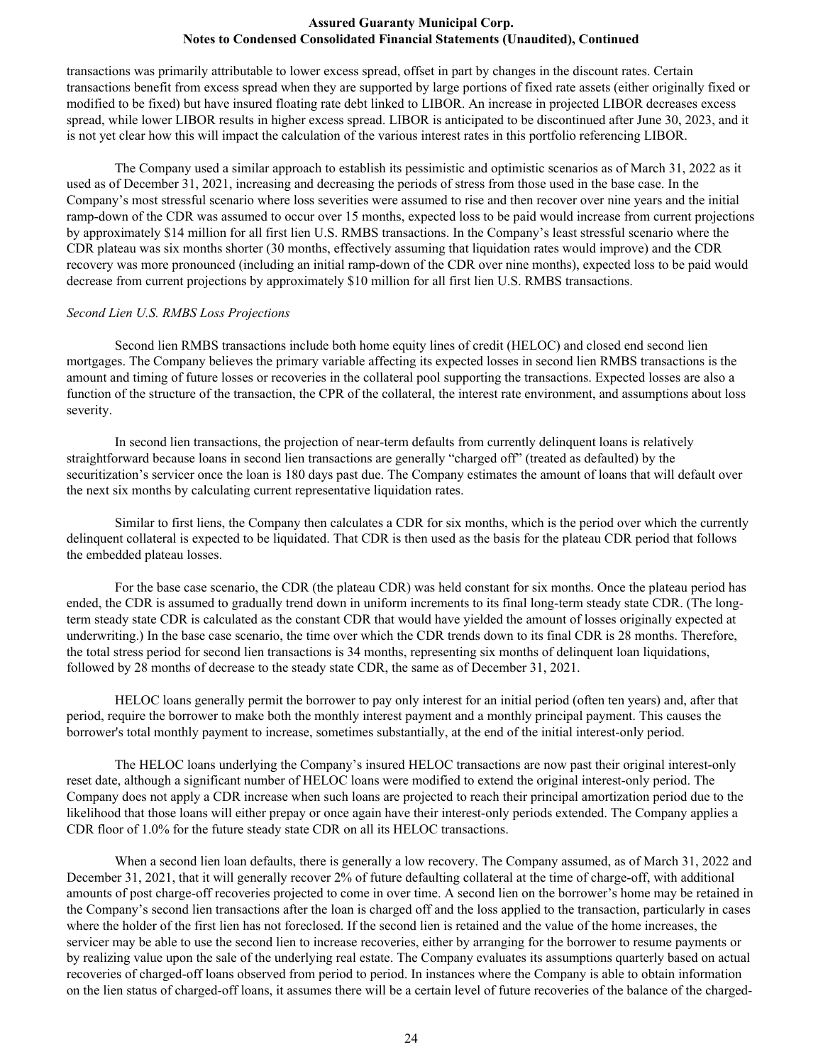transactions was primarily attributable to lower excess spread, offset in part by changes in the discount rates. Certain transactions benefit from excess spread when they are supported by large portions of fixed rate assets (either originally fixed or modified to be fixed) but have insured floating rate debt linked to LIBOR. An increase in projected LIBOR decreases excess spread, while lower LIBOR results in higher excess spread. LIBOR is anticipated to be discontinued after June 30, 2023, and it is not yet clear how this will impact the calculation of the various interest rates in this portfolio referencing LIBOR.

The Company used a similar approach to establish its pessimistic and optimistic scenarios as of March 31, 2022 as it used as of December 31, 2021, increasing and decreasing the periods of stress from those used in the base case. In the Company's most stressful scenario where loss severities were assumed to rise and then recover over nine years and the initial ramp-down of the CDR was assumed to occur over 15 months, expected loss to be paid would increase from current projections by approximately $14 million for all first lien U.S. RMBS transactions. In the Company's least stressful scenario where the CDR plateau was six months shorter (30 months, effectively assuming that liquidation rates would improve) and the CDR recovery was more pronounced (including an initial ramp-down of the CDR over nine months), expected loss to be paid would decrease from current projections by approximately $10 million for all first lien U.S. RMBS transactions.

*Second Lien U.S. RMBS Loss Projections*

Second lien RMBS transactions include both home equity lines of credit (HELOC) and closed end second lien mortgages. The Company believes the primary variable affecting its expected losses in second lien RMBS transactions is the amount and timing of future losses or recoveries in the collateral pool supporting the transactions. Expected losses are also a function of the structure of the transaction, the CPR of the collateral, the interest rate environment, and assumptions about loss severity.

In second lien transactions, the projection of near-term defaults from currently delinquent loans is relatively straightforward because loans in second lien transactions are generally "charged off" (treated as defaulted) by the securitization's servicer once the loan is 180 days past due. The Company estimates the amount of loans that will default over the next six months by calculating current representative liquidation rates.

Similar to first liens, the Company then calculates a CDR for six months, which is the period over which the currently delinquent collateral is expected to be liquidated. That CDR is then used as the basis for the plateau CDR period that follows the embedded plateau losses.

For the base case scenario, the CDR (the plateau CDR) was held constant for six months. Once the plateau period has ended, the CDR is assumed to gradually trend down in uniform increments to its final long-term steady state CDR. (The long-term steady state CDR is calculated as the constant CDR that would have yielded the amount of losses originally expected at underwriting.) In the base case scenario, the time over which the CDR trends down to its final CDR is 28 months. Therefore, the total stress period for second lien transactions is 34 months, representing six months of delinquent loan liquidations, followed by 28 months of decrease to the steady state CDR, the same as of December 31, 2021.

HELOC loans generally permit the borrower to pay only interest for an initial period (often ten years) and, after that period, require the borrower to make both the monthly interest payment and a monthly principal payment. This causes the borrower's total monthly payment to increase, sometimes substantially, at the end of the initial interest-only period.

The HELOC loans underlying the Company's insured HELOC transactions are now past their original interest-only reset date, although a significant number of HELOC loans were modified to extend the original interest-only period. The Company does not apply a CDR increase when such loans are projected to reach their principal amortization period due to the likelihood that those loans will either prepay or once again have their interest-only periods extended. The Company applies a CDR floor of 1.0% for the future steady state CDR on all its HELOC transactions.

When a second lien loan defaults, there is generally a low recovery. The Company assumed, as of March 31, 2022 and December 31, 2021, that it will generally recover 2% of future defaulting collateral at the time of charge-off, with additional amounts of post charge-off recoveries projected to come in over time. A second lien on the borrower's home may be retained in the Company's second lien transactions after the loan is charged off and the loss applied to the transaction, particularly in cases where the holder of the first lien has not foreclosed. If the second lien is retained and the value of the home increases, the servicer may be able to use the second lien to increase recoveries, either by arranging for the borrower to resume payments or by realizing value upon the sale of the underlying real estate. The Company evaluates its assumptions quarterly based on actual recoveries of charged-off loans observed from period to period. In instances where the Company is able to obtain information on the lien status of charged-off loans, it assumes there will be a certain level of future recoveries of the balance of the charged-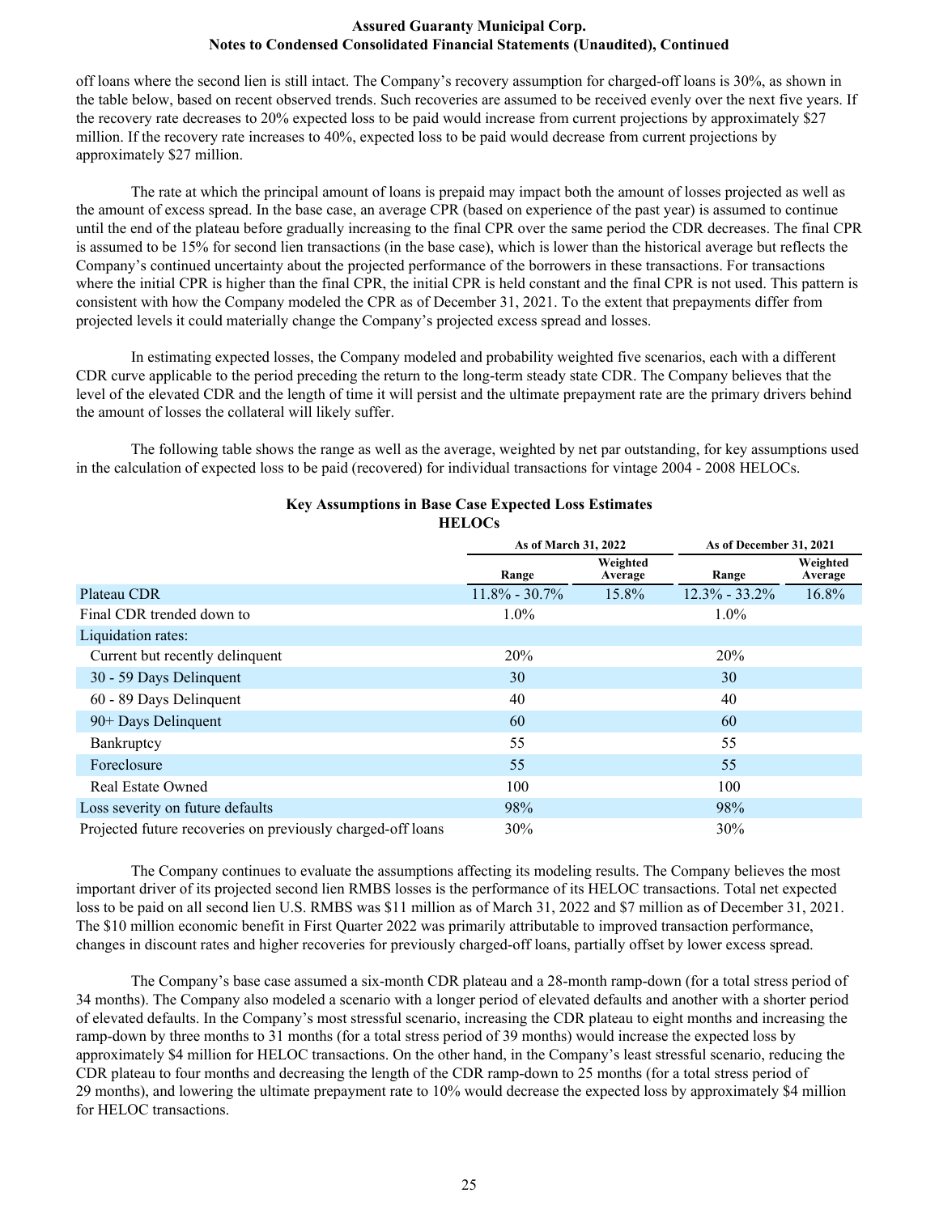off loans where the second lien is still intact. The Company's recovery assumption for charged-off loans is 30%, as shown in the table below, based on recent observed trends. Such recoveries are assumed to be received evenly over the next five years. If the recovery rate decreases to 20% expected loss to be paid would increase from current projections by approximately $27 million. If the recovery rate increases to 40%, expected loss to be paid would decrease from current projections by approximately $27 million.

The rate at which the principal amount of loans is prepaid may impact both the amount of losses projected as well as the amount of excess spread. In the base case, an average CPR (based on experience of the past year) is assumed to continue until the end of the plateau before gradually increasing to the final CPR over the same period the CDR decreases. The final CPR is assumed to be 15% for second lien transactions (in the base case), which is lower than the historical average but reflects the Company's continued uncertainty about the projected performance of the borrowers in these transactions. For transactions where the initial CPR is higher than the final CPR, the initial CPR is held constant and the final CPR is not used. This pattern is consistent with how the Company modeled the CPR as of December 31, 2021. To the extent that prepayments differ from projected levels it could materially change the Company's projected excess spread and losses.

In estimating expected losses, the Company modeled and probability weighted five scenarios, each with a different CDR curve applicable to the period preceding the return to the long-term steady state CDR. The Company believes that the level of the elevated CDR and the length of time it will persist and the ultimate prepayment rate are the primary drivers behind the amount of losses the collateral will likely suffer.

The following table shows the range as well as the average, weighted by net par outstanding, for key assumptions used in the calculation of expected loss to be paid (recovered) for individual transactions for vintage 2004 - 2008 HELOCs.

**Key Assumptions in Base Case Expected Loss Estimates**
**HELOCs**

| | As of March 31, 2022 | | As of December 31, 2021 | |
|---|---|---|---|---|
| | Range | Weighted Average | Range | Weighted Average |
| Plateau CDR | 11.8% - 30.7% | 15.8% | 12.3% - 33.2% | 16.8% |
| Final CDR trended down to | 1.0% | | 1.0% | |
| Liquidation rates: | | | | |
| Current but recently delinquent | 20% | | 20% | |
| 30 - 59 Days Delinquent | 30 | | 30 | |
| 60 - 89 Days Delinquent | 40 | | 40 | |
| 90+ Days Delinquent | 60 | | 60 | |
| Bankruptcy | 55 | | 55 | |
| Foreclosure | 55 | | 55 | |
| Real Estate Owned | 100 | | 100 | |
| Loss severity on future defaults | 98% | | 98% | |
| Projected future recoveries on previously charged-off loans | 30% | | 30% | |

The Company continues to evaluate the assumptions affecting its modeling results. The Company believes the most important driver of its projected second lien RMBS losses is the performance of its HELOC transactions. Total net expected loss to be paid on all second lien U.S. RMBS was $11 million as of March 31, 2022 and $7 million as of December 31, 2021. The $10 million economic benefit in First Quarter 2022 was primarily attributable to improved transaction performance, changes in discount rates and higher recoveries for previously charged-off loans, partially offset by lower excess spread.

The Company's base case assumed a six-month CDR plateau and a 28-month ramp-down (for a total stress period of 34 months). The Company also modeled a scenario with a longer period of elevated defaults and another with a shorter period of elevated defaults. In the Company's most stressful scenario, increasing the CDR plateau to eight months and increasing the ramp-down by three months to 31 months (for a total stress period of 39 months) would increase the expected loss by approximately $4 million for HELOC transactions. On the other hand, in the Company's least stressful scenario, reducing the CDR plateau to four months and decreasing the length of the CDR ramp-down to 25 months (for a total stress period of 29 months), and lowering the ultimate prepayment rate to 10% would decrease the expected loss by approximately $4 million for HELOC transactions.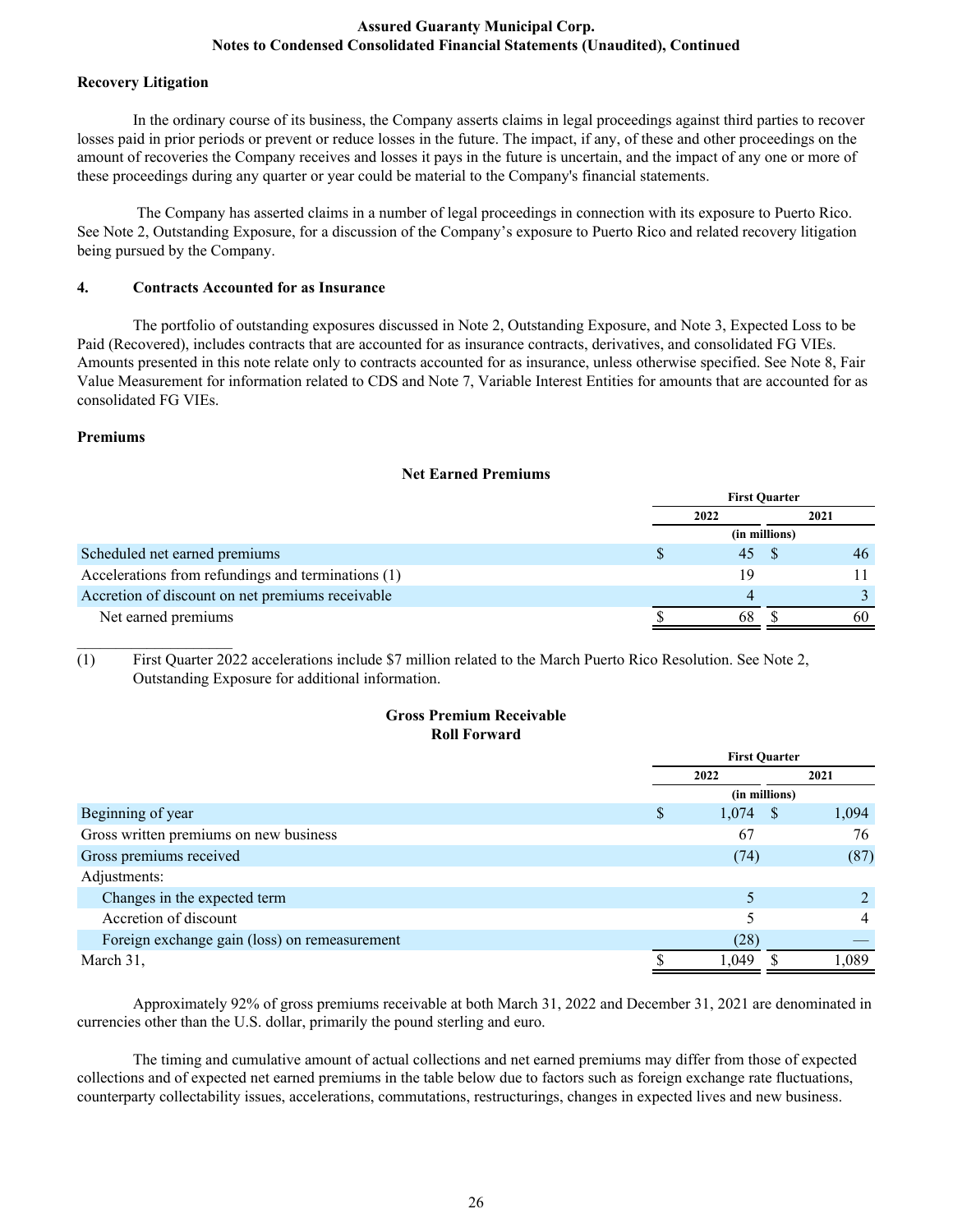### Recovery Litigation

In the ordinary course of its business, the Company asserts claims in legal proceedings against third parties to recover losses paid in prior periods or prevent or reduce losses in the future. The impact, if any, of these and other proceedings on the amount of recoveries the Company receives and losses it pays in the future is uncertain, and the impact of any one or more of these proceedings during any quarter or year could be material to the Company's financial statements.

The Company has asserted claims in a number of legal proceedings in connection with its exposure to Puerto Rico. See Note 2, Outstanding Exposure, for a discussion of the Company's exposure to Puerto Rico and related recovery litigation being pursued by the Company.

## 4. Contracts Accounted for as Insurance

The portfolio of outstanding exposures discussed in Note 2, Outstanding Exposure, and Note 3, Expected Loss to be Paid (Recovered), includes contracts that are accounted for as insurance contracts, derivatives, and consolidated FG VIEs. Amounts presented in this note relate only to contracts accounted for as insurance, unless otherwise specified. See Note 8, Fair Value Measurement for information related to CDS and Note 7, Variable Interest Entities for amounts that are accounted for as consolidated FG VIEs.

### Premiums

**Net Earned Premiums**

| | First Quarter | |
|---|---|---|
| | 2022 | 2021 |
| | (in millions) | |
| Scheduled net earned premiums | $ 45 | $ 46 |
| Accelerations from refundings and terminations (1) | 19 | 11 |
| Accretion of discount on net premiums receivable | 4 | 3 |
| Net earned premiums | $ 68 | $ 60 |

(1) First Quarter 2022 accelerations include $7 million related to the March Puerto Rico Resolution. See Note 2, Outstanding Exposure for additional information.

**Gross Premium Receivable Roll Forward**

| | First Quarter | |
|---|---|---|
| | 2022 | 2021 |
| | (in millions) | |
| Beginning of year | $ 1,074 | $ 1,094 |
| Gross written premiums on new business | 67 | 76 |
| Gross premiums received | (74) | (87) |
| Adjustments: | | |
| Changes in the expected term | 5 | 2 |
| Accretion of discount | 5 | 4 |
| Foreign exchange gain (loss) on remeasurement | (28) | — |
| March 31, | $ 1,049 | $ 1,089 |

Approximately 92% of gross premiums receivable at both March 31, 2022 and December 31, 2021 are denominated in currencies other than the U.S. dollar, primarily the pound sterling and euro.

The timing and cumulative amount of actual collections and net earned premiums may differ from those of expected collections and of expected net earned premiums in the table below due to factors such as foreign exchange rate fluctuations, counterparty collectability issues, accelerations, commutations, restructurings, changes in expected lives and new business.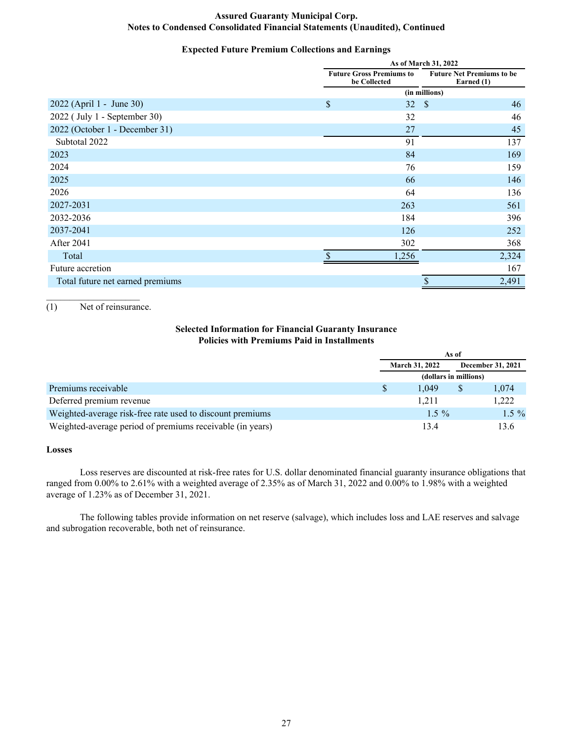**Assured Guaranty Municipal Corp.**
**Notes to Condensed Consolidated Financial Statements (Unaudited), Continued**

### Expected Future Premium Collections and Earnings

| | As of March 31, 2022 | |
|---|---|---|
| | Future Gross Premiums to be Collected | Future Net Premiums to be Earned (1) |
| | (in millions) | |
| 2022 (April 1 - June 30) | $ 32 | $ 46 |
| 2022 ( July 1 - September 30) | 32 | 46 |
| 2022 (October 1 - December 31) | 27 | 45 |
| Subtotal 2022 | 91 | 137 |
| 2023 | 84 | 169 |
| 2024 | 76 | 159 |
| 2025 | 66 | 146 |
| 2026 | 64 | 136 |
| 2027-2031 | 263 | 561 |
| 2032-2036 | 184 | 396 |
| 2037-2041 | 126 | 252 |
| After 2041 | 302 | 368 |
| Total | $ 1,256 | 2,324 |
| Future accretion | | 167 |
| Total future net earned premiums | | $ 2,491 |

____________________

(1) Net of reinsurance.

### Selected Information for Financial Guaranty Insurance Policies with Premiums Paid in Installments

| | As of | |
|---|---|---|
| | March 31, 2022 | December 31, 2021 |
| | (dollars in millions) | |
| Premiums receivable | $ 1,049 | $ 1,074 |
| Deferred premium revenue | 1,211 | 1,222 |
| Weighted-average risk-free rate used to discount premiums | 1.5 % | 1.5 % |
| Weighted-average period of premiums receivable (in years) | 13.4 | 13.6 |

**Losses**

Loss reserves are discounted at risk-free rates for U.S. dollar denominated financial guaranty insurance obligations that ranged from 0.00% to 2.61% with a weighted average of 2.35% as of March 31, 2022 and 0.00% to 1.98% with a weighted average of 1.23% as of December 31, 2021.

The following tables provide information on net reserve (salvage), which includes loss and LAE reserves and salvage and subrogation recoverable, both net of reinsurance.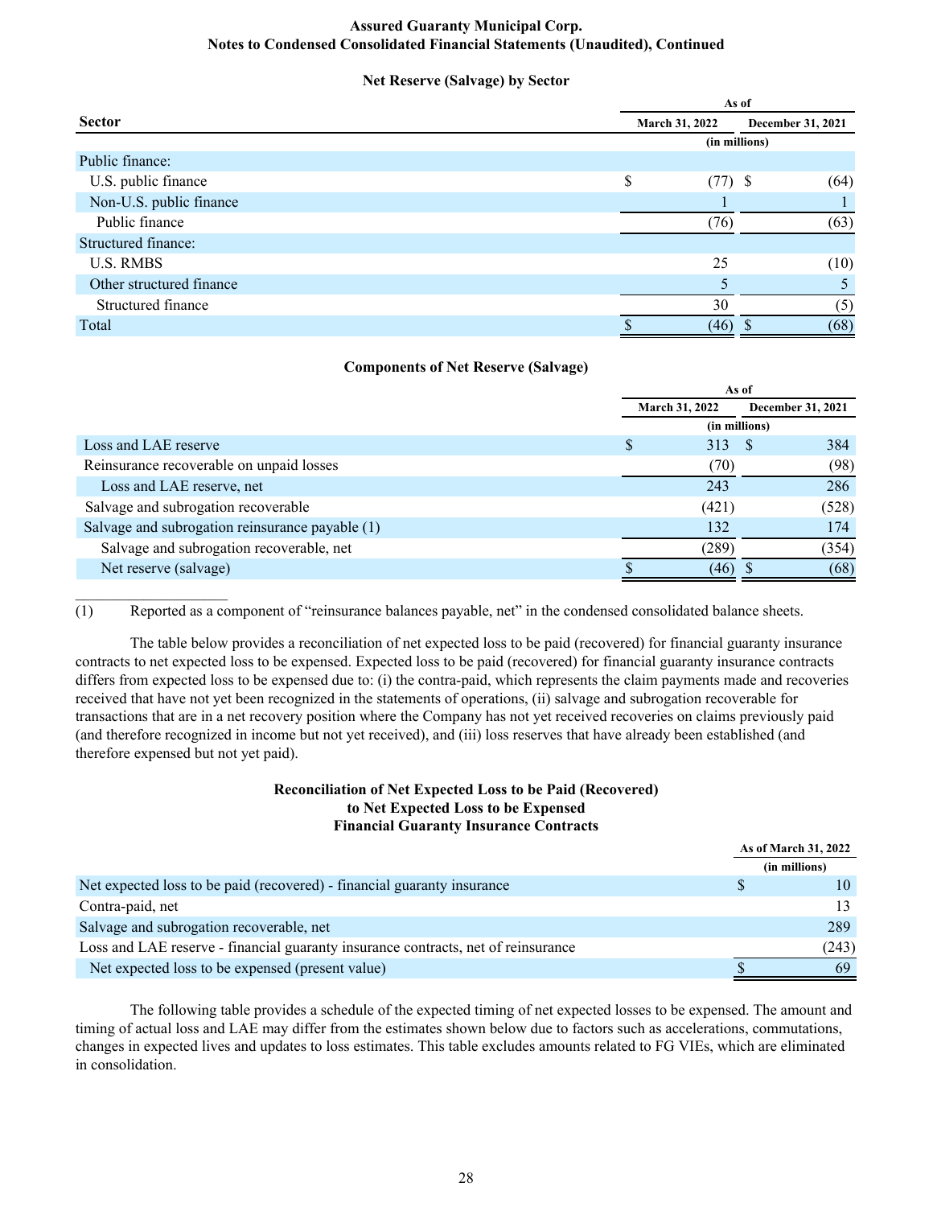### Net Reserve (Salvage) by Sector

| Sector | As of March 31, 2022 | As of December 31, 2021 |
|---|---|---|
| | (in millions) | |
| Public finance: | | |
| U.S. public finance | $ (77) | $ (64) |
| Non-U.S. public finance | 1 | 1 |
| Public finance | (76) | (63) |
| Structured finance: | | |
| U.S. RMBS | 25 | (10) |
| Other structured finance | 5 | 5 |
| Structured finance | 30 | (5) |
| Total | $ (46) | $ (68) |

### Components of Net Reserve (Salvage)

| | As of March 31, 2022 | As of December 31, 2021 |
|---|---|---|
| | (in millions) | |
| Loss and LAE reserve | $ 313 | $ 384 |
| Reinsurance recoverable on unpaid losses | (70) | (98) |
| Loss and LAE reserve, net | 243 | 286 |
| Salvage and subrogation recoverable | (421) | (528) |
| Salvage and subrogation reinsurance payable (1) | 132 | 174 |
| Salvage and subrogation recoverable, net | (289) | (354) |
| Net reserve (salvage) | $ (46) | $ (68) |

(1) Reported as a component of "reinsurance balances payable, net" in the condensed consolidated balance sheets.

The table below provides a reconciliation of net expected loss to be paid (recovered) for financial guaranty insurance contracts to net expected loss to be expensed. Expected loss to be paid (recovered) for financial guaranty insurance contracts differs from expected loss to be expensed due to: (i) the contra-paid, which represents the claim payments made and recoveries received that have not yet been recognized in the statements of operations, (ii) salvage and subrogation recoverable for transactions that are in a net recovery position where the Company has not yet received recoveries on claims previously paid (and therefore recognized in income but not yet received), and (iii) loss reserves that have already been established (and therefore expensed but not yet paid).

### Reconciliation of Net Expected Loss to be Paid (Recovered) to Net Expected Loss to be Expensed Financial Guaranty Insurance Contracts

| | As of March 31, 2022 |
|---|---|
| | (in millions) |
| Net expected loss to be paid (recovered) - financial guaranty insurance | $ 10 |
| Contra-paid, net | 13 |
| Salvage and subrogation recoverable, net | 289 |
| Loss and LAE reserve - financial guaranty insurance contracts, net of reinsurance | (243) |
| Net expected loss to be expensed (present value) | $ 69 |

The following table provides a schedule of the expected timing of net expected losses to be expensed. The amount and timing of actual loss and LAE may differ from the estimates shown below due to factors such as accelerations, commutations, changes in expected lives and updates to loss estimates. This table excludes amounts related to FG VIEs, which are eliminated in consolidation.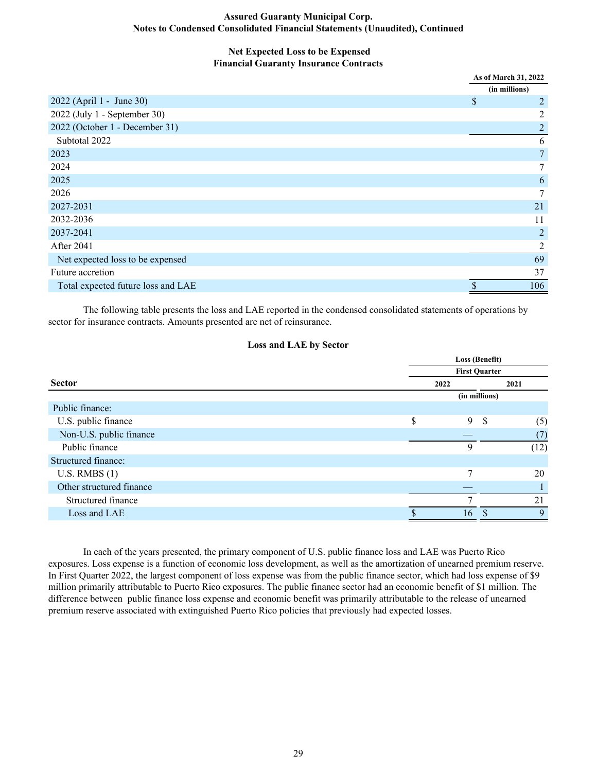### Net Expected Loss to be Expensed
### Financial Guaranty Insurance Contracts

| | As of March 31, 2022 |
|---|---|
| | (in millions) |
| 2022 (April 1 - June 30) | $ 2 |
| 2022 (July 1 - September 30) | 2 |
| 2022 (October 1 - December 31) | 2 |
| Subtotal 2022 | 6 |
| 2023 | 7 |
| 2024 | 7 |
| 2025 | 6 |
| 2026 | 7 |
| 2027-2031 | 21 |
| 2032-2036 | 11 |
| 2037-2041 | 2 |
| After 2041 | 2 |
| Net expected loss to be expensed | 69 |
| Future accretion | 37 |
| Total expected future loss and LAE | $ 106 |

The following table presents the loss and LAE reported in the condensed consolidated statements of operations by sector for insurance contracts. Amounts presented are net of reinsurance.

### Loss and LAE by Sector

| | Loss (Benefit) | |
|---|---|---|
| | First Quarter | |
| Sector | 2022 | 2021 |
| | (in millions) | |
| Public finance: | | |
| U.S. public finance | $ 9 | $ (5) |
| Non-U.S. public finance | — | (7) |
| Public finance | 9 | (12) |
| Structured finance: | | |
| U.S. RMBS (1) | 7 | 20 |
| Other structured finance | — | 1 |
| Structured finance | 7 | 21 |
| Loss and LAE | $ 16 | $ 9 |

In each of the years presented, the primary component of U.S. public finance loss and LAE was Puerto Rico exposures. Loss expense is a function of economic loss development, as well as the amortization of unearned premium reserve. In First Quarter 2022, the largest component of loss expense was from the public finance sector, which had loss expense of $9 million primarily attributable to Puerto Rico exposures. The public finance sector had an economic benefit of $1 million. The difference between public finance loss expense and economic benefit was primarily attributable to the release of unearned premium reserve associated with extinguished Puerto Rico policies that previously had expected losses.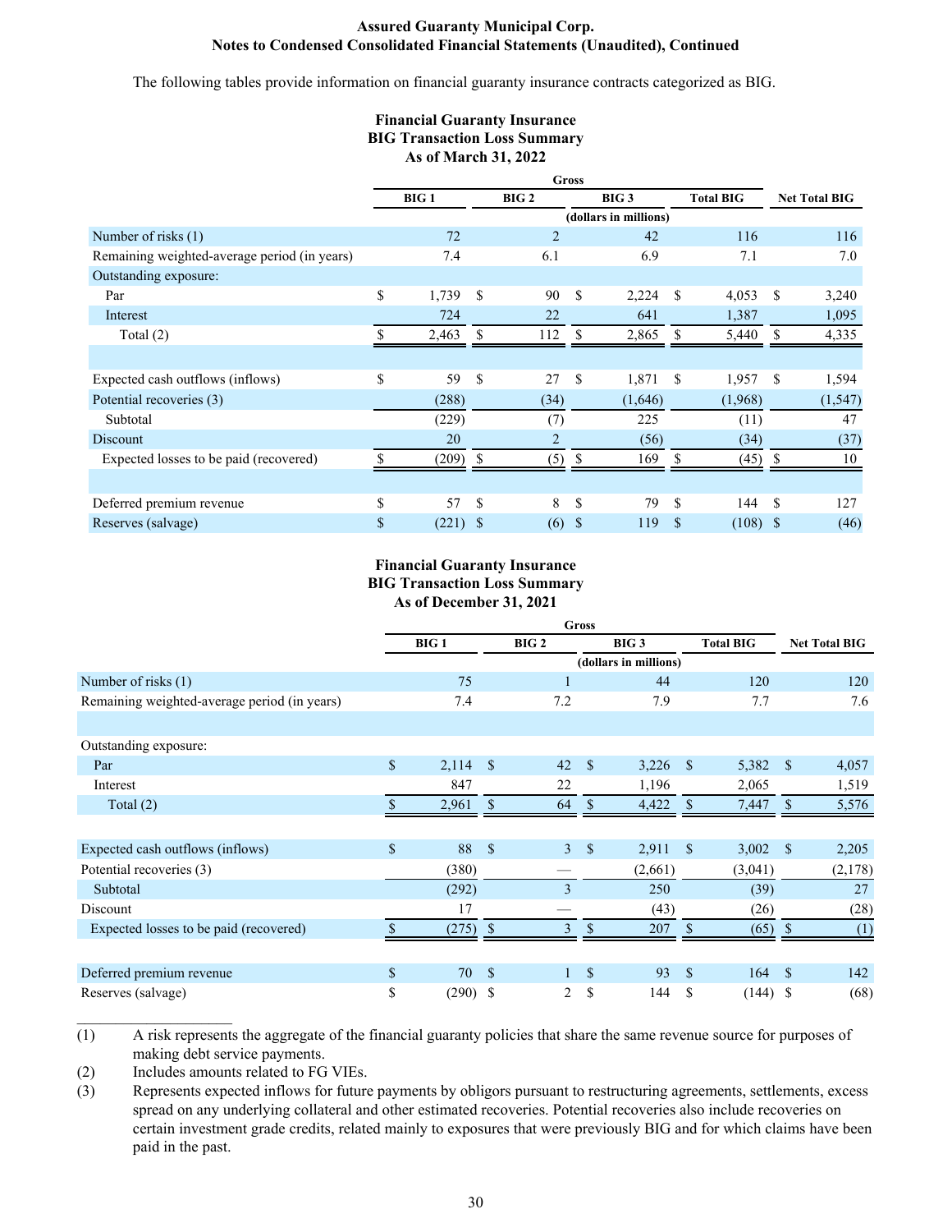The following tables provide information on financial guaranty insurance contracts categorized as BIG.

**Financial Guaranty Insurance**
**BIG Transaction Loss Summary**
**As of March 31, 2022**

| | Gross | | | | |
|---|---|---|---|---|---|
| | BIG 1 | BIG 2 | BIG 3 | Total BIG | Net Total BIG |
| | (dollars in millions) | | | | |
| Number of risks (1) | 72 | 2 | 42 | 116 | 116 |
| Remaining weighted-average period (in years) | 7.4 | 6.1 | 6.9 | 7.1 | 7.0 |
| Outstanding exposure: | | | | | |
| Par | $ 1,739 | $ 90 | $ 2,224 | $ 4,053 | $ 3,240 |
| Interest | 724 | 22 | 641 | 1,387 | 1,095 |
| Total (2) | $ 2,463 | $ 112 | $ 2,865 | $ 5,440 | $ 4,335 |
| | | | | | |
| Expected cash outflows (inflows) | $ 59 | $ 27 | $ 1,871 | $ 1,957 | $ 1,594 |
| Potential recoveries (3) | (288) | (34) | (1,646) | (1,968) | (1,547) |
| Subtotal | (229) | (7) | 225 | (11) | 47 |
| Discount | 20 | 2 | (56) | (34) | (37) |
| Expected losses to be paid (recovered) | $ (209) | $ (5) | $ 169 | $ (45) | $ 10 |
| | | | | | |
| Deferred premium revenue | $ 57 | $ 8 | $ 79 | $ 144 | $ 127 |
| Reserves (salvage) | $ (221) | $ (6) | $ 119 | $ (108) | $ (46) |

**Financial Guaranty Insurance**
**BIG Transaction Loss Summary**
**As of December 31, 2021**

| | Gross | | | | |
|---|---|---|---|---|---|
| | BIG 1 | BIG 2 | BIG 3 | Total BIG | Net Total BIG |
| | (dollars in millions) | | | | |
| Number of risks (1) | 75 | 1 | 44 | 120 | 120 |
| Remaining weighted-average period (in years) | 7.4 | 7.2 | 7.9 | 7.7 | 7.6 |
| | | | | | |
| Outstanding exposure: | | | | | |
| Par | $ 2,114 | $ 42 | $ 3,226 | $ 5,382 | $ 4,057 |
| Interest | 847 | 22 | 1,196 | 2,065 | 1,519 |
| Total (2) | $ 2,961 | $ 64 | $ 4,422 | $ 7,447 | $ 5,576 |
| | | | | | |
| Expected cash outflows (inflows) | $ 88 | $ 3 | $ 2,911 | $ 3,002 | $ 2,205 |
| Potential recoveries (3) | (380) | — | (2,661) | (3,041) | (2,178) |
| Subtotal | (292) | 3 | 250 | (39) | 27 |
| Discount | 17 | — | (43) | (26) | (28) |
| Expected losses to be paid (recovered) | $ (275) | $ 3 | $ 207 | $ (65) | $ (1) |
| | | | | | |
| Deferred premium revenue | $ 70 | $ 1 | $ 93 | $ 164 | $ 142 |
| Reserves (salvage) | $ (290) | $ 2 | $ 144 | $ (144) | $ (68) |

(1) A risk represents the aggregate of the financial guaranty policies that share the same revenue source for purposes of making debt service payments.

(2) Includes amounts related to FG VIEs.

(3) Represents expected inflows for future payments by obligors pursuant to restructuring agreements, settlements, excess spread on any underlying collateral and other estimated recoveries. Potential recoveries also include recoveries on certain investment grade credits, related mainly to exposures that were previously BIG and for which claims have been paid in the past.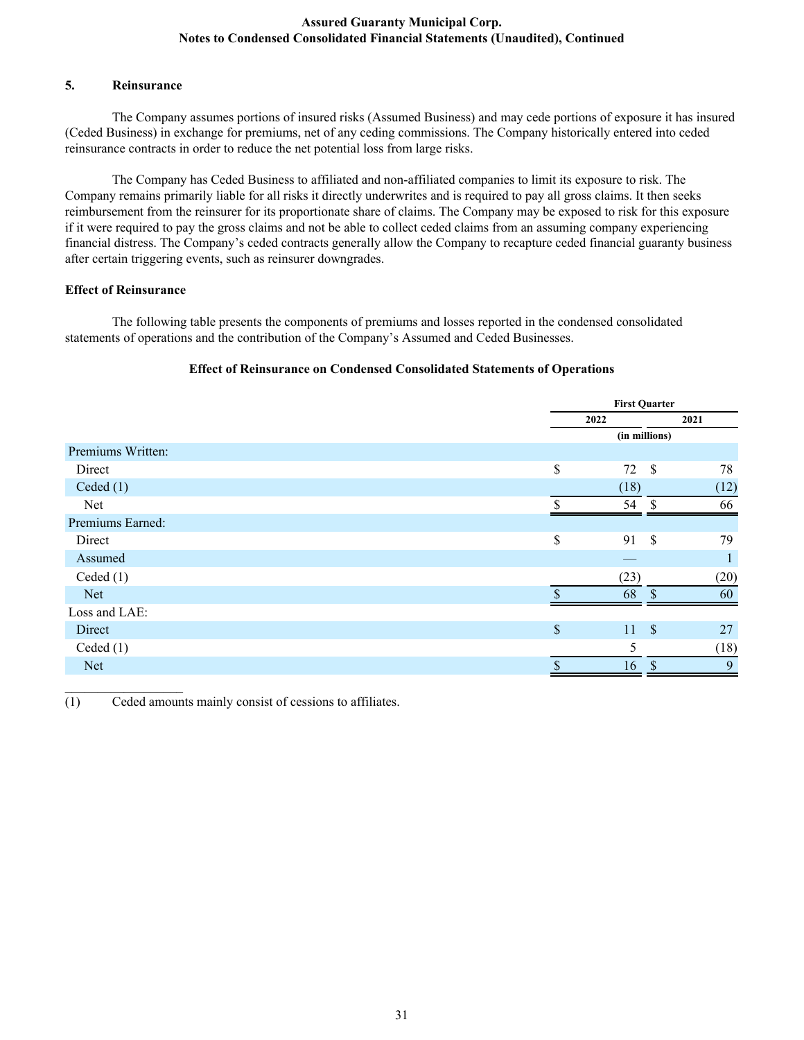## 5. Reinsurance

The Company assumes portions of insured risks (Assumed Business) and may cede portions of exposure it has insured (Ceded Business) in exchange for premiums, net of any ceding commissions. The Company historically entered into ceded reinsurance contracts in order to reduce the net potential loss from large risks.

The Company has Ceded Business to affiliated and non-affiliated companies to limit its exposure to risk. The Company remains primarily liable for all risks it directly underwrites and is required to pay all gross claims. It then seeks reimbursement from the reinsurer for its proportionate share of claims. The Company may be exposed to risk for this exposure if it were required to pay the gross claims and not be able to collect ceded claims from an assuming company experiencing financial distress. The Company's ceded contracts generally allow the Company to recapture ceded financial guaranty business after certain triggering events, such as reinsurer downgrades.

### Effect of Reinsurance

The following table presents the components of premiums and losses reported in the condensed consolidated statements of operations and the contribution of the Company's Assumed and Ceded Businesses.

**Effect of Reinsurance on Condensed Consolidated Statements of Operations**

| | First Quarter | |
|---|---|---|
| | 2022 | 2021 |
| | (in millions) | |
| **Premiums Written:** | | |
| Direct | $ 72 | $ 78 |
| Ceded (1) | (18) | (12) |
| Net | $ 54 | $ 66 |
| **Premiums Earned:** | | |
| Direct | $ 91 | $ 79 |
| Assumed | — | 1 |
| Ceded (1) | (23) | (20) |
| Net | $ 68 | $ 60 |
| **Loss and LAE:** | | |
| Direct | $ 11 | $ 27 |
| Ceded (1) | 5 | (18) |
| Net | $ 16 | $ 9 |

(1) Ceded amounts mainly consist of cessions to affiliates.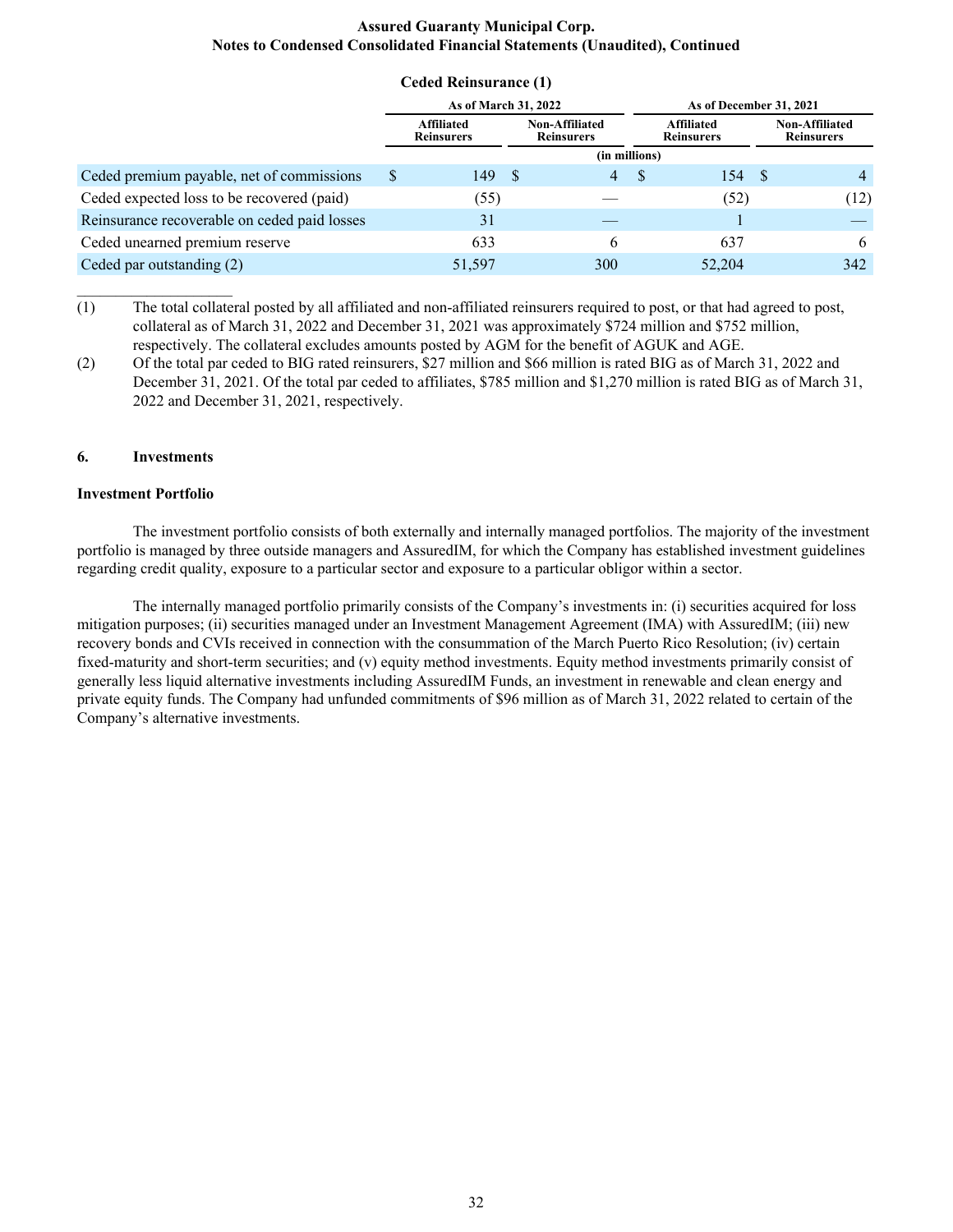**Ceded Reinsurance (1)**

| | As of March 31, 2022 | | As of December 31, 2021 | |
|---|---|---|---|---|
| | Affiliated Reinsurers | Non-Affiliated Reinsurers | Affiliated Reinsurers | Non-Affiliated Reinsurers |
| | (in millions) | | | |
| Ceded premium payable, net of commissions | $ 149 | $ 4 | $ 154 | $ 4 |
| Ceded expected loss to be recovered (paid) | (55) | — | (52) | (12) |
| Reinsurance recoverable on ceded paid losses | 31 | — | 1 | — |
| Ceded unearned premium reserve | 633 | 6 | 637 | 6 |
| Ceded par outstanding (2) | 51,597 | 300 | 52,204 | 342 |

____________________

(1) The total collateral posted by all affiliated and non-affiliated reinsurers required to post, or that had agreed to post, collateral as of March 31, 2022 and December 31, 2021 was approximately $724 million and $752 million, respectively. The collateral excludes amounts posted by AGM for the benefit of AGUK and AGE.

(2) Of the total par ceded to BIG rated reinsurers, $27 million and $66 million is rated BIG as of March 31, 2022 and December 31, 2021. Of the total par ceded to affiliates, $785 million and $1,270 million is rated BIG as of March 31, 2022 and December 31, 2021, respectively.

## 6. Investments

### Investment Portfolio

The investment portfolio consists of both externally and internally managed portfolios. The majority of the investment portfolio is managed by three outside managers and AssuredIM, for which the Company has established investment guidelines regarding credit quality, exposure to a particular sector and exposure to a particular obligor within a sector.

The internally managed portfolio primarily consists of the Company's investments in: (i) securities acquired for loss mitigation purposes; (ii) securities managed under an Investment Management Agreement (IMA) with AssuredIM; (iii) new recovery bonds and CVIs received in connection with the consummation of the March Puerto Rico Resolution; (iv) certain fixed-maturity and short-term securities; and (v) equity method investments. Equity method investments primarily consist of generally less liquid alternative investments including AssuredIM Funds, an investment in renewable and clean energy and private equity funds. The Company had unfunded commitments of $96 million as of March 31, 2022 related to certain of the Company's alternative investments.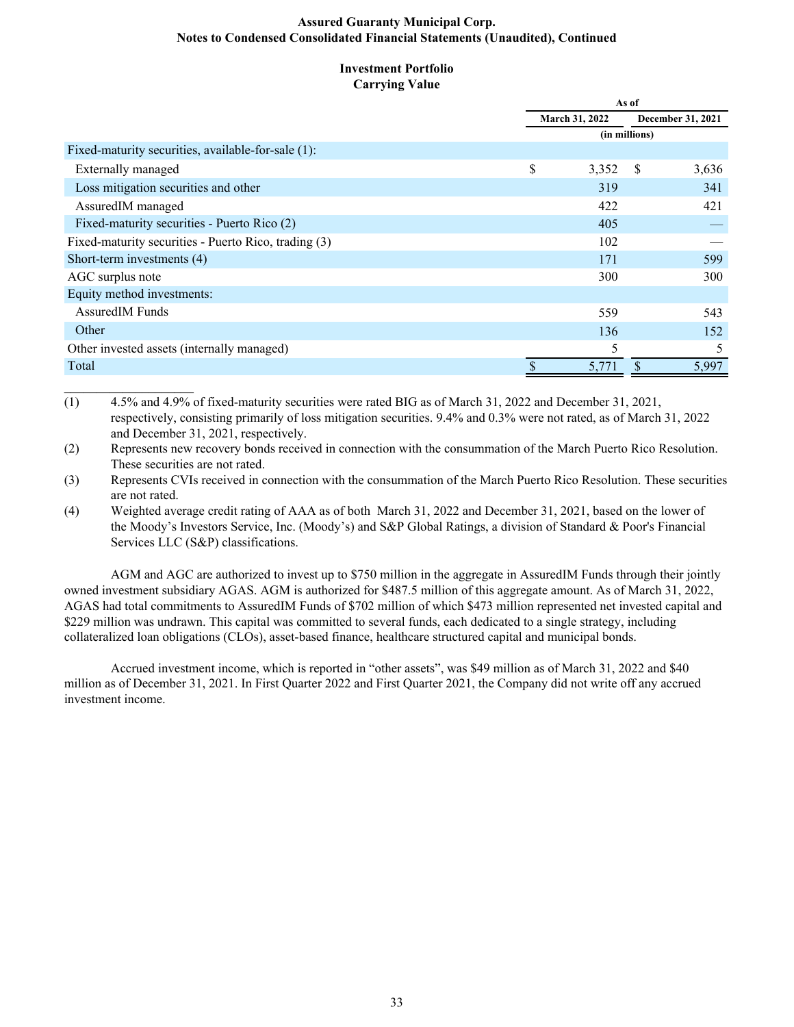### Investment Portfolio
### Carrying Value

| | As of | |
|---|---|---|
| | March 31, 2022 | December 31, 2021 |
| | (in millions) | |
| Fixed-maturity securities, available-for-sale (1): | | |
| Externally managed | $ 3,352 | $ 3,636 |
| Loss mitigation securities and other | 319 | 341 |
| AssuredIM managed | 422 | 421 |
| Fixed-maturity securities - Puerto Rico (2) | 405 | — |
| Fixed-maturity securities - Puerto Rico, trading (3) | 102 | — |
| Short-term investments (4) | 171 | 599 |
| AGC surplus note | 300 | 300 |
| Equity method investments: | | |
| AssuredIM Funds | 559 | 543 |
| Other | 136 | 152 |
| Other invested assets (internally managed) | 5 | 5 |
| Total | $ 5,771 | $ 5,997 |

___________________

(1) 4.5% and 4.9% of fixed-maturity securities were rated BIG as of March 31, 2022 and December 31, 2021, respectively, consisting primarily of loss mitigation securities. 9.4% and 0.3% were not rated, as of March 31, 2022 and December 31, 2021, respectively.

(2) Represents new recovery bonds received in connection with the consummation of the March Puerto Rico Resolution. These securities are not rated.

(3) Represents CVIs received in connection with the consummation of the March Puerto Rico Resolution. These securities are not rated.

(4) Weighted average credit rating of AAA as of both March 31, 2022 and December 31, 2021, based on the lower of the Moody's Investors Service, Inc. (Moody's) and S&P Global Ratings, a division of Standard & Poor's Financial Services LLC (S&P) classifications.

AGM and AGC are authorized to invest up to $750 million in the aggregate in AssuredIM Funds through their jointly owned investment subsidiary AGAS. AGM is authorized for $487.5 million of this aggregate amount. As of March 31, 2022, AGAS had total commitments to AssuredIM Funds of $702 million of which $473 million represented net invested capital and $229 million was undrawn. This capital was committed to several funds, each dedicated to a single strategy, including collateralized loan obligations (CLOs), asset-based finance, healthcare structured capital and municipal bonds.

Accrued investment income, which is reported in "other assets", was $49 million as of March 31, 2022 and $40 million as of December 31, 2021. In First Quarter 2022 and First Quarter 2021, the Company did not write off any accrued investment income.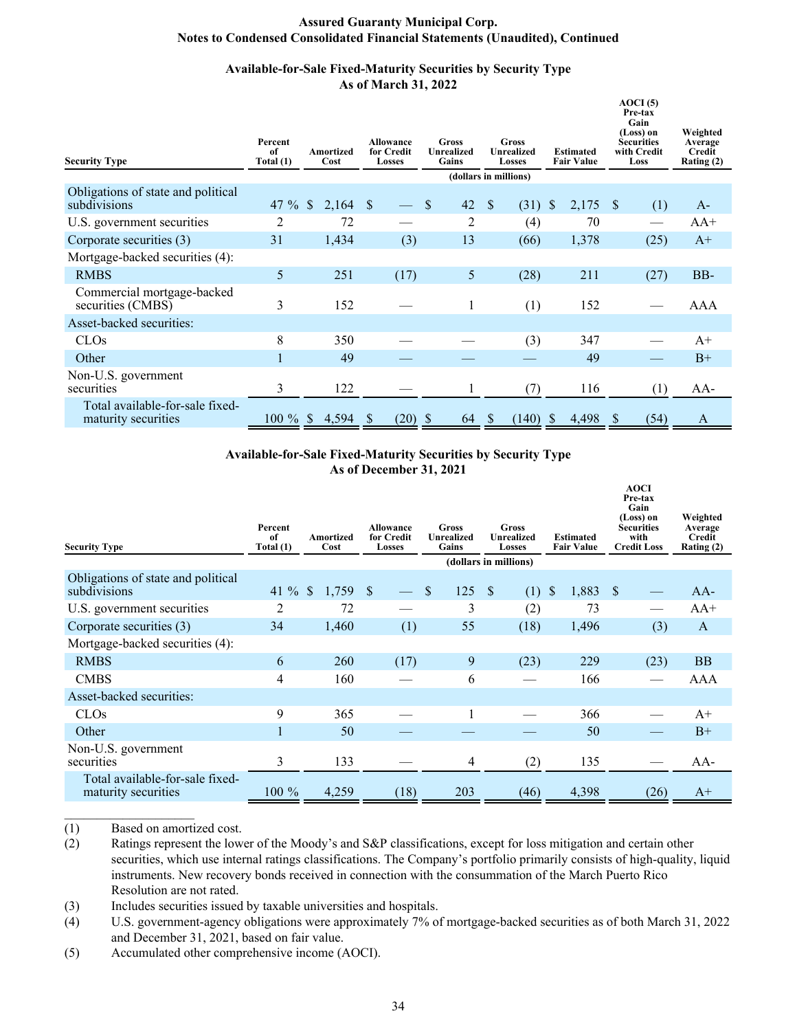**Assured Guaranty Municipal Corp.**
**Notes to Condensed Consolidated Financial Statements (Unaudited), Continued**

### Available-for-Sale Fixed-Maturity Securities by Security Type
### As of March 31, 2022

| Security Type | Percent of Total (1) | Amortized Cost | Allowance for Credit Losses | Gross Unrealized Gains | Gross Unrealized Losses | Estimated Fair Value | AOCI (5) Pre-tax Gain (Loss) on Securities with Credit Loss | Weighted Average Credit Rating (2) |
|---|---|---|---|---|---|---|---|---|
| | | (dollars in millions) | | | | | | |
| Obligations of state and political subdivisions | 47 % | $ 2,164 | $ — | $ 42 | $ (31) | $ 2,175 | $ (1) | A- |
| U.S. government securities | 2 | 72 | — | 2 | (4) | 70 | — | AA+ |
| Corporate securities (3) | 31 | 1,434 | (3) | 13 | (66) | 1,378 | (25) | A+ |
| Mortgage-backed securities (4): | | | | | | | | |
| RMBS | 5 | 251 | (17) | 5 | (28) | 211 | (27) | BB- |
| Commercial mortgage-backed securities (CMBS) | 3 | 152 | — | 1 | (1) | 152 | — | AAA |
| Asset-backed securities: | | | | | | | | |
| CLOs | 8 | 350 | — | — | (3) | 347 | — | A+ |
| Other | 1 | 49 | — | — | — | 49 | — | B+ |
| Non-U.S. government securities | 3 | 122 | — | 1 | (7) | 116 | (1) | AA- |
| Total available-for-sale fixed-maturity securities | 100 % | $ 4,594 | $ (20) | $ 64 | $ (140) | $ 4,498 | $ (54) | A |

### Available-for-Sale Fixed-Maturity Securities by Security Type
### As of December 31, 2021

| Security Type | Percent of Total (1) | Amortized Cost | Allowance for Credit Losses | Gross Unrealized Gains | Gross Unrealized Losses | Estimated Fair Value | AOCI Pre-tax Gain (Loss) on Securities with Credit Loss | Weighted Average Credit Rating (2) |
|---|---|---|---|---|---|---|---|---|
| | | (dollars in millions) | | | | | | |
| Obligations of state and political subdivisions | 41 % | $ 1,759 | $ — | $ 125 | $ (1) | $ 1,883 | $ — | AA- |
| U.S. government securities | 2 | 72 | — | 3 | (2) | 73 | — | AA+ |
| Corporate securities (3) | 34 | 1,460 | (1) | 55 | (18) | 1,496 | (3) | A |
| Mortgage-backed securities (4): | | | | | | | | |
| RMBS | 6 | 260 | (17) | 9 | (23) | 229 | (23) | BB |
| CMBS | 4 | 160 | — | 6 | — | 166 | — | AAA |
| Asset-backed securities: | | | | | | | | |
| CLOs | 9 | 365 | — | 1 | — | 366 | — | A+ |
| Other | 1 | 50 | — | — | — | 50 | — | B+ |
| Non-U.S. government securities | 3 | 133 | — | 4 | (2) | 135 | — | AA- |
| Total available-for-sale fixed-maturity securities | 100 % | 4,259 | (18) | 203 | (46) | 4,398 | (26) | A+ |

___________________

(1) Based on amortized cost.

(2) Ratings represent the lower of the Moody's and S&P classifications, except for loss mitigation and certain other securities, which use internal ratings classifications. The Company's portfolio primarily consists of high-quality, liquid instruments. New recovery bonds received in connection with the consummation of the March Puerto Rico Resolution are not rated.

(3) Includes securities issued by taxable universities and hospitals.

(4) U.S. government-agency obligations were approximately 7% of mortgage-backed securities as of both March 31, 2022 and December 31, 2021, based on fair value.

(5) Accumulated other comprehensive income (AOCI).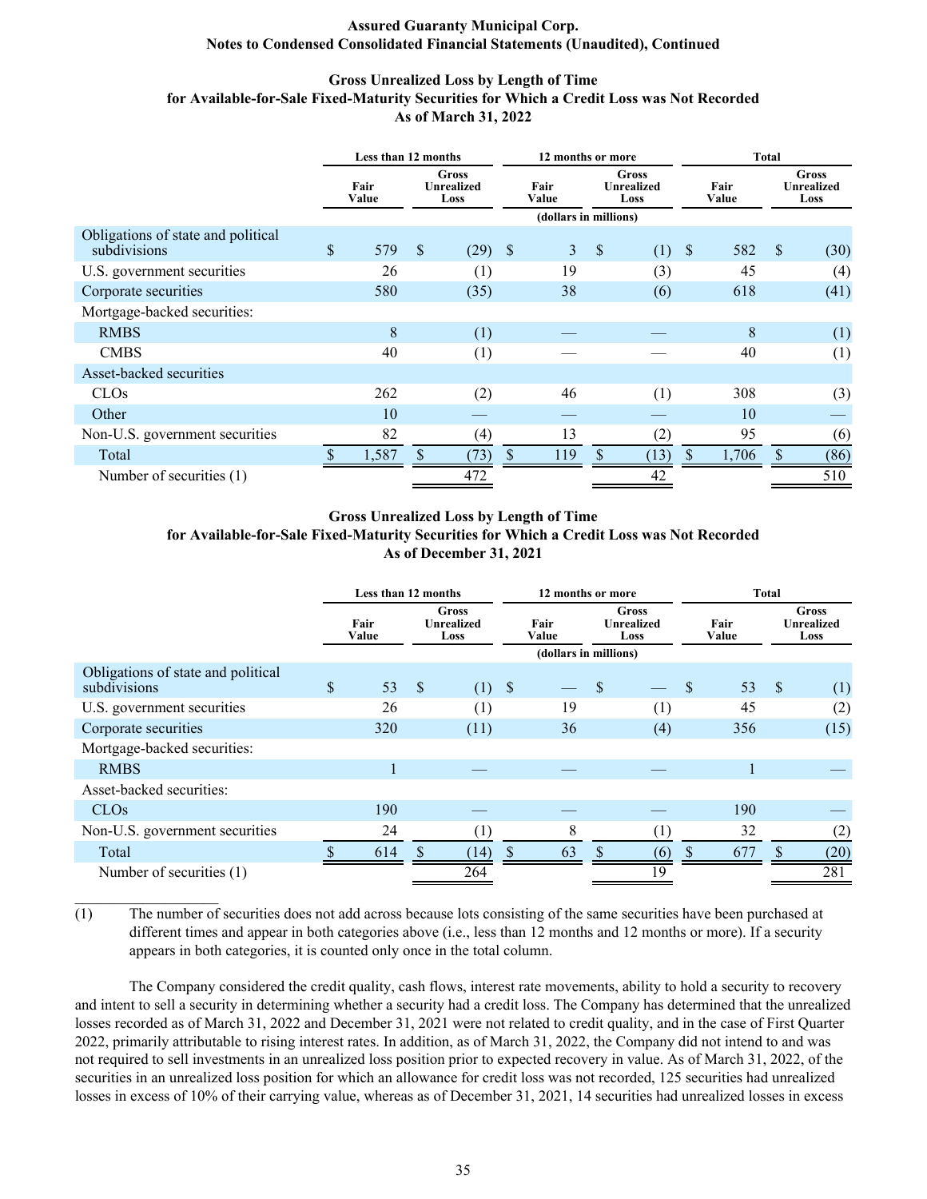**Assured Guaranty Municipal Corp.**
**Notes to Condensed Consolidated Financial Statements (Unaudited), Continued**

**Gross Unrealized Loss by Length of Time**
**for Available-for-Sale Fixed-Maturity Securities for Which a Credit Loss was Not Recorded**
**As of March 31, 2022**

| | Less than 12 months | | 12 months or more | | Total | |
|---|---|---|---|---|---|---|
| | Fair Value | Gross Unrealized Loss | Fair Value | Gross Unrealized Loss | Fair Value | Gross Unrealized Loss |
| | (dollars in millions) | | | | | |
| Obligations of state and political subdivisions | $ 579 | $ (29) | $ 3 | $ (1) | $ 582 | $ (30) |
| U.S. government securities | 26 | (1) | 19 | (3) | 45 | (4) |
| Corporate securities | 580 | (35) | 38 | (6) | 618 | (41) |
| Mortgage-backed securities: | | | | | | |
| RMBS | 8 | (1) | — | — | 8 | (1) |
| CMBS | 40 | (1) | — | — | 40 | (1) |
| Asset-backed securities | | | | | | |
| CLOs | 262 | (2) | 46 | (1) | 308 | (3) |
| Other | 10 | — | — | — | 10 | — |
| Non-U.S. government securities | 82 | (4) | 13 | (2) | 95 | (6) |
| Total | $ 1,587 | $ (73) | $ 119 | $ (13) | $ 1,706 | $ (86) |
| Number of securities (1) | | 472 | | 42 | | 510 |

**Gross Unrealized Loss by Length of Time**
**for Available-for-Sale Fixed-Maturity Securities for Which a Credit Loss was Not Recorded**
**As of December 31, 2021**

| | Less than 12 months | | 12 months or more | | Total | |
|---|---|---|---|---|---|---|
| | Fair Value | Gross Unrealized Loss | Fair Value | Gross Unrealized Loss | Fair Value | Gross Unrealized Loss |
| | (dollars in millions) | | | | | |
| Obligations of state and political subdivisions | $ 53 | $ (1) | $ — | $ — | $ 53 | $ (1) |
| U.S. government securities | 26 | (1) | 19 | (1) | 45 | (2) |
| Corporate securities | 320 | (11) | 36 | (4) | 356 | (15) |
| Mortgage-backed securities: | | | | | | |
| RMBS | 1 | — | — | — | 1 | — |
| Asset-backed securities: | | | | | | |
| CLOs | 190 | — | — | — | 190 | — |
| Non-U.S. government securities | 24 | (1) | 8 | (1) | 32 | (2) |
| Total | $ 614 | $ (14) | $ 63 | $ (6) | $ 677 | $ (20) |
| Number of securities (1) | | 264 | | 19 | | 281 |

____________________

(1) The number of securities does not add across because lots consisting of the same securities have been purchased at different times and appear in both categories above (i.e., less than 12 months and 12 months or more). If a security appears in both categories, it is counted only once in the total column.

The Company considered the credit quality, cash flows, interest rate movements, ability to hold a security to recovery and intent to sell a security in determining whether a security had a credit loss. The Company has determined that the unrealized losses recorded as of March 31, 2022 and December 31, 2021 were not related to credit quality, and in the case of First Quarter 2022, primarily attributable to rising interest rates. In addition, as of March 31, 2022, the Company did not intend to and was not required to sell investments in an unrealized loss position prior to expected recovery in value. As of March 31, 2022, of the securities in an unrealized loss position for which an allowance for credit loss was not recorded, 125 securities had unrealized losses in excess of 10% of their carrying value, whereas as of December 31, 2021, 14 securities had unrealized losses in excess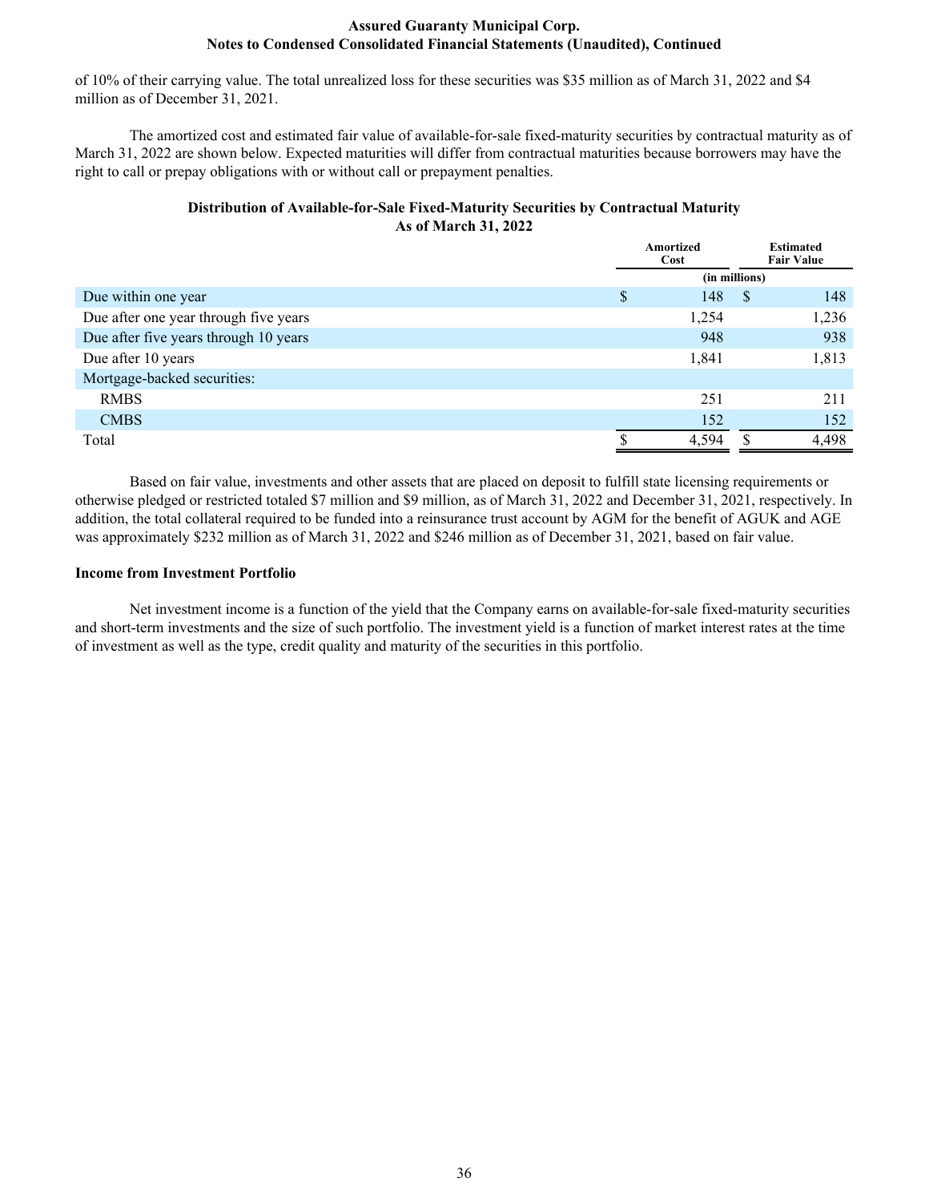of 10% of their carrying value. The total unrealized loss for these securities was $35 million as of March 31, 2022 and $4 million as of December 31, 2021.

The amortized cost and estimated fair value of available-for-sale fixed-maturity securities by contractual maturity as of March 31, 2022 are shown below. Expected maturities will differ from contractual maturities because borrowers may have the right to call or prepay obligations with or without call or prepayment penalties.

**Distribution of Available-for-Sale Fixed-Maturity Securities by Contractual Maturity**
**As of March 31, 2022**

| | Amortized Cost | Estimated Fair Value |
|---|---|---|
| | (in millions) | |
| Due within one year | $ 148 | $ 148 |
| Due after one year through five years | 1,254 | 1,236 |
| Due after five years through 10 years | 948 | 938 |
| Due after 10 years | 1,841 | 1,813 |
| Mortgage-backed securities: | | |
| RMBS | 251 | 211 |
| CMBS | 152 | 152 |
| Total | $ 4,594 | $ 4,498 |

Based on fair value, investments and other assets that are placed on deposit to fulfill state licensing requirements or otherwise pledged or restricted totaled $7 million and $9 million, as of March 31, 2022 and December 31, 2021, respectively. In addition, the total collateral required to be funded into a reinsurance trust account by AGM for the benefit of AGUK and AGE was approximately $232 million as of March 31, 2022 and $246 million as of December 31, 2021, based on fair value.

**Income from Investment Portfolio**

Net investment income is a function of the yield that the Company earns on available-for-sale fixed-maturity securities and short-term investments and the size of such portfolio. The investment yield is a function of market interest rates at the time of investment as well as the type, credit quality and maturity of the securities in this portfolio.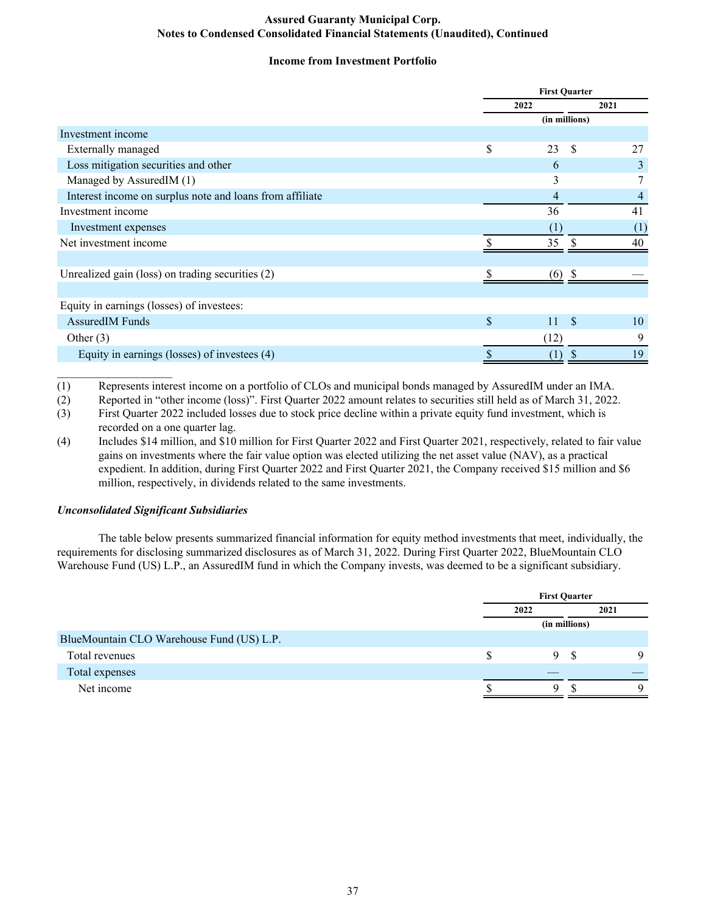**Assured Guaranty Municipal Corp.**
**Notes to Condensed Consolidated Financial Statements (Unaudited), Continued**

### Income from Investment Portfolio

| | First Quarter | |
|---|---|---|
| | 2022 | 2021 |
| | (in millions) | |
| Investment income | | |
| Externally managed | $ 23 | $ 27 |
| Loss mitigation securities and other | 6 | 3 |
| Managed by AssuredIM (1) | 3 | 7 |
| Interest income on surplus note and loans from affiliate | 4 | 4 |
| Investment income | 36 | 41 |
| Investment expenses | (1) | (1) |
| Net investment income | $ 35 | $ 40 |
| | | |
| Unrealized gain (loss) on trading securities (2) | $ (6) | $ — |
| | | |
| Equity in earnings (losses) of investees: | | |
| AssuredIM Funds | $ 11 | $ 10 |
| Other (3) | (12) | 9 |
| Equity in earnings (losses) of investees (4) | $ (1) | $ 19 |

____________________

(1) Represents interest income on a portfolio of CLOs and municipal bonds managed by AssuredIM under an IMA.

(2) Reported in "other income (loss)". First Quarter 2022 amount relates to securities still held as of March 31, 2022.

(3) First Quarter 2022 included losses due to stock price decline within a private equity fund investment, which is recorded on a one quarter lag.

(4) Includes $14 million, and $10 million for First Quarter 2022 and First Quarter 2021, respectively, related to fair value gains on investments where the fair value option was elected utilizing the net asset value (NAV), as a practical expedient. In addition, during First Quarter 2022 and First Quarter 2021, the Company received $15 million and $6 million, respectively, in dividends related to the same investments.

***Unconsolidated Significant Subsidiaries***

The table below presents summarized financial information for equity method investments that meet, individually, the requirements for disclosing summarized disclosures as of March 31, 2022. During First Quarter 2022, BlueMountain CLO Warehouse Fund (US) L.P., an AssuredIM fund in which the Company invests, was deemed to be a significant subsidiary.

| | First Quarter | |
|---|---|---|
| | 2022 | 2021 |
| | (in millions) | |
| BlueMountain CLO Warehouse Fund (US) L.P. | | |
| Total revenues | $ 9 | $ 9 |
| Total expenses | — | — |
| Net income | $ 9 | $ 9 |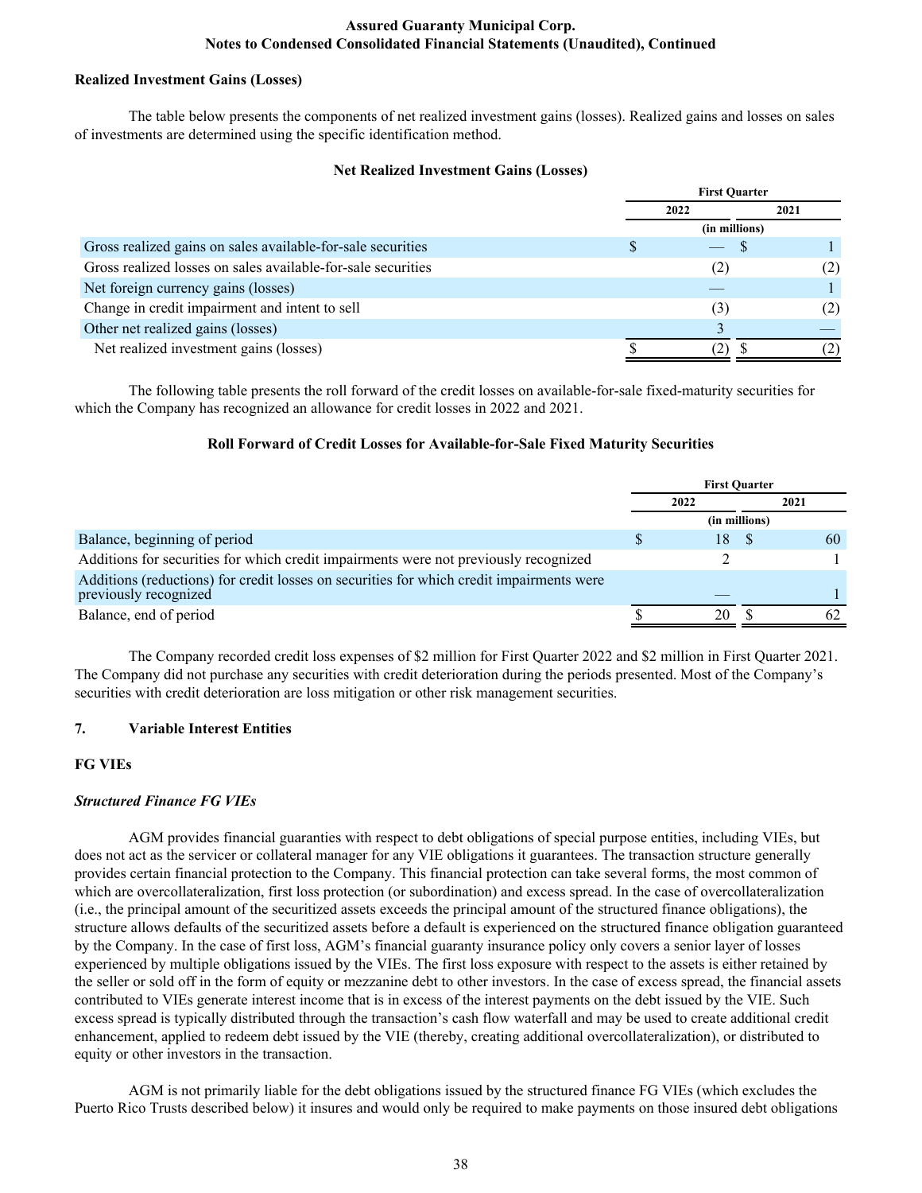**Realized Investment Gains (Losses)**

The table below presents the components of net realized investment gains (losses). Realized gains and losses on sales of investments are determined using the specific identification method.

**Net Realized Investment Gains (Losses)**

| | First Quarter | |
|---|---|---|
| | 2022 | 2021 |
| | (in millions) | |
| Gross realized gains on sales available-for-sale securities | $ — | $ 1 |
| Gross realized losses on sales available-for-sale securities | (2) | (2) |
| Net foreign currency gains (losses) | — | 1 |
| Change in credit impairment and intent to sell | (3) | (2) |
| Other net realized gains (losses) | 3 | — |
| Net realized investment gains (losses) | $ (2) | $ (2) |

The following table presents the roll forward of the credit losses on available-for-sale fixed-maturity securities for which the Company has recognized an allowance for credit losses in 2022 and 2021.

**Roll Forward of Credit Losses for Available-for-Sale Fixed Maturity Securities**

| | First Quarter | |
|---|---|---|
| | 2022 | 2021 |
| | (in millions) | |
| Balance, beginning of period | $ 18 | $ 60 |
| Additions for securities for which credit impairments were not previously recognized | 2 | 1 |
| Additions (reductions) for credit losses on securities for which credit impairments were previously recognized | — | 1 |
| Balance, end of period | $ 20 | $ 62 |

The Company recorded credit loss expenses of $2 million for First Quarter 2022 and $2 million in First Quarter 2021. The Company did not purchase any securities with credit deterioration during the periods presented. Most of the Company's securities with credit deterioration are loss mitigation or other risk management securities.

## 7. Variable Interest Entities

### FG VIEs

***Structured Finance FG VIEs***

AGM provides financial guaranties with respect to debt obligations of special purpose entities, including VIEs, but does not act as the servicer or collateral manager for any VIE obligations it guarantees. The transaction structure generally provides certain financial protection to the Company. This financial protection can take several forms, the most common of which are overcollateralization, first loss protection (or subordination) and excess spread. In the case of overcollateralization (i.e., the principal amount of the securitized assets exceeds the principal amount of the structured finance obligations), the structure allows defaults of the securitized assets before a default is experienced on the structured finance obligation guaranteed by the Company. In the case of first loss, AGM's financial guaranty insurance policy only covers a senior layer of losses experienced by multiple obligations issued by the VIEs. The first loss exposure with respect to the assets is either retained by the seller or sold off in the form of equity or mezzanine debt to other investors. In the case of excess spread, the financial assets contributed to VIEs generate interest income that is in excess of the interest payments on the debt issued by the VIE. Such excess spread is typically distributed through the transaction's cash flow waterfall and may be used to create additional credit enhancement, applied to redeem debt issued by the VIE (thereby, creating additional overcollateralization), or distributed to equity or other investors in the transaction.

AGM is not primarily liable for the debt obligations issued by the structured finance FG VIEs (which excludes the Puerto Rico Trusts described below) it insures and would only be required to make payments on those insured debt obligations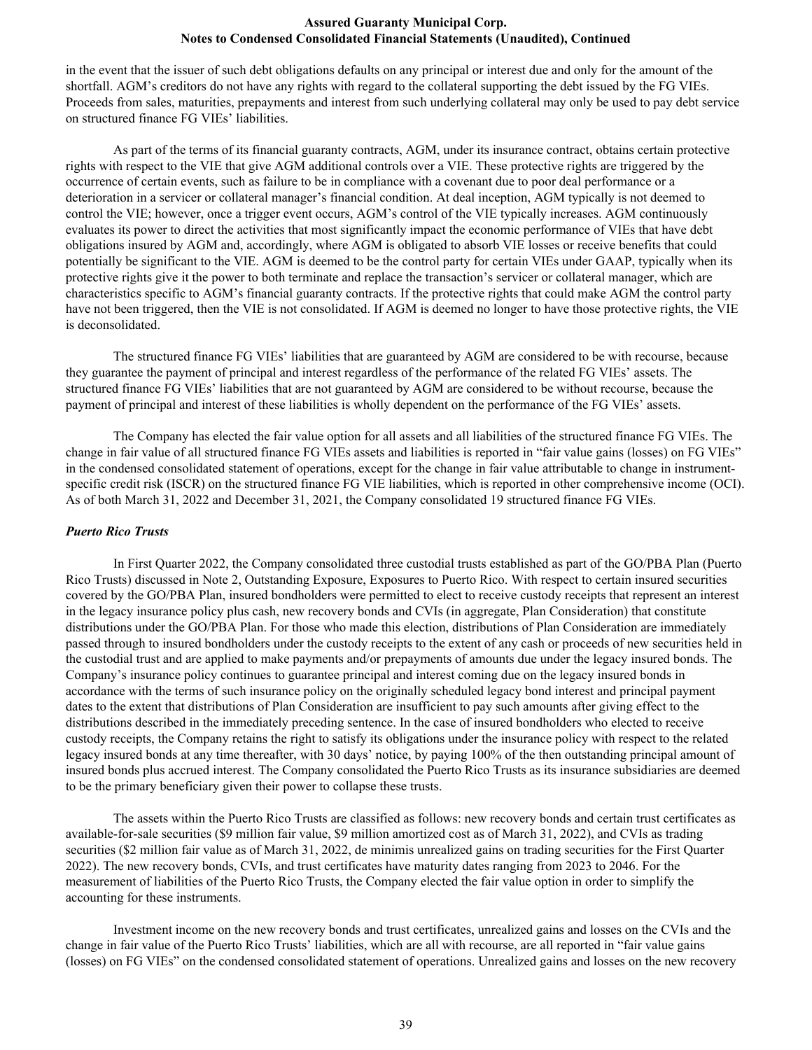in the event that the issuer of such debt obligations defaults on any principal or interest due and only for the amount of the shortfall. AGM's creditors do not have any rights with regard to the collateral supporting the debt issued by the FG VIEs. Proceeds from sales, maturities, prepayments and interest from such underlying collateral may only be used to pay debt service on structured finance FG VIEs' liabilities.

As part of the terms of its financial guaranty contracts, AGM, under its insurance contract, obtains certain protective rights with respect to the VIE that give AGM additional controls over a VIE. These protective rights are triggered by the occurrence of certain events, such as failure to be in compliance with a covenant due to poor deal performance or a deterioration in a servicer or collateral manager's financial condition. At deal inception, AGM typically is not deemed to control the VIE; however, once a trigger event occurs, AGM's control of the VIE typically increases. AGM continuously evaluates its power to direct the activities that most significantly impact the economic performance of VIEs that have debt obligations insured by AGM and, accordingly, where AGM is obligated to absorb VIE losses or receive benefits that could potentially be significant to the VIE. AGM is deemed to be the control party for certain VIEs under GAAP, typically when its protective rights give it the power to both terminate and replace the transaction's servicer or collateral manager, which are characteristics specific to AGM's financial guaranty contracts. If the protective rights that could make AGM the control party have not been triggered, then the VIE is not consolidated. If AGM is deemed no longer to have those protective rights, the VIE is deconsolidated.

The structured finance FG VIEs' liabilities that are guaranteed by AGM are considered to be with recourse, because they guarantee the payment of principal and interest regardless of the performance of the related FG VIEs' assets. The structured finance FG VIEs' liabilities that are not guaranteed by AGM are considered to be without recourse, because the payment of principal and interest of these liabilities is wholly dependent on the performance of the FG VIEs' assets.

The Company has elected the fair value option for all assets and all liabilities of the structured finance FG VIEs. The change in fair value of all structured finance FG VIEs assets and liabilities is reported in "fair value gains (losses) on FG VIEs" in the condensed consolidated statement of operations, except for the change in fair value attributable to change in instrument-specific credit risk (ISCR) on the structured finance FG VIE liabilities, which is reported in other comprehensive income (OCI). As of both March 31, 2022 and December 31, 2021, the Company consolidated 19 structured finance FG VIEs.

***Puerto Rico Trusts***

In First Quarter 2022, the Company consolidated three custodial trusts established as part of the GO/PBA Plan (Puerto Rico Trusts) discussed in Note 2, Outstanding Exposure, Exposures to Puerto Rico. With respect to certain insured securities covered by the GO/PBA Plan, insured bondholders were permitted to elect to receive custody receipts that represent an interest in the legacy insurance policy plus cash, new recovery bonds and CVIs (in aggregate, Plan Consideration) that constitute distributions under the GO/PBA Plan. For those who made this election, distributions of Plan Consideration are immediately passed through to insured bondholders under the custody receipts to the extent of any cash or proceeds of new securities held in the custodial trust and are applied to make payments and/or prepayments of amounts due under the legacy insured bonds. The Company's insurance policy continues to guarantee principal and interest coming due on the legacy insured bonds in accordance with the terms of such insurance policy on the originally scheduled legacy bond interest and principal payment dates to the extent that distributions of Plan Consideration are insufficient to pay such amounts after giving effect to the distributions described in the immediately preceding sentence. In the case of insured bondholders who elected to receive custody receipts, the Company retains the right to satisfy its obligations under the insurance policy with respect to the related legacy insured bonds at any time thereafter, with 30 days' notice, by paying 100% of the then outstanding principal amount of insured bonds plus accrued interest. The Company consolidated the Puerto Rico Trusts as its insurance subsidiaries are deemed to be the primary beneficiary given their power to collapse these trusts.

The assets within the Puerto Rico Trusts are classified as follows: new recovery bonds and certain trust certificates as available-for-sale securities ($9 million fair value, $9 million amortized cost as of March 31, 2022), and CVIs as trading securities ($2 million fair value as of March 31, 2022, de minimis unrealized gains on trading securities for the First Quarter 2022). The new recovery bonds, CVIs, and trust certificates have maturity dates ranging from 2023 to 2046. For the measurement of liabilities of the Puerto Rico Trusts, the Company elected the fair value option in order to simplify the accounting for these instruments.

Investment income on the new recovery bonds and trust certificates, unrealized gains and losses on the CVIs and the change in fair value of the Puerto Rico Trusts' liabilities, which are all with recourse, are all reported in "fair value gains (losses) on FG VIEs" on the condensed consolidated statement of operations. Unrealized gains and losses on the new recovery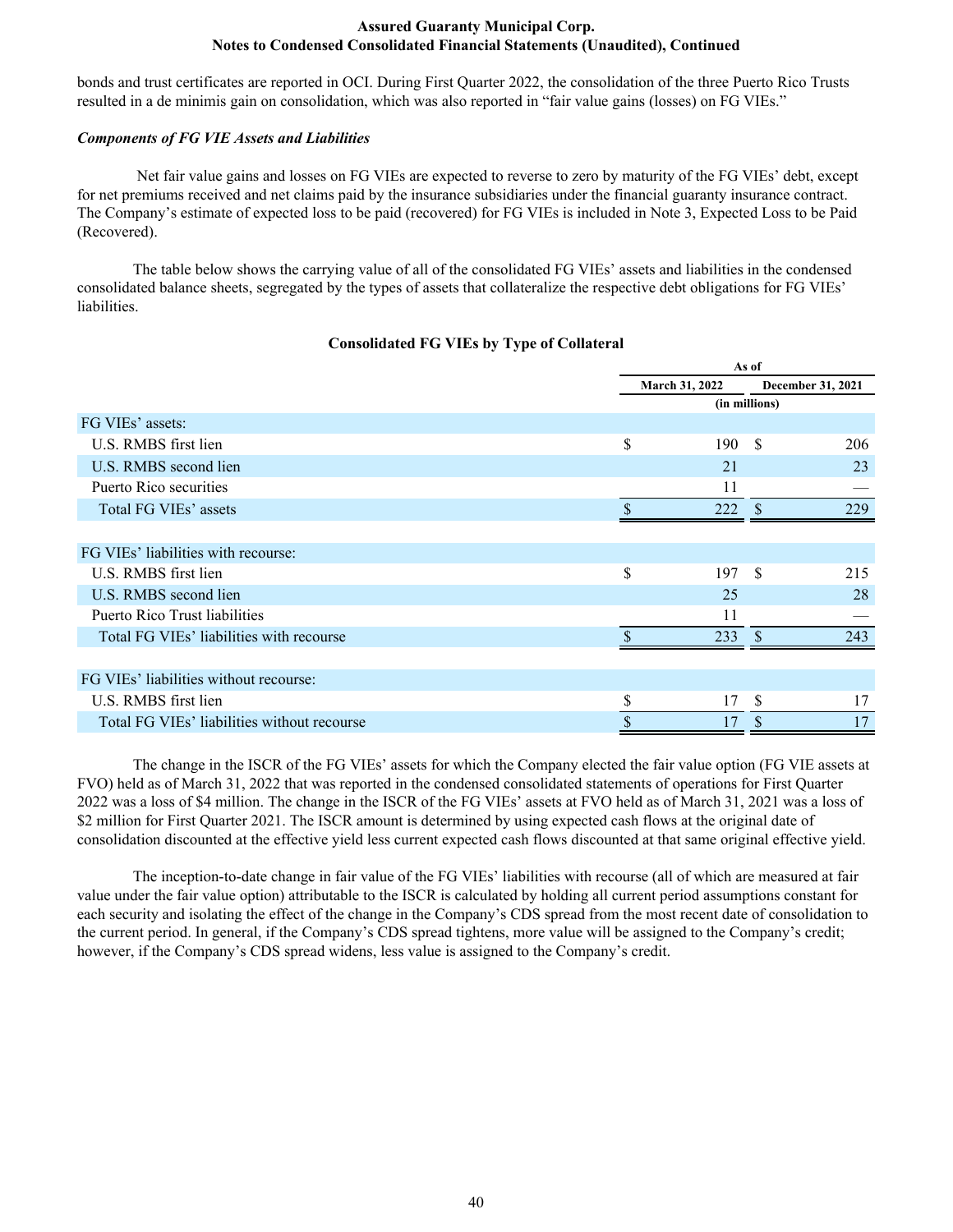bonds and trust certificates are reported in OCI. During First Quarter 2022, the consolidation of the three Puerto Rico Trusts resulted in a de minimis gain on consolidation, which was also reported in "fair value gains (losses) on FG VIEs."

*Components of FG VIE Assets and Liabilities*

Net fair value gains and losses on FG VIEs are expected to reverse to zero by maturity of the FG VIEs' debt, except for net premiums received and net claims paid by the insurance subsidiaries under the financial guaranty insurance contract. The Company's estimate of expected loss to be paid (recovered) for FG VIEs is included in Note 3, Expected Loss to be Paid (Recovered).

The table below shows the carrying value of all of the consolidated FG VIEs' assets and liabilities in the condensed consolidated balance sheets, segregated by the types of assets that collateralize the respective debt obligations for FG VIEs' liabilities.

**Consolidated FG VIEs by Type of Collateral**

| | As of | |
|---|---|---|
| | March 31, 2022 | December 31, 2021 |
| | (in millions) | |
| FG VIEs' assets: | | |
| U.S. RMBS first lien | $ 190 | $ 206 |
| U.S. RMBS second lien | 21 | 23 |
| Puerto Rico securities | 11 | — |
| Total FG VIEs' assets | $ 222 | $ 229 |
| | | |
| FG VIEs' liabilities with recourse: | | |
| U.S. RMBS first lien | $ 197 | $ 215 |
| U.S. RMBS second lien | 25 | 28 |
| Puerto Rico Trust liabilities | 11 | — |
| Total FG VIEs' liabilities with recourse | $ 233 | $ 243 |
| | | |
| FG VIEs' liabilities without recourse: | | |
| U.S. RMBS first lien | $ 17 | $ 17 |
| Total FG VIEs' liabilities without recourse | $ 17 | $ 17 |

The change in the ISCR of the FG VIEs' assets for which the Company elected the fair value option (FG VIE assets at FVO) held as of March 31, 2022 that was reported in the condensed consolidated statements of operations for First Quarter 2022 was a loss of $4 million. The change in the ISCR of the FG VIEs' assets at FVO held as of March 31, 2021 was a loss of $2 million for First Quarter 2021. The ISCR amount is determined by using expected cash flows at the original date of consolidation discounted at the effective yield less current expected cash flows discounted at that same original effective yield.

The inception-to-date change in fair value of the FG VIEs' liabilities with recourse (all of which are measured at fair value under the fair value option) attributable to the ISCR is calculated by holding all current period assumptions constant for each security and isolating the effect of the change in the Company's CDS spread from the most recent date of consolidation to the current period. In general, if the Company's CDS spread tightens, more value will be assigned to the Company's credit; however, if the Company's CDS spread widens, less value is assigned to the Company's credit.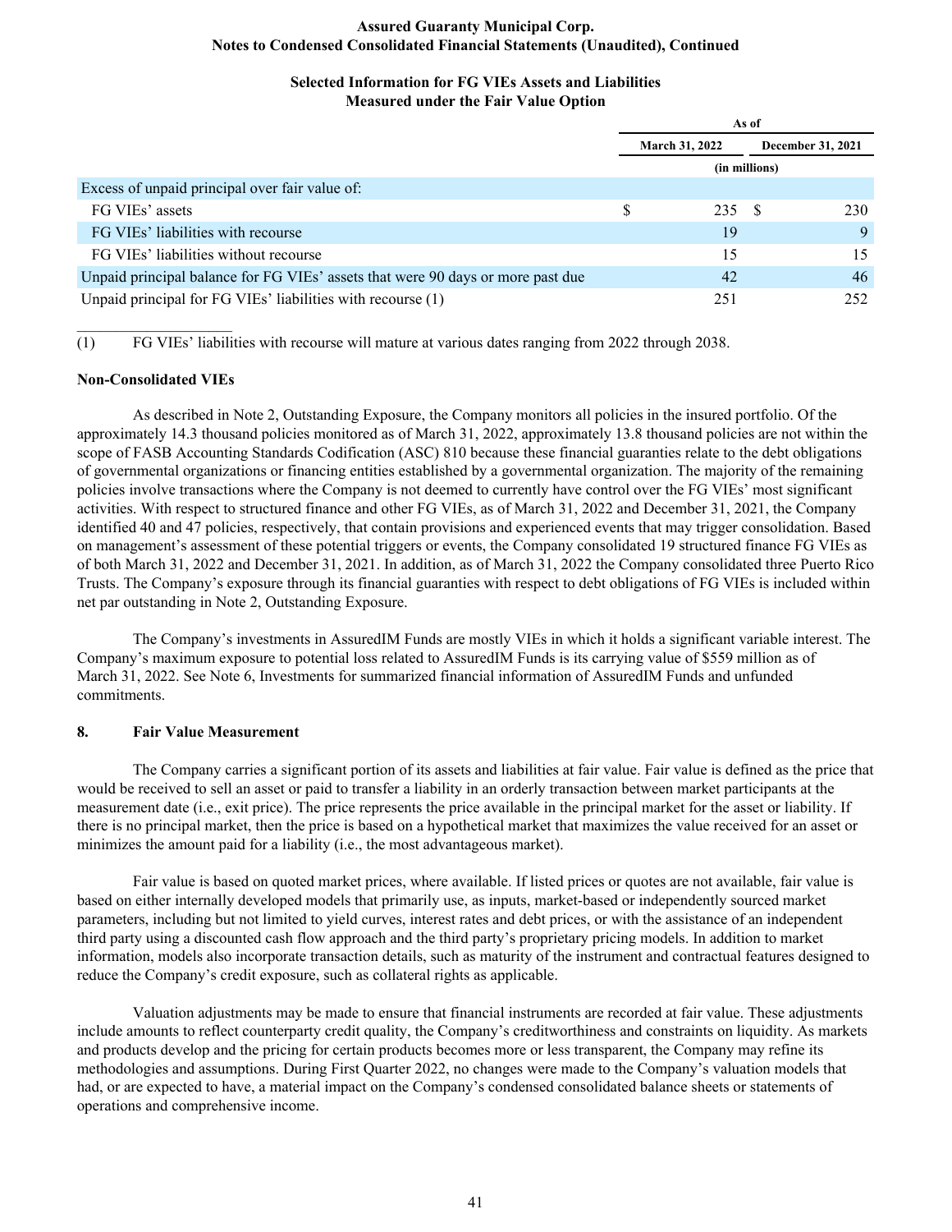**Selected Information for FG VIEs Assets and Liabilities Measured under the Fair Value Option**

| | As of | |
|---|---|---|
| | March 31, 2022 | December 31, 2021 |
| | (in millions) | |
| Excess of unpaid principal over fair value of: | | |
| FG VIEs' assets | $ 235 | $ 230 |
| FG VIEs' liabilities with recourse | 19 | 9 |
| FG VIEs' liabilities without recourse | 15 | 15 |
| Unpaid principal balance for FG VIEs' assets that were 90 days or more past due | 42 | 46 |
| Unpaid principal for FG VIEs' liabilities with recourse (1) | 251 | 252 |

____________________

(1) FG VIEs' liabilities with recourse will mature at various dates ranging from 2022 through 2038.

**Non-Consolidated VIEs**

As described in Note 2, Outstanding Exposure, the Company monitors all policies in the insured portfolio. Of the approximately 14.3 thousand policies monitored as of March 31, 2022, approximately 13.8 thousand policies are not within the scope of FASB Accounting Standards Codification (ASC) 810 because these financial guaranties relate to the debt obligations of governmental organizations or financing entities established by a governmental organization. The majority of the remaining policies involve transactions where the Company is not deemed to currently have control over the FG VIEs' most significant activities. With respect to structured finance and other FG VIEs, as of March 31, 2022 and December 31, 2021, the Company identified 40 and 47 policies, respectively, that contain provisions and experienced events that may trigger consolidation. Based on management's assessment of these potential triggers or events, the Company consolidated 19 structured finance FG VIEs as of both March 31, 2022 and December 31, 2021. In addition, as of March 31, 2022 the Company consolidated three Puerto Rico Trusts. The Company's exposure through its financial guaranties with respect to debt obligations of FG VIEs is included within net par outstanding in Note 2, Outstanding Exposure.

The Company's investments in AssuredIM Funds are mostly VIEs in which it holds a significant variable interest. The Company's maximum exposure to potential loss related to AssuredIM Funds is its carrying value of $559 million as of March 31, 2022. See Note 6, Investments for summarized financial information of AssuredIM Funds and unfunded commitments.

## 8. Fair Value Measurement

The Company carries a significant portion of its assets and liabilities at fair value. Fair value is defined as the price that would be received to sell an asset or paid to transfer a liability in an orderly transaction between market participants at the measurement date (i.e., exit price). The price represents the price available in the principal market for the asset or liability. If there is no principal market, then the price is based on a hypothetical market that maximizes the value received for an asset or minimizes the amount paid for a liability (i.e., the most advantageous market).

Fair value is based on quoted market prices, where available. If listed prices or quotes are not available, fair value is based on either internally developed models that primarily use, as inputs, market-based or independently sourced market parameters, including but not limited to yield curves, interest rates and debt prices, or with the assistance of an independent third party using a discounted cash flow approach and the third party's proprietary pricing models. In addition to market information, models also incorporate transaction details, such as maturity of the instrument and contractual features designed to reduce the Company's credit exposure, such as collateral rights as applicable.

Valuation adjustments may be made to ensure that financial instruments are recorded at fair value. These adjustments include amounts to reflect counterparty credit quality, the Company's creditworthiness and constraints on liquidity. As markets and products develop and the pricing for certain products becomes more or less transparent, the Company may refine its methodologies and assumptions. During First Quarter 2022, no changes were made to the Company's valuation models that had, or are expected to have, a material impact on the Company's condensed consolidated balance sheets or statements of operations and comprehensive income.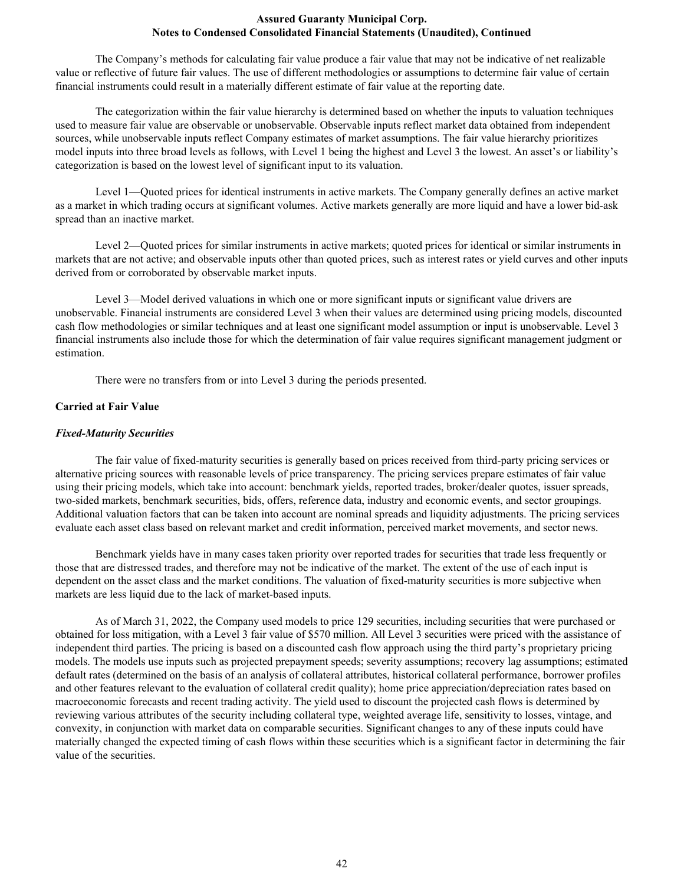The Company's methods for calculating fair value produce a fair value that may not be indicative of net realizable value or reflective of future fair values. The use of different methodologies or assumptions to determine fair value of certain financial instruments could result in a materially different estimate of fair value at the reporting date.

The categorization within the fair value hierarchy is determined based on whether the inputs to valuation techniques used to measure fair value are observable or unobservable. Observable inputs reflect market data obtained from independent sources, while unobservable inputs reflect Company estimates of market assumptions. The fair value hierarchy prioritizes model inputs into three broad levels as follows, with Level 1 being the highest and Level 3 the lowest. An asset's or liability's categorization is based on the lowest level of significant input to its valuation.

Level 1—Quoted prices for identical instruments in active markets. The Company generally defines an active market as a market in which trading occurs at significant volumes. Active markets generally are more liquid and have a lower bid-ask spread than an inactive market.

Level 2—Quoted prices for similar instruments in active markets; quoted prices for identical or similar instruments in markets that are not active; and observable inputs other than quoted prices, such as interest rates or yield curves and other inputs derived from or corroborated by observable market inputs.

Level 3—Model derived valuations in which one or more significant inputs or significant value drivers are unobservable. Financial instruments are considered Level 3 when their values are determined using pricing models, discounted cash flow methodologies or similar techniques and at least one significant model assumption or input is unobservable. Level 3 financial instruments also include those for which the determination of fair value requires significant management judgment or estimation.

There were no transfers from or into Level 3 during the periods presented.

**Carried at Fair Value**

***Fixed-Maturity Securities***

The fair value of fixed-maturity securities is generally based on prices received from third-party pricing services or alternative pricing sources with reasonable levels of price transparency. The pricing services prepare estimates of fair value using their pricing models, which take into account: benchmark yields, reported trades, broker/dealer quotes, issuer spreads, two-sided markets, benchmark securities, bids, offers, reference data, industry and economic events, and sector groupings. Additional valuation factors that can be taken into account are nominal spreads and liquidity adjustments. The pricing services evaluate each asset class based on relevant market and credit information, perceived market movements, and sector news.

Benchmark yields have in many cases taken priority over reported trades for securities that trade less frequently or those that are distressed trades, and therefore may not be indicative of the market. The extent of the use of each input is dependent on the asset class and the market conditions. The valuation of fixed-maturity securities is more subjective when markets are less liquid due to the lack of market-based inputs.

As of March 31, 2022, the Company used models to price 129 securities, including securities that were purchased or obtained for loss mitigation, with a Level 3 fair value of $570 million. All Level 3 securities were priced with the assistance of independent third parties. The pricing is based on a discounted cash flow approach using the third party's proprietary pricing models. The models use inputs such as projected prepayment speeds; severity assumptions; recovery lag assumptions; estimated default rates (determined on the basis of an analysis of collateral attributes, historical collateral performance, borrower profiles and other features relevant to the evaluation of collateral credit quality); home price appreciation/depreciation rates based on macroeconomic forecasts and recent trading activity. The yield used to discount the projected cash flows is determined by reviewing various attributes of the security including collateral type, weighted average life, sensitivity to losses, vintage, and convexity, in conjunction with market data on comparable securities. Significant changes to any of these inputs could have materially changed the expected timing of cash flows within these securities which is a significant factor in determining the fair value of the securities.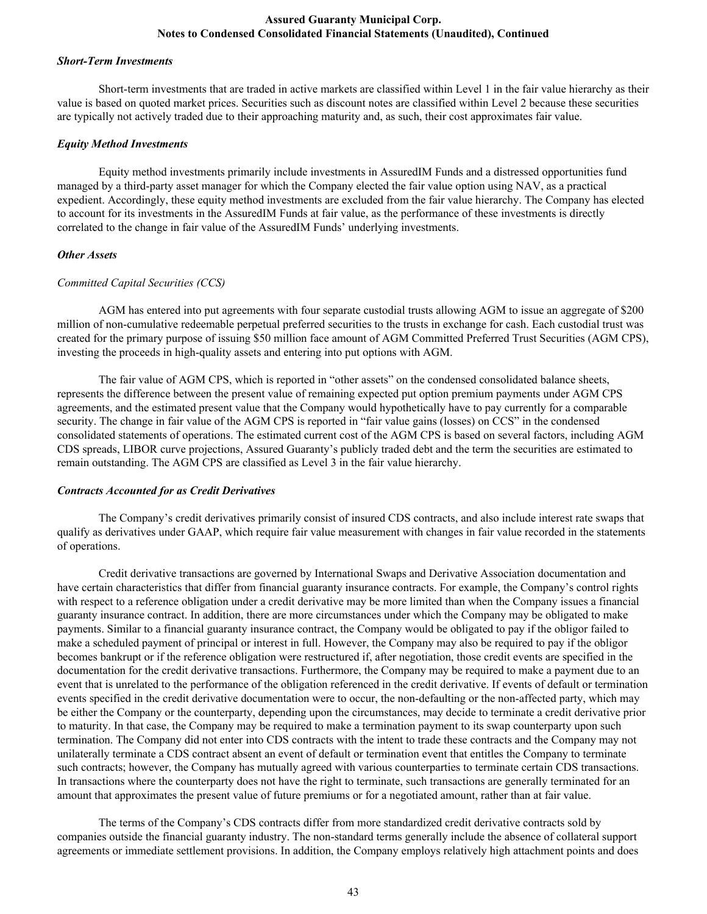***Short-Term Investments***

Short-term investments that are traded in active markets are classified within Level 1 in the fair value hierarchy as their value is based on quoted market prices. Securities such as discount notes are classified within Level 2 because these securities are typically not actively traded due to their approaching maturity and, as such, their cost approximates fair value.

***Equity Method Investments***

Equity method investments primarily include investments in AssuredIM Funds and a distressed opportunities fund managed by a third-party asset manager for which the Company elected the fair value option using NAV, as a practical expedient. Accordingly, these equity method investments are excluded from the fair value hierarchy. The Company has elected to account for its investments in the AssuredIM Funds at fair value, as the performance of these investments is directly correlated to the change in fair value of the AssuredIM Funds' underlying investments.

***Other Assets***

*Committed Capital Securities (CCS)*

AGM has entered into put agreements with four separate custodial trusts allowing AGM to issue an aggregate of $200 million of non-cumulative redeemable perpetual preferred securities to the trusts in exchange for cash. Each custodial trust was created for the primary purpose of issuing $50 million face amount of AGM Committed Preferred Trust Securities (AGM CPS), investing the proceeds in high-quality assets and entering into put options with AGM.

The fair value of AGM CPS, which is reported in "other assets" on the condensed consolidated balance sheets, represents the difference between the present value of remaining expected put option premium payments under AGM CPS agreements, and the estimated present value that the Company would hypothetically have to pay currently for a comparable security. The change in fair value of the AGM CPS is reported in "fair value gains (losses) on CCS" in the condensed consolidated statements of operations. The estimated current cost of the AGM CPS is based on several factors, including AGM CDS spreads, LIBOR curve projections, Assured Guaranty's publicly traded debt and the term the securities are estimated to remain outstanding. The AGM CPS are classified as Level 3 in the fair value hierarchy.

***Contracts Accounted for as Credit Derivatives***

The Company's credit derivatives primarily consist of insured CDS contracts, and also include interest rate swaps that qualify as derivatives under GAAP, which require fair value measurement with changes in fair value recorded in the statements of operations.

Credit derivative transactions are governed by International Swaps and Derivative Association documentation and have certain characteristics that differ from financial guaranty insurance contracts. For example, the Company's control rights with respect to a reference obligation under a credit derivative may be more limited than when the Company issues a financial guaranty insurance contract. In addition, there are more circumstances under which the Company may be obligated to make payments. Similar to a financial guaranty insurance contract, the Company would be obligated to pay if the obligor failed to make a scheduled payment of principal or interest in full. However, the Company may also be required to pay if the obligor becomes bankrupt or if the reference obligation were restructured if, after negotiation, those credit events are specified in the documentation for the credit derivative transactions. Furthermore, the Company may be required to make a payment due to an event that is unrelated to the performance of the obligation referenced in the credit derivative. If events of default or termination events specified in the credit derivative documentation were to occur, the non-defaulting or the non-affected party, which may be either the Company or the counterparty, depending upon the circumstances, may decide to terminate a credit derivative prior to maturity. In that case, the Company may be required to make a termination payment to its swap counterparty upon such termination. The Company did not enter into CDS contracts with the intent to trade these contracts and the Company may not unilaterally terminate a CDS contract absent an event of default or termination event that entitles the Company to terminate such contracts; however, the Company has mutually agreed with various counterparties to terminate certain CDS transactions. In transactions where the counterparty does not have the right to terminate, such transactions are generally terminated for an amount that approximates the present value of future premiums or for a negotiated amount, rather than at fair value.

The terms of the Company's CDS contracts differ from more standardized credit derivative contracts sold by companies outside the financial guaranty industry. The non-standard terms generally include the absence of collateral support agreements or immediate settlement provisions. In addition, the Company employs relatively high attachment points and does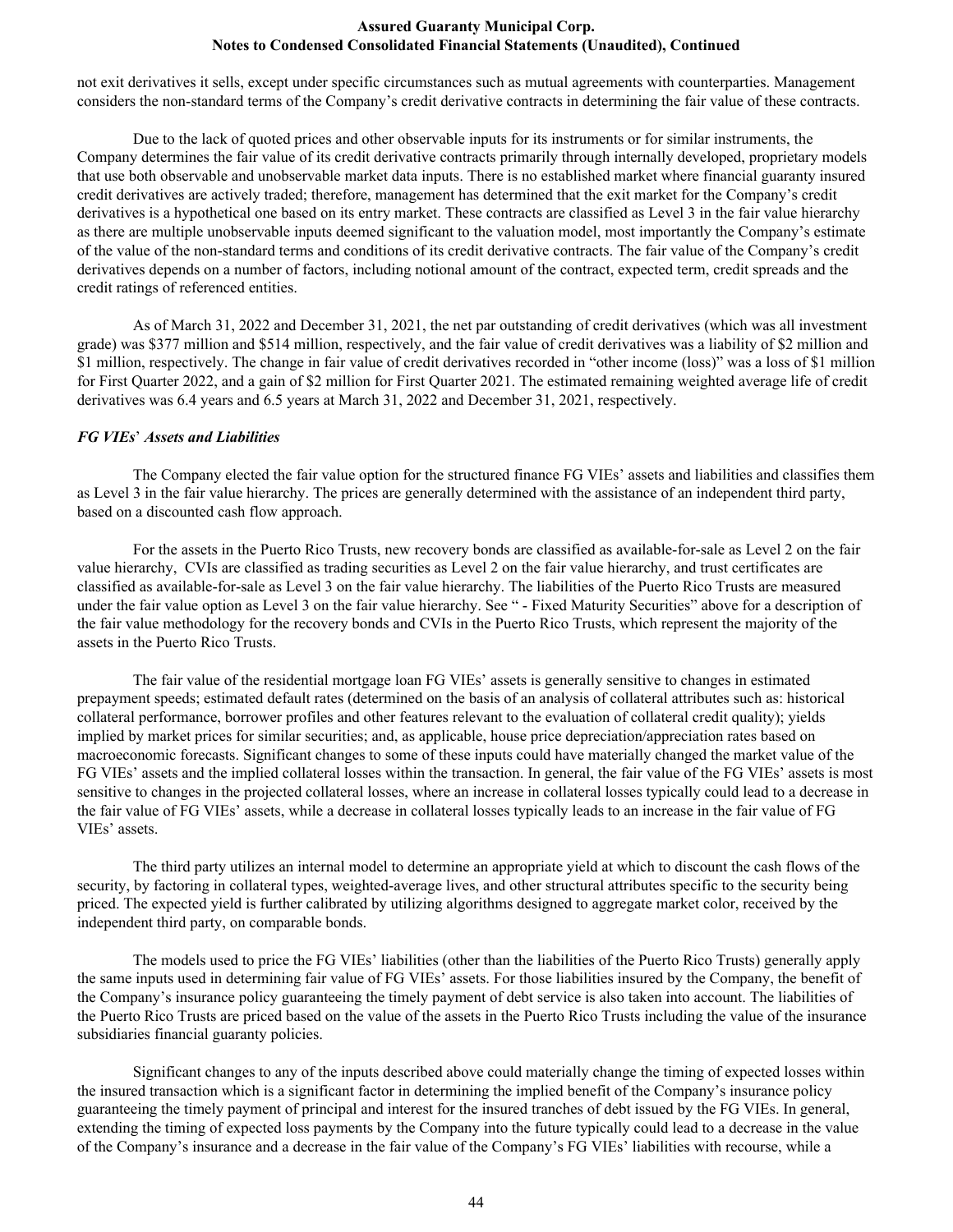not exit derivatives it sells, except under specific circumstances such as mutual agreements with counterparties. Management considers the non-standard terms of the Company's credit derivative contracts in determining the fair value of these contracts.

Due to the lack of quoted prices and other observable inputs for its instruments or for similar instruments, the Company determines the fair value of its credit derivative contracts primarily through internally developed, proprietary models that use both observable and unobservable market data inputs. There is no established market where financial guaranty insured credit derivatives are actively traded; therefore, management has determined that the exit market for the Company's credit derivatives is a hypothetical one based on its entry market. These contracts are classified as Level 3 in the fair value hierarchy as there are multiple unobservable inputs deemed significant to the valuation model, most importantly the Company's estimate of the value of the non-standard terms and conditions of its credit derivative contracts. The fair value of the Company's credit derivatives depends on a number of factors, including notional amount of the contract, expected term, credit spreads and the credit ratings of referenced entities.

As of March 31, 2022 and December 31, 2021, the net par outstanding of credit derivatives (which was all investment grade) was $377 million and $514 million, respectively, and the fair value of credit derivatives was a liability of $2 million and $1 million, respectively. The change in fair value of credit derivatives recorded in "other income (loss)" was a loss of $1 million for First Quarter 2022, and a gain of $2 million for First Quarter 2021. The estimated remaining weighted average life of credit derivatives was 6.4 years and 6.5 years at March 31, 2022 and December 31, 2021, respectively.

***FG VIEs' Assets and Liabilities***

The Company elected the fair value option for the structured finance FG VIEs' assets and liabilities and classifies them as Level 3 in the fair value hierarchy. The prices are generally determined with the assistance of an independent third party, based on a discounted cash flow approach.

For the assets in the Puerto Rico Trusts, new recovery bonds are classified as available-for-sale as Level 2 on the fair value hierarchy, CVIs are classified as trading securities as Level 2 on the fair value hierarchy, and trust certificates are classified as available-for-sale as Level 3 on the fair value hierarchy. The liabilities of the Puerto Rico Trusts are measured under the fair value option as Level 3 on the fair value hierarchy. See " - Fixed Maturity Securities" above for a description of the fair value methodology for the recovery bonds and CVIs in the Puerto Rico Trusts, which represent the majority of the assets in the Puerto Rico Trusts.

The fair value of the residential mortgage loan FG VIEs' assets is generally sensitive to changes in estimated prepayment speeds; estimated default rates (determined on the basis of an analysis of collateral attributes such as: historical collateral performance, borrower profiles and other features relevant to the evaluation of collateral credit quality); yields implied by market prices for similar securities; and, as applicable, house price depreciation/appreciation rates based on macroeconomic forecasts. Significant changes to some of these inputs could have materially changed the market value of the FG VIEs' assets and the implied collateral losses within the transaction. In general, the fair value of the FG VIEs' assets is most sensitive to changes in the projected collateral losses, where an increase in collateral losses typically could lead to a decrease in the fair value of FG VIEs' assets, while a decrease in collateral losses typically leads to an increase in the fair value of FG VIEs' assets.

The third party utilizes an internal model to determine an appropriate yield at which to discount the cash flows of the security, by factoring in collateral types, weighted-average lives, and other structural attributes specific to the security being priced. The expected yield is further calibrated by utilizing algorithms designed to aggregate market color, received by the independent third party, on comparable bonds.

The models used to price the FG VIEs' liabilities (other than the liabilities of the Puerto Rico Trusts) generally apply the same inputs used in determining fair value of FG VIEs' assets. For those liabilities insured by the Company, the benefit of the Company's insurance policy guaranteeing the timely payment of debt service is also taken into account. The liabilities of the Puerto Rico Trusts are priced based on the value of the assets in the Puerto Rico Trusts including the value of the insurance subsidiaries financial guaranty policies.

Significant changes to any of the inputs described above could materially change the timing of expected losses within the insured transaction which is a significant factor in determining the implied benefit of the Company's insurance policy guaranteeing the timely payment of principal and interest for the insured tranches of debt issued by the FG VIEs. In general, extending the timing of expected loss payments by the Company into the future typically could lead to a decrease in the value of the Company's insurance and a decrease in the fair value of the Company's FG VIEs' liabilities with recourse, while a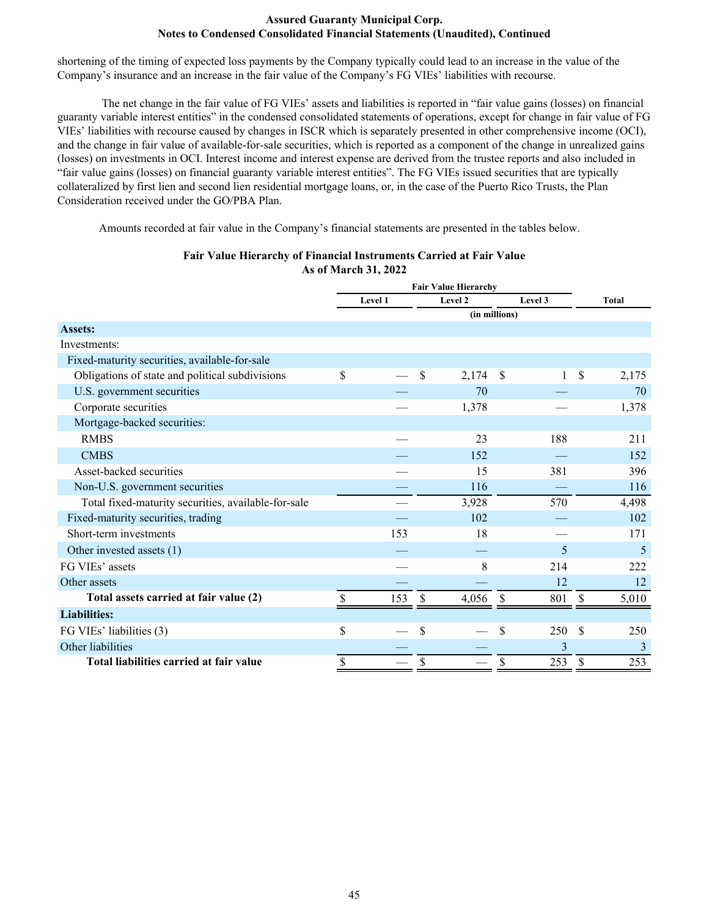shortening of the timing of expected loss payments by the Company typically could lead to an increase in the value of the Company's insurance and an increase in the fair value of the Company's FG VIEs' liabilities with recourse.

The net change in the fair value of FG VIEs' assets and liabilities is reported in "fair value gains (losses) on financial guaranty variable interest entities" in the condensed consolidated statements of operations, except for change in fair value of FG VIEs' liabilities with recourse caused by changes in ISCR which is separately presented in other comprehensive income (OCI), and the change in fair value of available-for-sale securities, which is reported as a component of the change in unrealized gains (losses) on investments in OCI. Interest income and interest expense are derived from the trustee reports and also included in "fair value gains (losses) on financial guaranty variable interest entities". The FG VIEs issued securities that are typically collateralized by first lien and second lien residential mortgage loans, or, in the case of the Puerto Rico Trusts, the Plan Consideration received under the GO/PBA Plan.

Amounts recorded at fair value in the Company's financial statements are presented in the tables below.

**Fair Value Hierarchy of Financial Instruments Carried at Fair Value**
**As of March 31, 2022**

| | Fair Value Hierarchy | | | |
|---|---|---|---|---|
| | Level 1 | Level 2 | Level 3 | Total |
| | (in millions) | | | |
| **Assets:** | | | | |
| Investments: | | | | |
| Fixed-maturity securities, available-for-sale | | | | |
| Obligations of state and political subdivisions | $ — | $ 2,174 | $ 1 | $ 2,175 |
| U.S. government securities | — | 70 | — | 70 |
| Corporate securities | — | 1,378 | — | 1,378 |
| Mortgage-backed securities: | | | | |
| RMBS | — | 23 | 188 | 211 |
| CMBS | — | 152 | — | 152 |
| Asset-backed securities | — | 15 | 381 | 396 |
| Non-U.S. government securities | — | 116 | — | 116 |
| Total fixed-maturity securities, available-for-sale | — | 3,928 | 570 | 4,498 |
| Fixed-maturity securities, trading | — | 102 | — | 102 |
| Short-term investments | 153 | 18 | — | 171 |
| Other invested assets (1) | — | — | 5 | 5 |
| FG VIEs' assets | — | 8 | 214 | 222 |
| Other assets | — | — | 12 | 12 |
| **Total assets carried at fair value (2)** | $ 153 | $ 4,056 | $ 801 | $ 5,010 |
| **Liabilities:** | | | | |
| FG VIEs' liabilities (3) | $ — | $ — | $ 250 | $ 250 |
| Other liabilities | — | — | 3 | 3 |
| **Total liabilities carried at fair value** | $ — | $ — | $ 253 | $ 253 |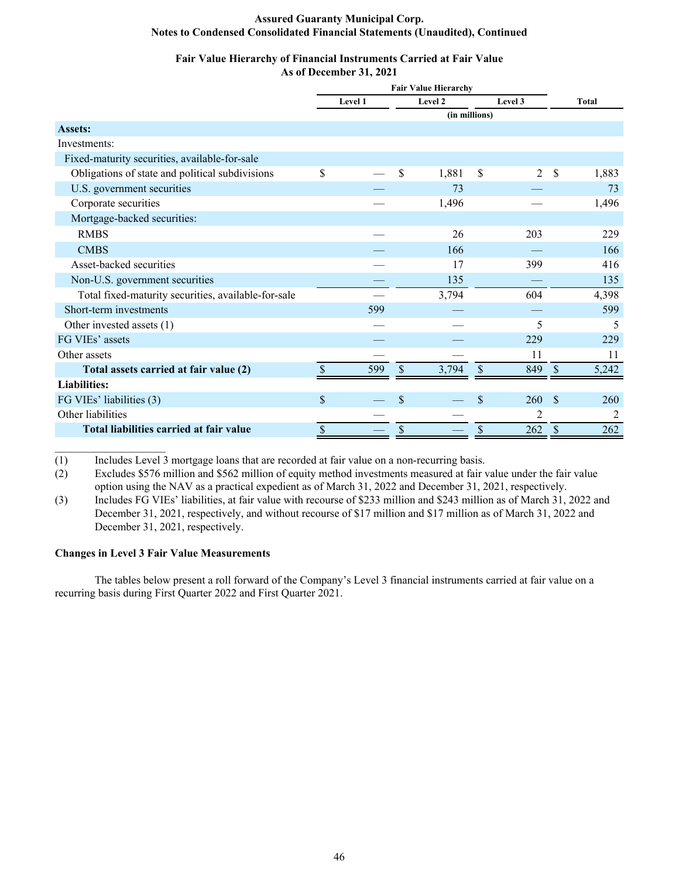**Assured Guaranty Municipal Corp.**
**Notes to Condensed Consolidated Financial Statements (Unaudited), Continued**

### Fair Value Hierarchy of Financial Instruments Carried at Fair Value
### As of December 31, 2021

| | Fair Value Hierarchy | | | |
|---|---|---|---|---|
| | Level 1 | Level 2 | Level 3 | Total |
| | (in millions) | | | |
| **Assets:** | | | | |
| Investments: | | | | |
| Fixed-maturity securities, available-for-sale | | | | |
| Obligations of state and political subdivisions | $ — | $ 1,881 | $ 2 | $ 1,883 |
| U.S. government securities | — | 73 | — | 73 |
| Corporate securities | — | 1,496 | — | 1,496 |
| Mortgage-backed securities: | | | | |
| RMBS | — | 26 | 203 | 229 |
| CMBS | — | 166 | — | 166 |
| Asset-backed securities | — | 17 | 399 | 416 |
| Non-U.S. government securities | — | 135 | — | 135 |
| Total fixed-maturity securities, available-for-sale | — | 3,794 | 604 | 4,398 |
| Short-term investments | 599 | — | — | 599 |
| Other invested assets (1) | — | — | 5 | 5 |
| FG VIEs' assets | — | — | 229 | 229 |
| Other assets | — | — | 11 | 11 |
| **Total assets carried at fair value (2)** | $ 599 | $ 3,794 | $ 849 | $ 5,242 |
| **Liabilities:** | | | | |
| FG VIEs' liabilities (3) | $ — | $ — | $ 260 | $ 260 |
| Other liabilities | — | — | 2 | 2 |
| **Total liabilities carried at fair value** | $ — | $ — | $ 262 | $ 262 |

____________________
(1) Includes Level 3 mortgage loans that are recorded at fair value on a non-recurring basis.

(2) Excludes $576 million and $562 million of equity method investments measured at fair value under the fair value option using the NAV as a practical expedient as of March 31, 2022 and December 31, 2021, respectively.

(3) Includes FG VIEs' liabilities, at fair value with recourse of $233 million and $243 million as of March 31, 2022 and December 31, 2021, respectively, and without recourse of $17 million and $17 million as of March 31, 2022 and December 31, 2021, respectively.

**Changes in Level 3 Fair Value Measurements**

The tables below present a roll forward of the Company's Level 3 financial instruments carried at fair value on a recurring basis during First Quarter 2022 and First Quarter 2021.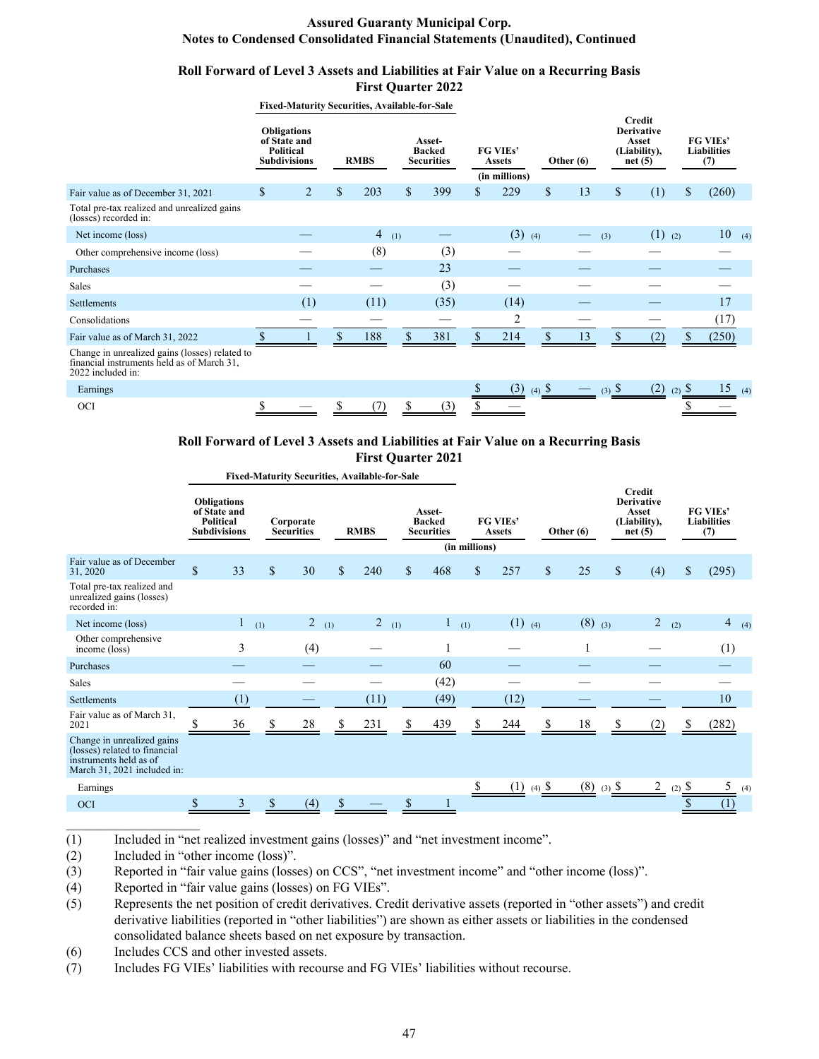## Assured Guaranty Municipal Corp.
## Notes to Condensed Consolidated Financial Statements (Unaudited), Continued

### Roll Forward of Level 3 Assets and Liabilities at Fair Value on a Recurring Basis
### First Quarter 2022

| | Fixed-Maturity Securities, Available-for-Sale | | | | | | | |
|---|---|---|---|---|---|---|---|---|
| | Obligations of State and Political Subdivisions | RMBS | Asset-Backed Securities | FG VIEs' Assets | Other (6) | Credit Derivative Asset (Liability), net (5) | FG VIEs' Liabilities (7) |
| | | | | (in millions) | | | |
| Fair value as of December 31, 2021 | $ 2 | $ 203 | $ 399 | $ 229 | $ 13 | $ (1) | $ (260) |
| Total pre-tax realized and unrealized gains (losses) recorded in: | | | | | | | |
| Net income (loss) | — | 4 (1) | — | (3) (4) | — (3) | (1) (2) | 10 (4) |
| Other comprehensive income (loss) | — | (8) | (3) | — | — | — | — |
| Purchases | — | — | 23 | — | — | — | — |
| Sales | — | — | (3) | — | — | — | — |
| Settlements | (1) | (11) | (35) | (14) | — | — | 17 |
| Consolidations | — | — | — | 2 | — | — | (17) |
| Fair value as of March 31, 2022 | $ 1 | $ 188 | $ 381 | $ 214 | $ 13 | $ (2) | $ (250) |
| Change in unrealized gains (losses) related to financial instruments held as of March 31, 2022 included in: | | | | | | | |
| Earnings | | | | $ (3) (4) | $ — (3) | $ (2) (2) | $ 15 (4) |
| OCI | $ — | $ (7) | $ (3) | $ — | | | $ — |

### Roll Forward of Level 3 Assets and Liabilities at Fair Value on a Recurring Basis
### First Quarter 2021

| | Fixed-Maturity Securities, Available-for-Sale | | | | | | | | |
|---|---|---|---|---|---|---|---|---|---|
| | Obligations of State and Political Subdivisions | Corporate Securities | RMBS | Asset-Backed Securities | FG VIEs' Assets | Other (6) | Credit Derivative Asset (Liability), net (5) | FG VIEs' Liabilities (7) |
| | | | | | (in millions) | | | |
| Fair value as of December 31, 2020 | $ 33 | $ 30 | $ 240 | $ 468 | $ 257 | $ 25 | $ (4) | $ (295) |
| Total pre-tax realized and unrealized gains (losses) recorded in: | | | | | | | | |
| Net income (loss) | 1 (1) | 2 (1) | 2 (1) | 1 (1) | (1) (4) | (8) (3) | 2 (2) | 4 (4) |
| Other comprehensive income (loss) | 3 | (4) | — | 1 | — | 1 | — | (1) |
| Purchases | — | — | — | 60 | — | — | — | — |
| Sales | — | — | — | (42) | — | — | — | — |
| Settlements | (1) | — | (11) | (49) | (12) | — | — | 10 |
| Fair value as of March 31, 2021 | $ 36 | $ 28 | $ 231 | $ 439 | $ 244 | $ 18 | $ (2) | $ (282) |
| Change in unrealized gains (losses) related to financial instruments held as of March 31, 2021 included in: | | | | | | | | |
| Earnings | | | | | $ (1) (4) | $ (8) (3) | $ 2 (2) | $ 5 (4) |
| OCI | $ 3 | $ (4) | $ — | $ 1 | | | | $ (1) |

____________________

(1) Included in "net realized investment gains (losses)" and "net investment income".

(2) Included in "other income (loss)".

(3) Reported in "fair value gains (losses) on CCS", "net investment income" and "other income (loss)".

(4) Reported in "fair value gains (losses) on FG VIEs".

(5) Represents the net position of credit derivatives. Credit derivative assets (reported in "other assets") and credit derivative liabilities (reported in "other liabilities") are shown as either assets or liabilities in the condensed consolidated balance sheets based on net exposure by transaction.

(6) Includes CCS and other invested assets.

(7) Includes FG VIEs' liabilities with recourse and FG VIEs' liabilities without recourse.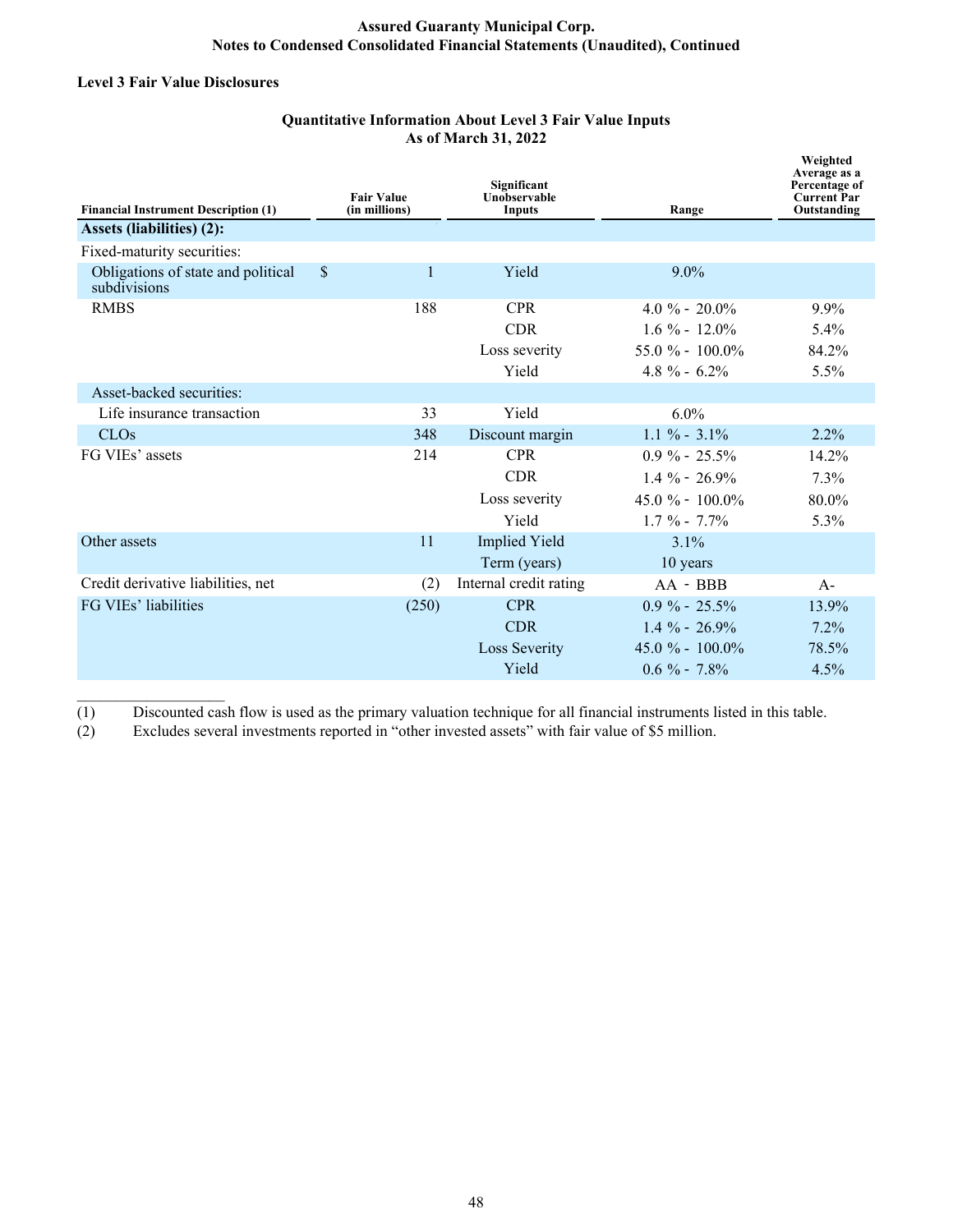### Level 3 Fair Value Disclosures

**Quantitative Information About Level 3 Fair Value Inputs**
**As of March 31, 2022**

| Financial Instrument Description (1) | Fair Value (in millions) | Significant Unobservable Inputs | Range | Weighted Average as a Percentage of Current Par Outstanding |
|---|---|---|---|---|
| **Assets (liabilities) (2):** | | | | |
| Fixed-maturity securities: | | | | |
| Obligations of state and political subdivisions | $ 1 | Yield | 9.0% | |
| RMBS | 188 | CPR | 4.0 % - 20.0% | 9.9% |
| | | CDR | 1.6 % - 12.0% | 5.4% |
| | | Loss severity | 55.0 % - 100.0% | 84.2% |
| | | Yield | 4.8 % - 6.2% | 5.5% |
| Asset-backed securities: | | | | |
| Life insurance transaction | 33 | Yield | 6.0% | |
| CLOs | 348 | Discount margin | 1.1 % - 3.1% | 2.2% |
| FG VIEs' assets | 214 | CPR | 0.9 % - 25.5% | 14.2% |
| | | CDR | 1.4 % - 26.9% | 7.3% |
| | | Loss severity | 45.0 % - 100.0% | 80.0% |
| | | Yield | 1.7 % - 7.7% | 5.3% |
| Other assets | 11 | Implied Yield | 3.1% | |
| | | Term (years) | 10 years | |
| Credit derivative liabilities, net | (2) | Internal credit rating | AA - BBB | A- |
| FG VIEs' liabilities | (250) | CPR | 0.9 % - 25.5% | 13.9% |
| | | CDR | 1.4 % - 26.9% | 7.2% |
| | | Loss Severity | 45.0 % - 100.0% | 78.5% |
| | | Yield | 0.6 % - 7.8% | 4.5% |

(1) Discounted cash flow is used as the primary valuation technique for all financial instruments listed in this table.

(2) Excludes several investments reported in "other invested assets" with fair value of $5 million.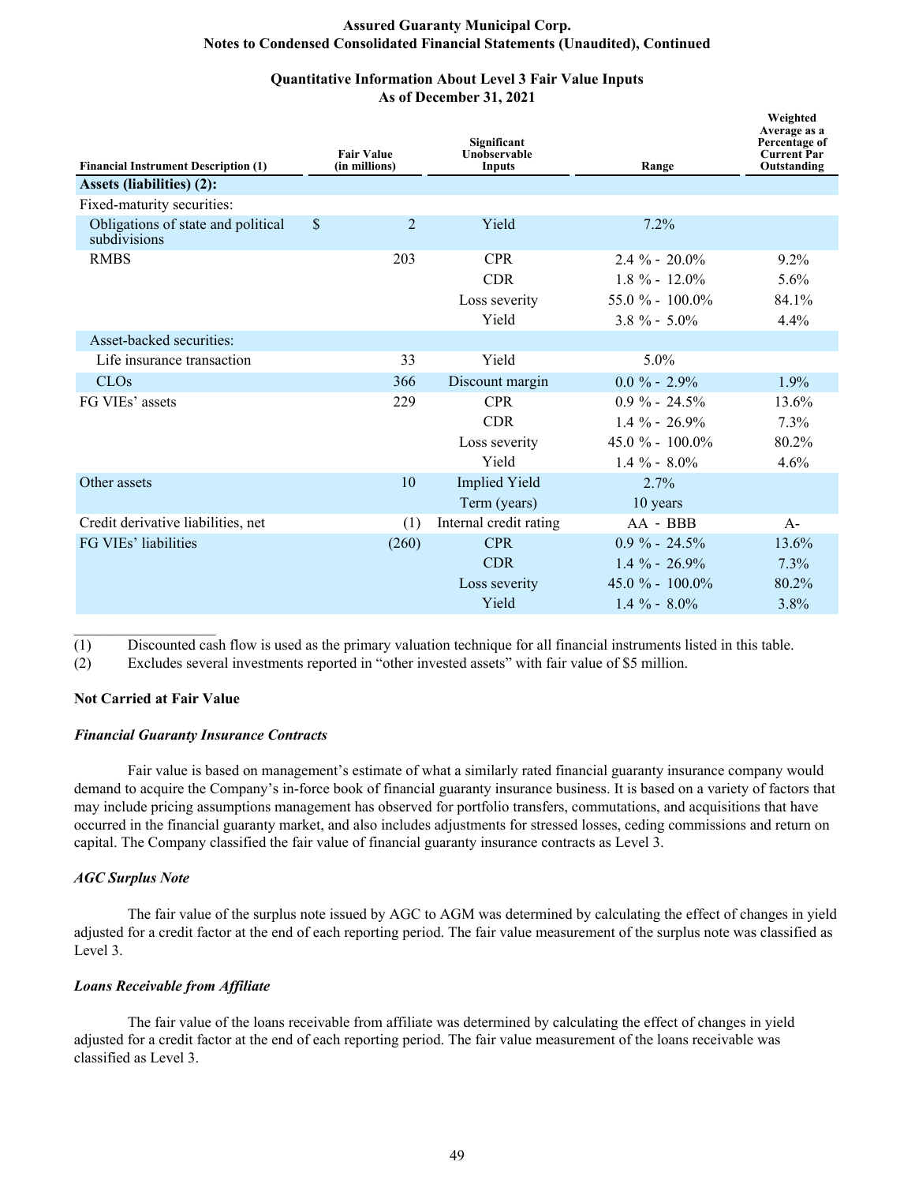### Quantitative Information About Level 3 Fair Value Inputs
### As of December 31, 2021

| Financial Instrument Description (1) | Fair Value (in millions) | Significant Unobservable Inputs | Range | Weighted Average as a Percentage of Current Par Outstanding |
|---|---|---|---|---|
| **Assets (liabilities) (2):** | | | | |
| Fixed-maturity securities: | | | | |
| Obligations of state and political subdivisions | $ 2 | Yield | 7.2% | |
| RMBS | 203 | CPR | 2.4 % - 20.0% | 9.2% |
| | | CDR | 1.8 % - 12.0% | 5.6% |
| | | Loss severity | 55.0 % - 100.0% | 84.1% |
| | | Yield | 3.8 % - 5.0% | 4.4% |
| Asset-backed securities: | | | | |
| Life insurance transaction | 33 | Yield | 5.0% | |
| CLOs | 366 | Discount margin | 0.0 % - 2.9% | 1.9% |
| FG VIEs' assets | 229 | CPR | 0.9 % - 24.5% | 13.6% |
| | | CDR | 1.4 % - 26.9% | 7.3% |
| | | Loss severity | 45.0 % - 100.0% | 80.2% |
| | | Yield | 1.4 % - 8.0% | 4.6% |
| Other assets | 10 | Implied Yield | 2.7% | |
| | | Term (years) | 10 years | |
| Credit derivative liabilities, net | (1) | Internal credit rating | AA - BBB | A- |
| FG VIEs' liabilities | (260) | CPR | 0.9 % - 24.5% | 13.6% |
| | | CDR | 1.4 % - 26.9% | 7.3% |
| | | Loss severity | 45.0 % - 100.0% | 80.2% |
| | | Yield | 1.4 % - 8.0% | 3.8% |

(1) Discounted cash flow is used as the primary valuation technique for all financial instruments listed in this table.

(2) Excludes several investments reported in "other invested assets" with fair value of $5 million.

**Not Carried at Fair Value**

***Financial Guaranty Insurance Contracts***

Fair value is based on management's estimate of what a similarly rated financial guaranty insurance company would demand to acquire the Company's in-force book of financial guaranty insurance business. It is based on a variety of factors that may include pricing assumptions management has observed for portfolio transfers, commutations, and acquisitions that have occurred in the financial guaranty market, and also includes adjustments for stressed losses, ceding commissions and return on capital. The Company classified the fair value of financial guaranty insurance contracts as Level 3.

***AGC Surplus Note***

The fair value of the surplus note issued by AGC to AGM was determined by calculating the effect of changes in yield adjusted for a credit factor at the end of each reporting period. The fair value measurement of the surplus note was classified as Level 3.

***Loans Receivable from Affiliate***

The fair value of the loans receivable from affiliate was determined by calculating the effect of changes in yield adjusted for a credit factor at the end of each reporting period. The fair value measurement of the loans receivable was classified as Level 3.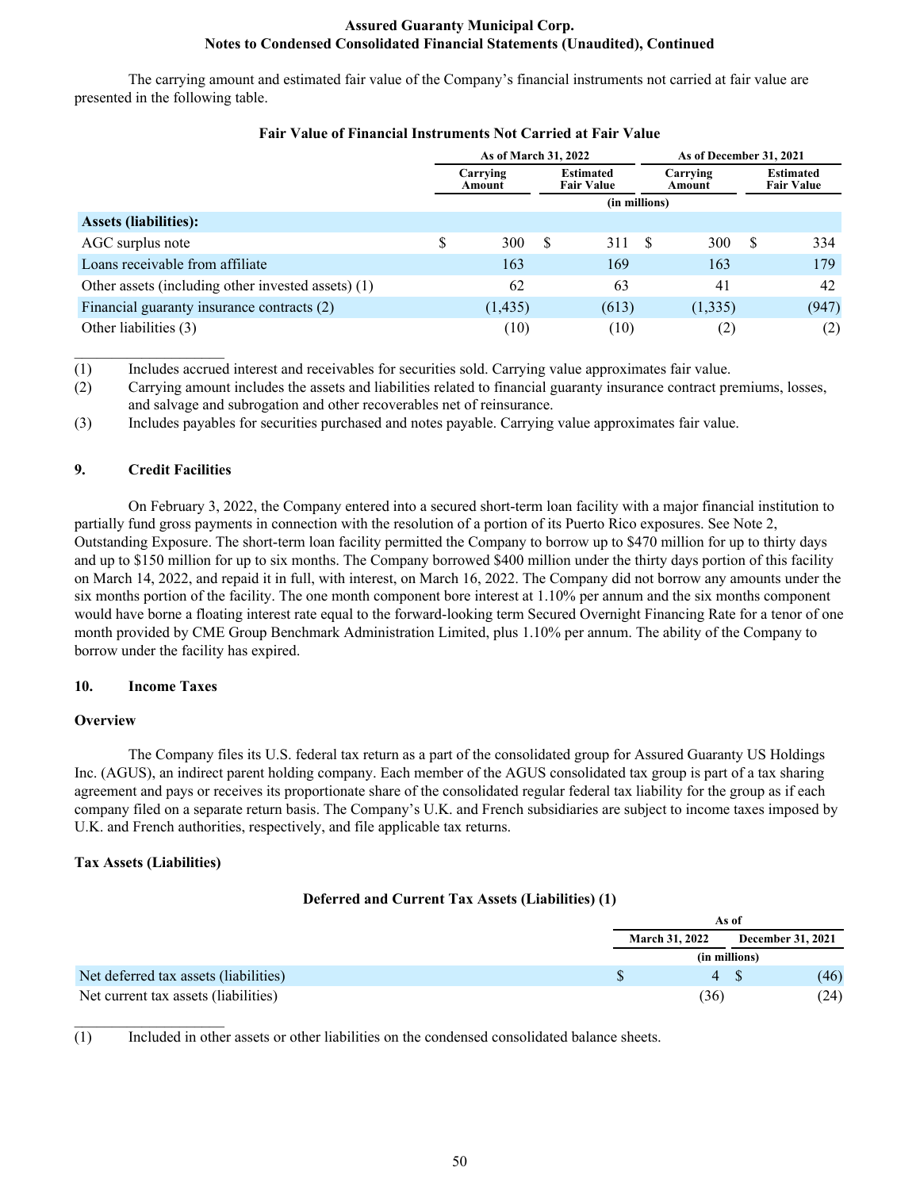The carrying amount and estimated fair value of the Company's financial instruments not carried at fair value are presented in the following table.

**Fair Value of Financial Instruments Not Carried at Fair Value**

| | As of March 31, 2022 | | As of December 31, 2021 | |
|---|---|---|---|---|
| | Carrying Amount | Estimated Fair Value | Carrying Amount | Estimated Fair Value |
| | (in millions) | | | |
| **Assets (liabilities):** | | | | |
| AGC surplus note | $ 300 | $ 311 | $ 300 | $ 334 |
| Loans receivable from affiliate | 163 | 169 | 163 | 179 |
| Other assets (including other invested assets) (1) | 62 | 63 | 41 | 42 |
| Financial guaranty insurance contracts (2) | (1,435) | (613) | (1,335) | (947) |
| Other liabilities (3) | (10) | (10) | (2) | (2) |

(1) Includes accrued interest and receivables for securities sold. Carrying value approximates fair value.

(2) Carrying amount includes the assets and liabilities related to financial guaranty insurance contract premiums, losses, and salvage and subrogation and other recoverables net of reinsurance.

(3) Includes payables for securities purchased and notes payable. Carrying value approximates fair value.

## 9. Credit Facilities

On February 3, 2022, the Company entered into a secured short-term loan facility with a major financial institution to partially fund gross payments in connection with the resolution of a portion of its Puerto Rico exposures. See Note 2, Outstanding Exposure. The short-term loan facility permitted the Company to borrow up to $470 million for up to thirty days and up to $150 million for up to six months. The Company borrowed $400 million under the thirty days portion of this facility on March 14, 2022, and repaid it in full, with interest, on March 16, 2022. The Company did not borrow any amounts under the six months portion of the facility. The one month component bore interest at 1.10% per annum and the six months component would have borne a floating interest rate equal to the forward-looking term Secured Overnight Financing Rate for a tenor of one month provided by CME Group Benchmark Administration Limited, plus 1.10% per annum. The ability of the Company to borrow under the facility has expired.

## 10. Income Taxes

### Overview

The Company files its U.S. federal tax return as a part of the consolidated group for Assured Guaranty US Holdings Inc. (AGUS), an indirect parent holding company. Each member of the AGUS consolidated tax group is part of a tax sharing agreement and pays or receives its proportionate share of the consolidated regular federal tax liability for the group as if each company filed on a separate return basis. The Company's U.K. and French subsidiaries are subject to income taxes imposed by U.K. and French authorities, respectively, and file applicable tax returns.

### Tax Assets (Liabilities)

**Deferred and Current Tax Assets (Liabilities) (1)**

| | As of | |
|---|---|---|
| | March 31, 2022 | December 31, 2021 |
| | (in millions) | |
| Net deferred tax assets (liabilities) | $ 4 | $ (46) |
| Net current tax assets (liabilities) | (36) | (24) |

(1) Included in other assets or other liabilities on the condensed consolidated balance sheets.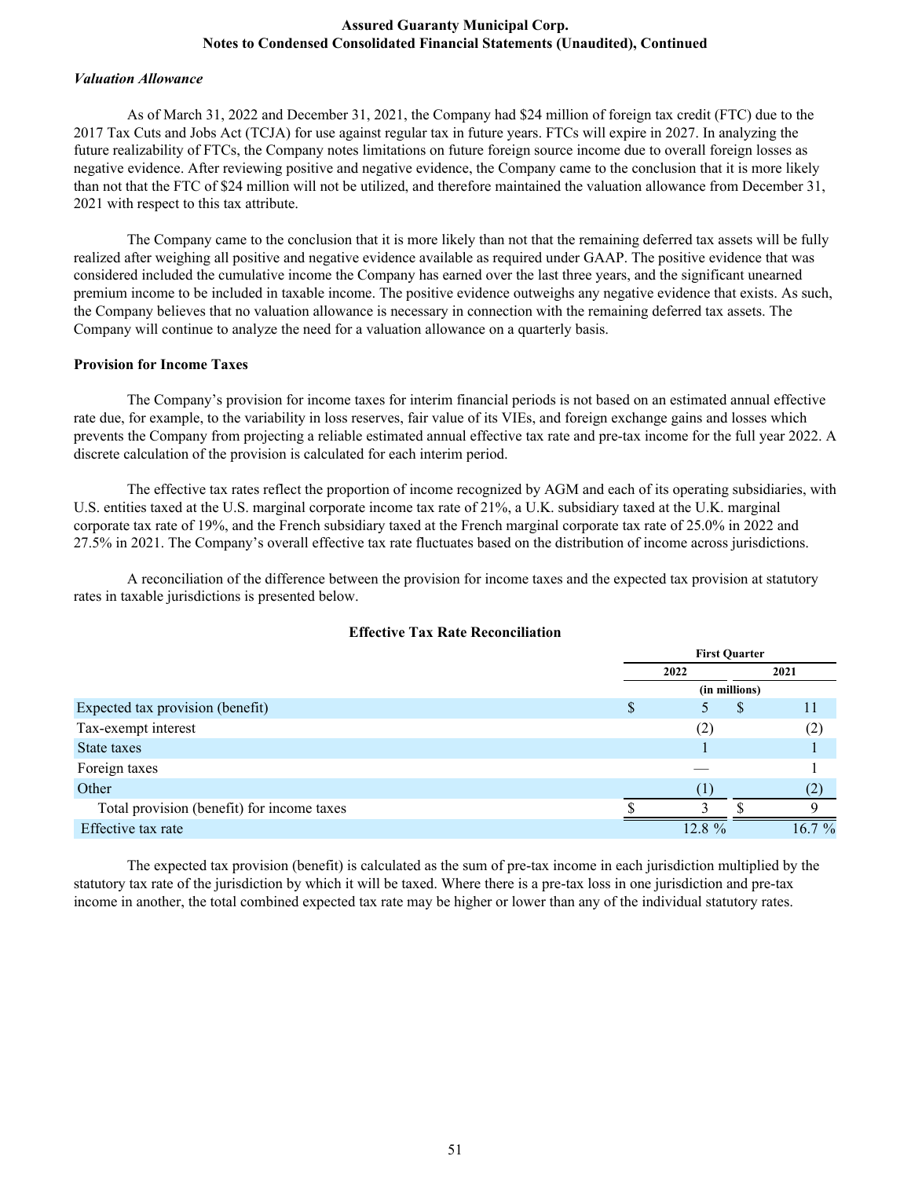### *Valuation Allowance*

As of March 31, 2022 and December 31, 2021, the Company had $24 million of foreign tax credit (FTC) due to the 2017 Tax Cuts and Jobs Act (TCJA) for use against regular tax in future years. FTCs will expire in 2027. In analyzing the future realizability of FTCs, the Company notes limitations on future foreign source income due to overall foreign losses as negative evidence. After reviewing positive and negative evidence, the Company came to the conclusion that it is more likely than not that the FTC of $24 million will not be utilized, and therefore maintained the valuation allowance from December 31, 2021 with respect to this tax attribute.

The Company came to the conclusion that it is more likely than not that the remaining deferred tax assets will be fully realized after weighing all positive and negative evidence available as required under GAAP. The positive evidence that was considered included the cumulative income the Company has earned over the last three years, and the significant unearned premium income to be included in taxable income. The positive evidence outweighs any negative evidence that exists. As such, the Company believes that no valuation allowance is necessary in connection with the remaining deferred tax assets. The Company will continue to analyze the need for a valuation allowance on a quarterly basis.

### **Provision for Income Taxes**

The Company's provision for income taxes for interim financial periods is not based on an estimated annual effective rate due, for example, to the variability in loss reserves, fair value of its VIEs, and foreign exchange gains and losses which prevents the Company from projecting a reliable estimated annual effective tax rate and pre-tax income for the full year 2022. A discrete calculation of the provision is calculated for each interim period.

The effective tax rates reflect the proportion of income recognized by AGM and each of its operating subsidiaries, with U.S. entities taxed at the U.S. marginal corporate income tax rate of 21%, a U.K. subsidiary taxed at the U.K. marginal corporate tax rate of 19%, and the French subsidiary taxed at the French marginal corporate tax rate of 25.0% in 2022 and 27.5% in 2021. The Company's overall effective tax rate fluctuates based on the distribution of income across jurisdictions.

A reconciliation of the difference between the provision for income taxes and the expected tax provision at statutory rates in taxable jurisdictions is presented below.

**Effective Tax Rate Reconciliation**

| | First Quarter | |
|---|---|---|
| | 2022 | 2021 |
| | (in millions) | |
| Expected tax provision (benefit) | $ 5 | $ 11 |
| Tax-exempt interest | (2) | (2) |
| State taxes | 1 | 1 |
| Foreign taxes | — | 1 |
| Other | (1) | (2) |
| Total provision (benefit) for income taxes | $ 3 | $ 9 |
| Effective tax rate | 12.8 % | 16.7 % |

The expected tax provision (benefit) is calculated as the sum of pre-tax income in each jurisdiction multiplied by the statutory tax rate of the jurisdiction by which it will be taxed. Where there is a pre-tax loss in one jurisdiction and pre-tax income in another, the total combined expected tax rate may be higher or lower than any of the individual statutory rates.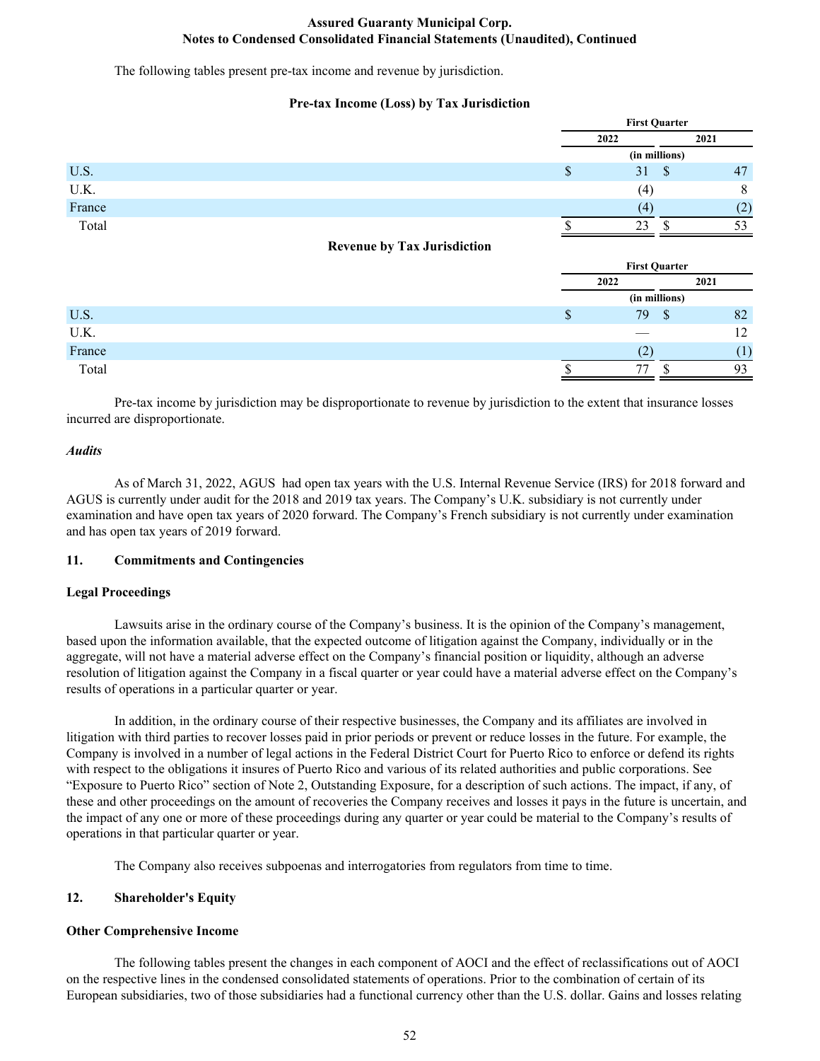The following tables present pre-tax income and revenue by jurisdiction.

**Pre-tax Income (Loss) by Tax Jurisdiction**

| | First Quarter | |
|---|---|---|
| | 2022 | 2021 |
| | (in millions) | |
| U.S. | $ 31 | $ 47 |
| U.K. | (4) | 8 |
| France | (4) | (2) |
| Total | $ 23 | $ 53 |

**Revenue by Tax Jurisdiction**

| | First Quarter | |
|---|---|---|
| | 2022 | 2021 |
| | (in millions) | |
| U.S. | $ 79 | $ 82 |
| U.K. | — | 12 |
| France | (2) | (1) |
| Total | $ 77 | $ 93 |

Pre-tax income by jurisdiction may be disproportionate to revenue by jurisdiction to the extent that insurance losses incurred are disproportionate.

***Audits***

As of March 31, 2022, AGUS had open tax years with the U.S. Internal Revenue Service (IRS) for 2018 forward and AGUS is currently under audit for the 2018 and 2019 tax years. The Company's U.K. subsidiary is not currently under examination and have open tax years of 2020 forward. The Company's French subsidiary is not currently under examination and has open tax years of 2019 forward.

## 11. Commitments and Contingencies

### Legal Proceedings

Lawsuits arise in the ordinary course of the Company's business. It is the opinion of the Company's management, based upon the information available, that the expected outcome of litigation against the Company, individually or in the aggregate, will not have a material adverse effect on the Company's financial position or liquidity, although an adverse resolution of litigation against the Company in a fiscal quarter or year could have a material adverse effect on the Company's results of operations in a particular quarter or year.

In addition, in the ordinary course of their respective businesses, the Company and its affiliates are involved in litigation with third parties to recover losses paid in prior periods or prevent or reduce losses in the future. For example, the Company is involved in a number of legal actions in the Federal District Court for Puerto Rico to enforce or defend its rights with respect to the obligations it insures of Puerto Rico and various of its related authorities and public corporations. See "Exposure to Puerto Rico" section of Note 2, Outstanding Exposure, for a description of such actions. The impact, if any, of these and other proceedings on the amount of recoveries the Company receives and losses it pays in the future is uncertain, and the impact of any one or more of these proceedings during any quarter or year could be material to the Company's results of operations in that particular quarter or year.

The Company also receives subpoenas and interrogatories from regulators from time to time.

## 12. Shareholder's Equity

### Other Comprehensive Income

The following tables present the changes in each component of AOCI and the effect of reclassifications out of AOCI on the respective lines in the condensed consolidated statements of operations. Prior to the combination of certain of its European subsidiaries, two of those subsidiaries had a functional currency other than the U.S. dollar. Gains and losses relating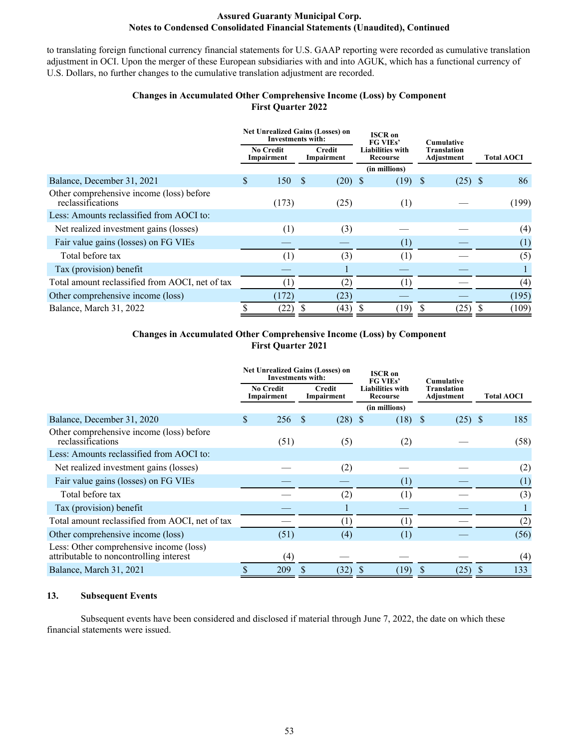to translating foreign functional currency financial statements for U.S. GAAP reporting were recorded as cumulative translation adjustment in OCI. Upon the merger of these European subsidiaries with and into AGUK, which has a functional currency of U.S. Dollars, no further changes to the cumulative translation adjustment are recorded.

**Changes in Accumulated Other Comprehensive Income (Loss) by Component**
**First Quarter 2022**

| | Net Unrealized Gains (Losses) on Investments with: | | ISCR on FG VIEs' Liabilities with Recourse | Cumulative Translation Adjustment | Total AOCI |
|---|---|---|---|---|---|
| | No Credit Impairment | Credit Impairment | | | |
| | | | (in millions) | | |
| Balance, December 31, 2021 | $ 150 | $ (20) | $ (19) | $ (25) | $ 86 |
| Other comprehensive income (loss) before reclassifications | (173) | (25) | (1) | — | (199) |
| Less: Amounts reclassified from AOCI to: | | | | | |
| Net realized investment gains (losses) | (1) | (3) | — | — | (4) |
| Fair value gains (losses) on FG VIEs | — | — | (1) | — | (1) |
| Total before tax | (1) | (3) | (1) | — | (5) |
| Tax (provision) benefit | — | 1 | — | — | 1 |
| Total amount reclassified from AOCI, net of tax | (1) | (2) | (1) | — | (4) |
| Other comprehensive income (loss) | (172) | (23) | — | — | (195) |
| Balance, March 31, 2022 | $ (22) | $ (43) | $ (19) | $ (25) | $ (109) |

**Changes in Accumulated Other Comprehensive Income (Loss) by Component**
**First Quarter 2021**

| | Net Unrealized Gains (Losses) on Investments with: | | ISCR on FG VIEs' Liabilities with Recourse | Cumulative Translation Adjustment | Total AOCI |
|---|---|---|---|---|---|
| | No Credit Impairment | Credit Impairment | | | |
| | | | (in millions) | | |
| Balance, December 31, 2020 | $ 256 | $ (28) | $ (18) | $ (25) | $ 185 |
| Other comprehensive income (loss) before reclassifications | (51) | (5) | (2) | — | (58) |
| Less: Amounts reclassified from AOCI to: | | | | | |
| Net realized investment gains (losses) | — | (2) | — | — | (2) |
| Fair value gains (losses) on FG VIEs | — | — | (1) | — | (1) |
| Total before tax | — | (2) | (1) | — | (3) |
| Tax (provision) benefit | — | 1 | — | — | 1 |
| Total amount reclassified from AOCI, net of tax | — | (1) | (1) | — | (2) |
| Other comprehensive income (loss) | (51) | (4) | (1) | — | (56) |
| Less: Other comprehensive income (loss) attributable to noncontrolling interest | (4) | — | — | — | (4) |
| Balance, March 31, 2021 | $ 209 | $ (32) | $ (19) | $ (25) | $ 133 |

## 13. Subsequent Events

Subsequent events have been considered and disclosed if material through June 7, 2022, the date on which these financial statements were issued.